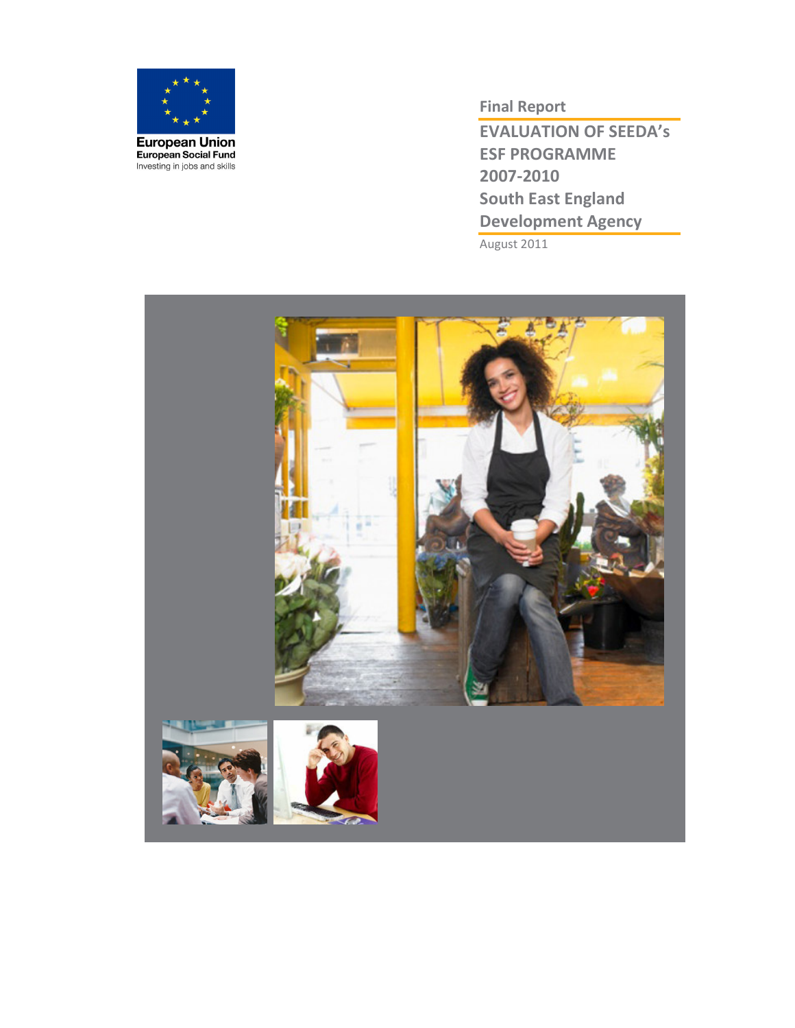European Union
European Social Fund
Investing in jobs and skills

**Final Report**

# EVALUATION OF SEEDA's ESF PROGRAMME 2007-2010

## South East England Development Agency

August 2011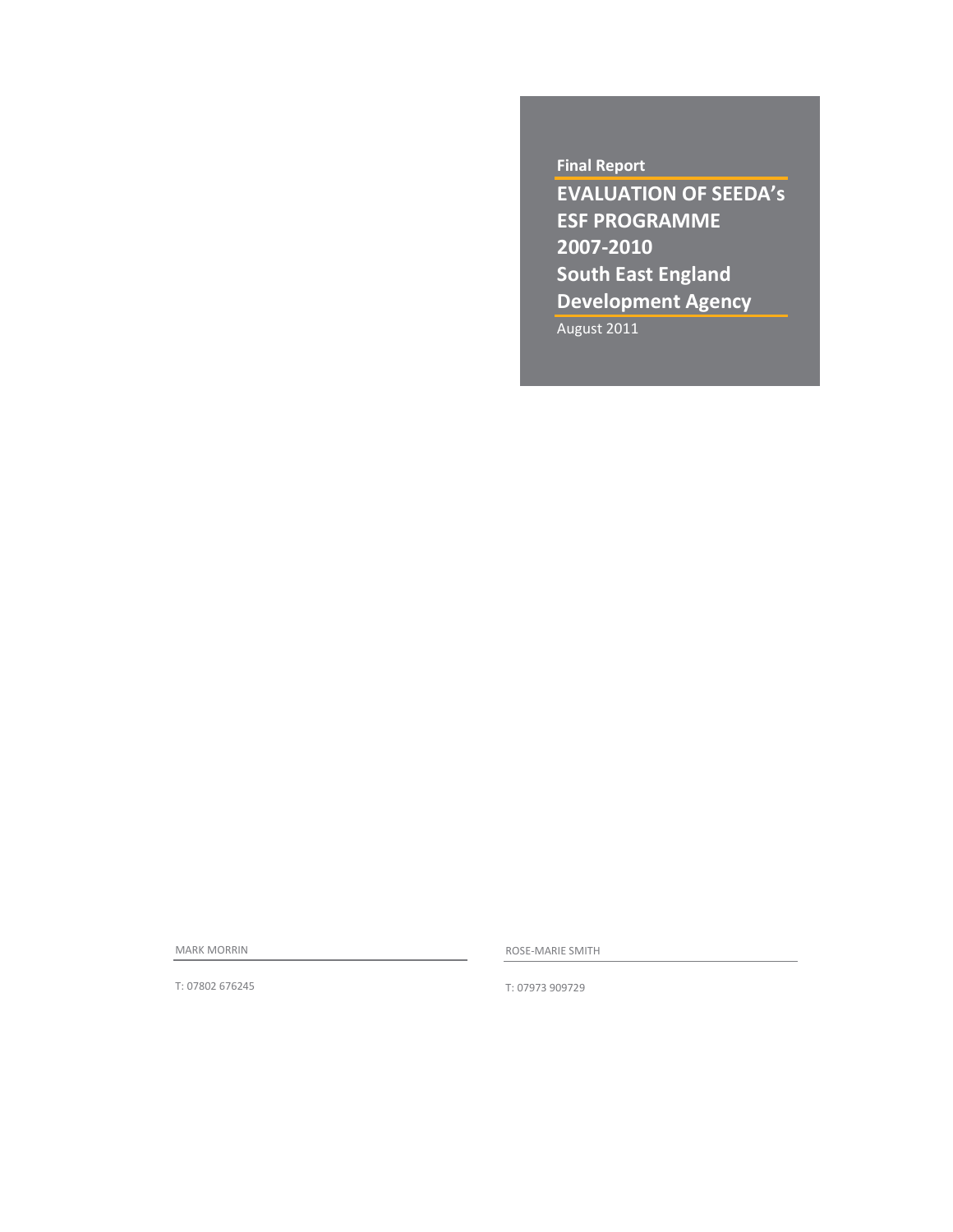Final Report

# EVALUATION OF SEEDA's ESF PROGRAMME 2007-2010

## South East England Development Agency

August 2011

MARK MORRIN

T: 07802 676245

ROSE-MARIE SMITH

T: 07973 909729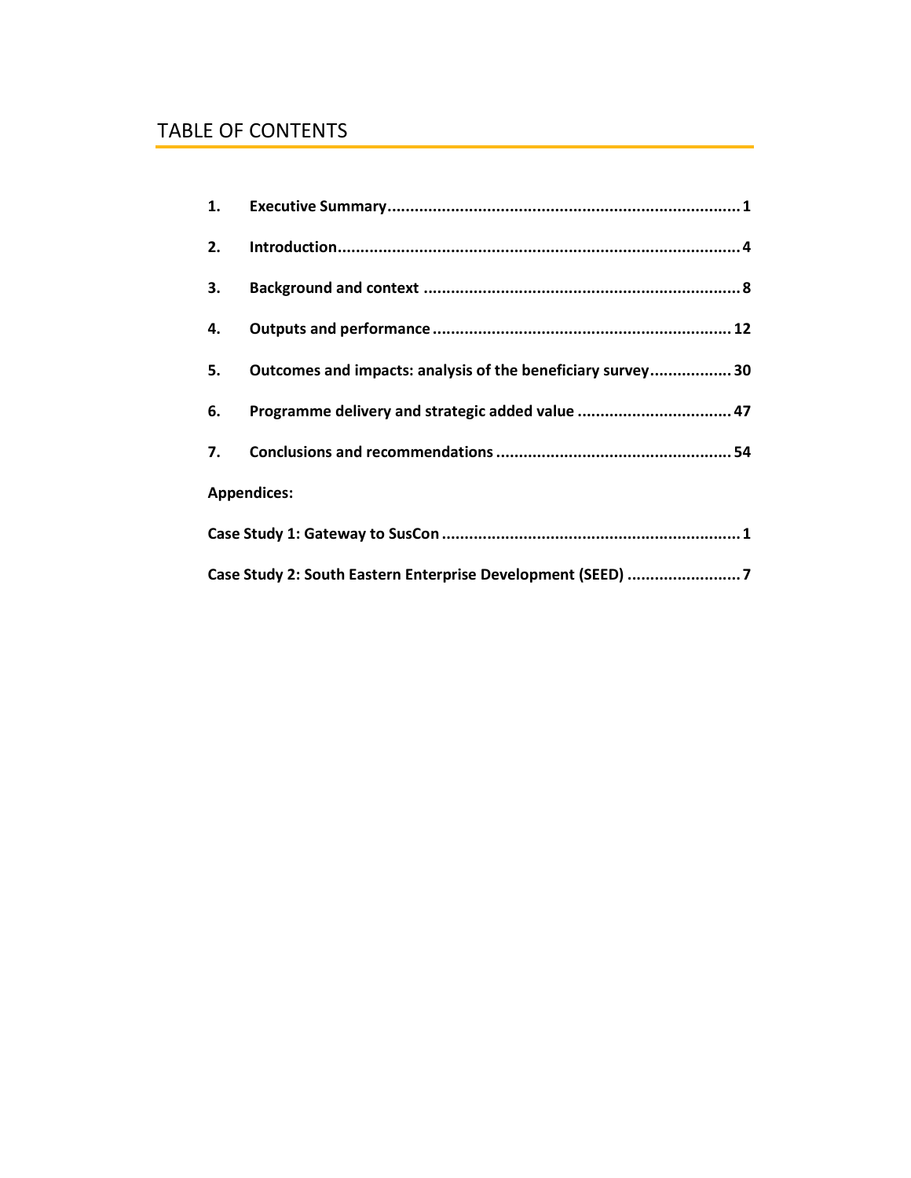# TABLE OF CONTENTS

| | | |
|---|---|---|
| **1.** | **Executive Summary** | **1** |
| **2.** | **Introduction** | **4** |
| **3.** | **Background and context** | **8** |
| **4.** | **Outputs and performance** | **12** |
| **5.** | **Outcomes and impacts: analysis of the beneficiary survey** | **30** |
| **6.** | **Programme delivery and strategic added value** | **47** |
| **7.** | **Conclusions and recommendations** | **54** |

**Appendices:**

| | |
|---|---|
| **Case Study 1: Gateway to SusCon** | **1** |
| **Case Study 2: South Eastern Enterprise Development (SEED)** | **7** |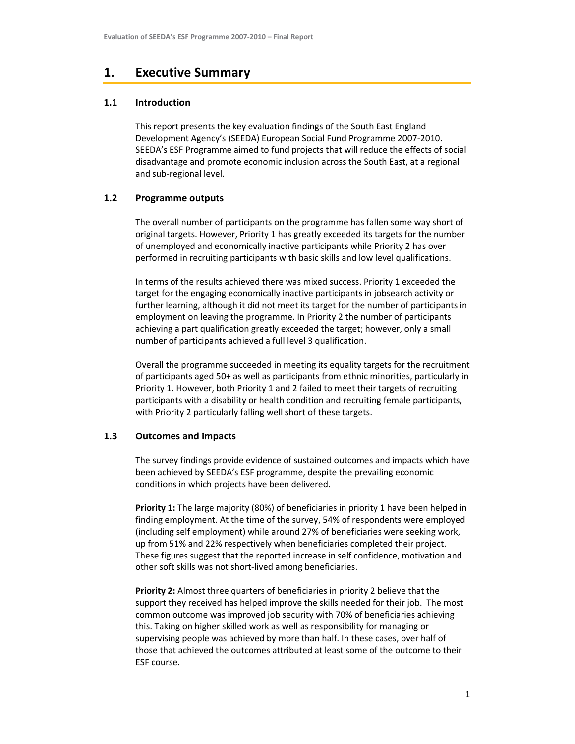# 1. Executive Summary

## 1.1 Introduction

This report presents the key evaluation findings of the South East England Development Agency's (SEEDA) European Social Fund Programme 2007-2010. SEEDA's ESF Programme aimed to fund projects that will reduce the effects of social disadvantage and promote economic inclusion across the South East, at a regional and sub-regional level.

## 1.2 Programme outputs

The overall number of participants on the programme has fallen some way short of original targets. However, Priority 1 has greatly exceeded its targets for the number of unemployed and economically inactive participants while Priority 2 has over performed in recruiting participants with basic skills and low level qualifications.

In terms of the results achieved there was mixed success. Priority 1 exceeded the target for the engaging economically inactive participants in jobsearch activity or further learning, although it did not meet its target for the number of participants in employment on leaving the programme. In Priority 2 the number of participants achieving a part qualification greatly exceeded the target; however, only a small number of participants achieved a full level 3 qualification.

Overall the programme succeeded in meeting its equality targets for the recruitment of participants aged 50+ as well as participants from ethnic minorities, particularly in Priority 1. However, both Priority 1 and 2 failed to meet their targets of recruiting participants with a disability or health condition and recruiting female participants, with Priority 2 particularly falling well short of these targets.

## 1.3 Outcomes and impacts

The survey findings provide evidence of sustained outcomes and impacts which have been achieved by SEEDA's ESF programme, despite the prevailing economic conditions in which projects have been delivered.

**Priority 1:** The large majority (80%) of beneficiaries in priority 1 have been helped in finding employment. At the time of the survey, 54% of respondents were employed (including self employment) while around 27% of beneficiaries were seeking work, up from 51% and 22% respectively when beneficiaries completed their project. These figures suggest that the reported increase in self confidence, motivation and other soft skills was not short-lived among beneficiaries.

**Priority 2:** Almost three quarters of beneficiaries in priority 2 believe that the support they received has helped improve the skills needed for their job. The most common outcome was improved job security with 70% of beneficiaries achieving this. Taking on higher skilled work as well as responsibility for managing or supervising people was achieved by more than half. In these cases, over half of those that achieved the outcomes attributed at least some of the outcome to their ESF course.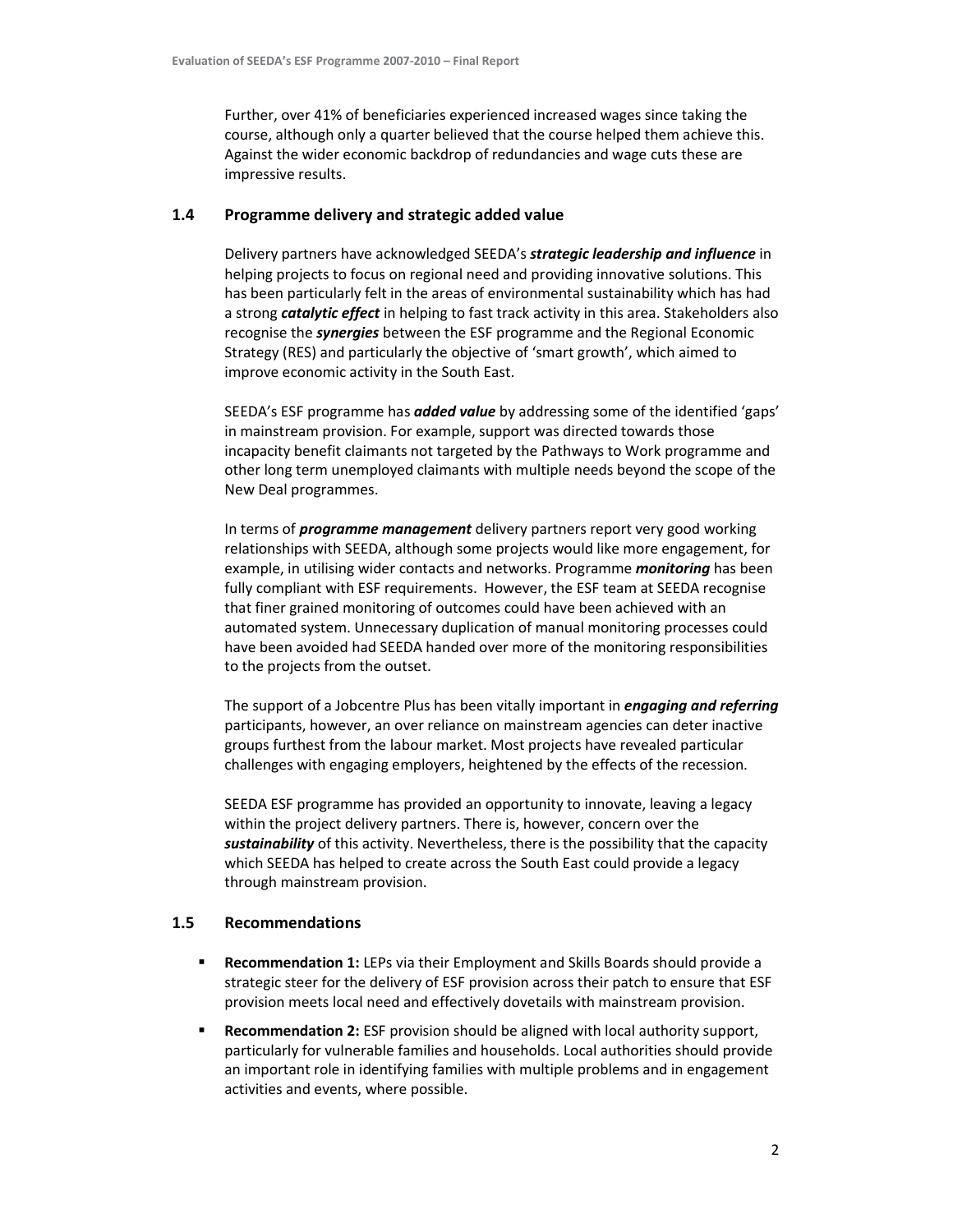Further, over 41% of beneficiaries experienced increased wages since taking the course, although only a quarter believed that the course helped them achieve this. Against the wider economic backdrop of redundancies and wage cuts these are impressive results.

## 1.4 Programme delivery and strategic added value

Delivery partners have acknowledged SEEDA's ***strategic leadership and influence*** in helping projects to focus on regional need and providing innovative solutions. This has been particularly felt in the areas of environmental sustainability which has had a strong ***catalytic effect*** in helping to fast track activity in this area. Stakeholders also recognise the ***synergies*** between the ESF programme and the Regional Economic Strategy (RES) and particularly the objective of 'smart growth', which aimed to improve economic activity in the South East.

SEEDA's ESF programme has ***added value*** by addressing some of the identified 'gaps' in mainstream provision. For example, support was directed towards those incapacity benefit claimants not targeted by the Pathways to Work programme and other long term unemployed claimants with multiple needs beyond the scope of the New Deal programmes.

In terms of ***programme management*** delivery partners report very good working relationships with SEEDA, although some projects would like more engagement, for example, in utilising wider contacts and networks. Programme ***monitoring*** has been fully compliant with ESF requirements. However, the ESF team at SEEDA recognise that finer grained monitoring of outcomes could have been achieved with an automated system. Unnecessary duplication of manual monitoring processes could have been avoided had SEEDA handed over more of the monitoring responsibilities to the projects from the outset.

The support of a Jobcentre Plus has been vitally important in ***engaging and referring*** participants, however, an over reliance on mainstream agencies can deter inactive groups furthest from the labour market. Most projects have revealed particular challenges with engaging employers, heightened by the effects of the recession.

SEEDA ESF programme has provided an opportunity to innovate, leaving a legacy within the project delivery partners. There is, however, concern over the ***sustainability*** of this activity. Nevertheless, there is the possibility that the capacity which SEEDA has helped to create across the South East could provide a legacy through mainstream provision.

## 1.5 Recommendations

- **Recommendation 1:** LEPs via their Employment and Skills Boards should provide a strategic steer for the delivery of ESF provision across their patch to ensure that ESF provision meets local need and effectively dovetails with mainstream provision.
- **Recommendation 2:** ESF provision should be aligned with local authority support, particularly for vulnerable families and households. Local authorities should provide an important role in identifying families with multiple problems and in engagement activities and events, where possible.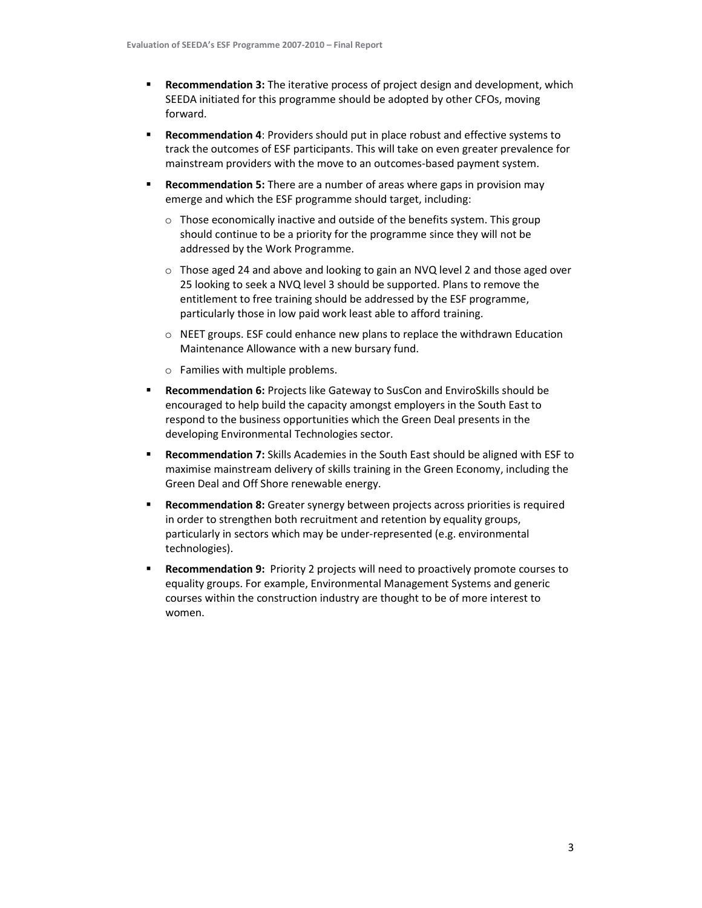- **Recommendation 3:** The iterative process of project design and development, which SEEDA initiated for this programme should be adopted by other CFOs, moving forward.
- **Recommendation 4**: Providers should put in place robust and effective systems to track the outcomes of ESF participants. This will take on even greater prevalence for mainstream providers with the move to an outcomes-based payment system.
- **Recommendation 5:** There are a number of areas where gaps in provision may emerge and which the ESF programme should target, including:
    - Those economically inactive and outside of the benefits system. This group should continue to be a priority for the programme since they will not be addressed by the Work Programme.
    - Those aged 24 and above and looking to gain an NVQ level 2 and those aged over 25 looking to seek a NVQ level 3 should be supported. Plans to remove the entitlement to free training should be addressed by the ESF programme, particularly those in low paid work least able to afford training.
    - NEET groups. ESF could enhance new plans to replace the withdrawn Education Maintenance Allowance with a new bursary fund.
    - Families with multiple problems.
- **Recommendation 6:** Projects like Gateway to SusCon and EnviroSkills should be encouraged to help build the capacity amongst employers in the South East to respond to the business opportunities which the Green Deal presents in the developing Environmental Technologies sector.
- **Recommendation 7:** Skills Academies in the South East should be aligned with ESF to maximise mainstream delivery of skills training in the Green Economy, including the Green Deal and Off Shore renewable energy.
- **Recommendation 8:** Greater synergy between projects across priorities is required in order to strengthen both recruitment and retention by equality groups, particularly in sectors which may be under-represented (e.g. environmental technologies).
- **Recommendation 9:** Priority 2 projects will need to proactively promote courses to equality groups. For example, Environmental Management Systems and generic courses within the construction industry are thought to be of more interest to women.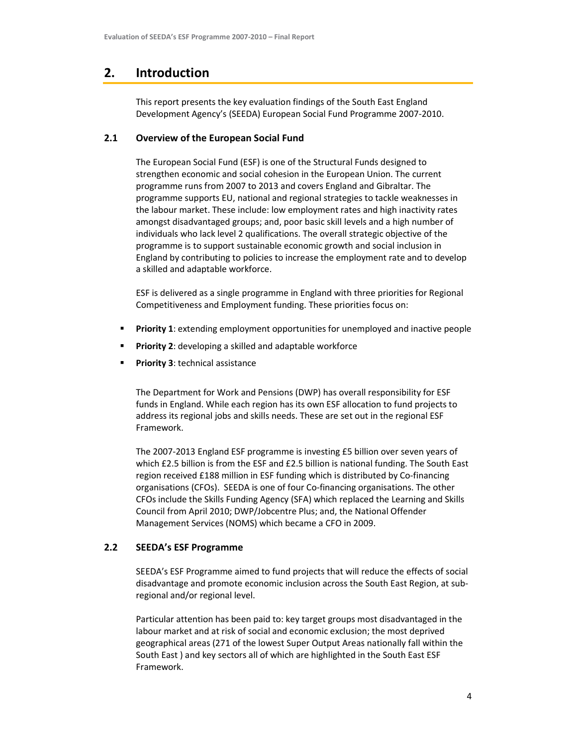## 2. Introduction

This report presents the key evaluation findings of the South East England Development Agency's (SEEDA) European Social Fund Programme 2007-2010.

### 2.1 Overview of the European Social Fund

The European Social Fund (ESF) is one of the Structural Funds designed to strengthen economic and social cohesion in the European Union. The current programme runs from 2007 to 2013 and covers England and Gibraltar. The programme supports EU, national and regional strategies to tackle weaknesses in the labour market. These include: low employment rates and high inactivity rates amongst disadvantaged groups; and, poor basic skill levels and a high number of individuals who lack level 2 qualifications. The overall strategic objective of the programme is to support sustainable economic growth and social inclusion in England by contributing to policies to increase the employment rate and to develop a skilled and adaptable workforce.

ESF is delivered as a single programme in England with three priorities for Regional Competitiveness and Employment funding. These priorities focus on:

- **Priority 1**: extending employment opportunities for unemployed and inactive people
- **Priority 2**: developing a skilled and adaptable workforce
- **Priority 3**: technical assistance

The Department for Work and Pensions (DWP) has overall responsibility for ESF funds in England. While each region has its own ESF allocation to fund projects to address its regional jobs and skills needs. These are set out in the regional ESF Framework.

The 2007-2013 England ESF programme is investing £5 billion over seven years of which £2.5 billion is from the ESF and £2.5 billion is national funding. The South East region received £188 million in ESF funding which is distributed by Co-financing organisations (CFOs). SEEDA is one of four Co-financing organisations. The other CFOs include the Skills Funding Agency (SFA) which replaced the Learning and Skills Council from April 2010; DWP/Jobcentre Plus; and, the National Offender Management Services (NOMS) which became a CFO in 2009.

### 2.2 SEEDA's ESF Programme

SEEDA's ESF Programme aimed to fund projects that will reduce the effects of social disadvantage and promote economic inclusion across the South East Region, at sub-regional and/or regional level.

Particular attention has been paid to: key target groups most disadvantaged in the labour market and at risk of social and economic exclusion; the most deprived geographical areas (271 of the lowest Super Output Areas nationally fall within the South East ) and key sectors all of which are highlighted in the South East ESF Framework.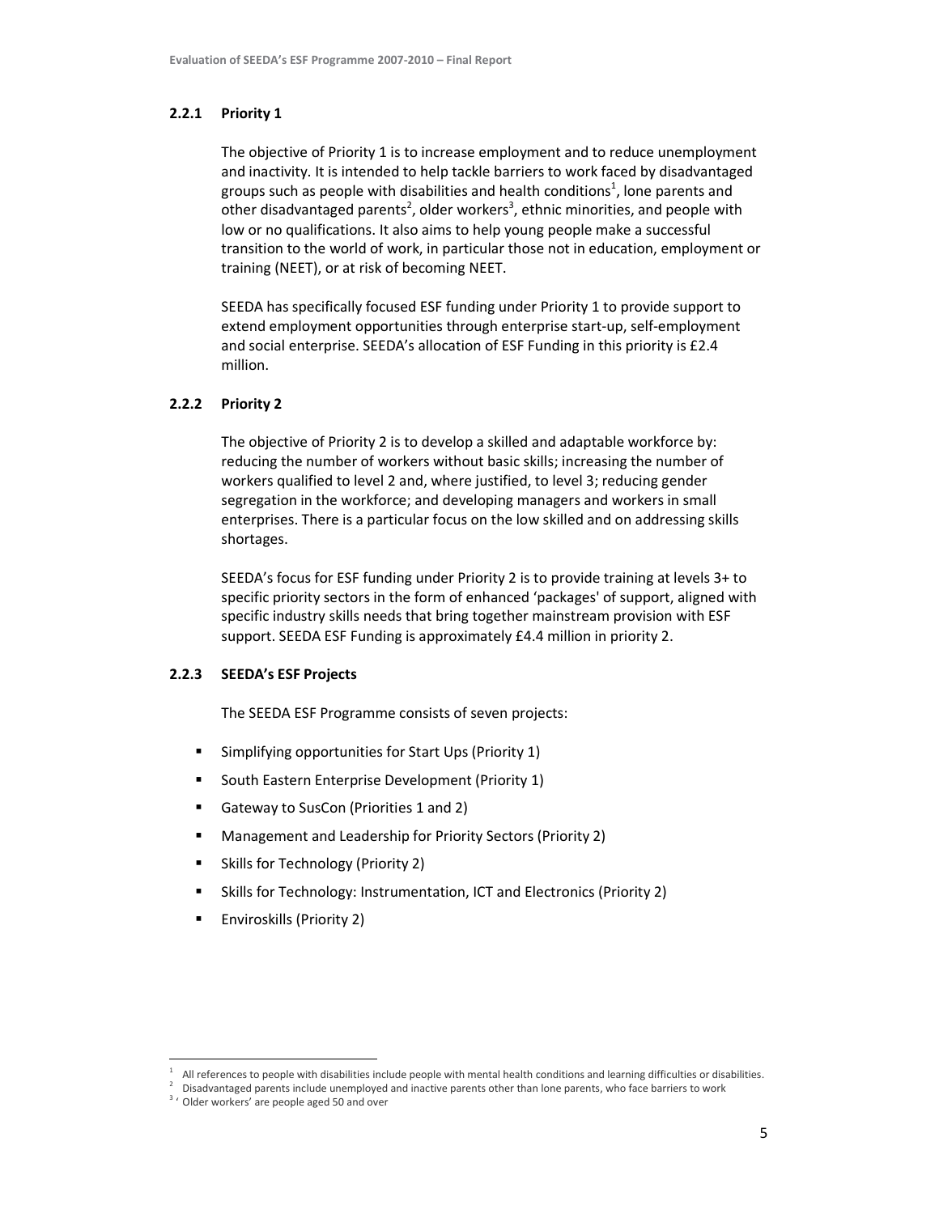### 2.2.1 Priority 1

The objective of Priority 1 is to increase employment and to reduce unemployment and inactivity. It is intended to help tackle barriers to work faced by disadvantaged groups such as people with disabilities and health conditions[1], lone parents and other disadvantaged parents[2], older workers[3], ethnic minorities, and people with low or no qualifications. It also aims to help young people make a successful transition to the world of work, in particular those not in education, employment or training (NEET), or at risk of becoming NEET.

SEEDA has specifically focused ESF funding under Priority 1 to provide support to extend employment opportunities through enterprise start-up, self-employment and social enterprise. SEEDA's allocation of ESF Funding in this priority is £2.4 million.

### 2.2.2 Priority 2

The objective of Priority 2 is to develop a skilled and adaptable workforce by: reducing the number of workers without basic skills; increasing the number of workers qualified to level 2 and, where justified, to level 3; reducing gender segregation in the workforce; and developing managers and workers in small enterprises. There is a particular focus on the low skilled and on addressing skills shortages.

SEEDA's focus for ESF funding under Priority 2 is to provide training at levels 3+ to specific priority sectors in the form of enhanced 'packages' of support, aligned with specific industry skills needs that bring together mainstream provision with ESF support. SEEDA ESF Funding is approximately £4.4 million in priority 2.

### 2.2.3 SEEDA's ESF Projects

The SEEDA ESF Programme consists of seven projects:

- Simplifying opportunities for Start Ups (Priority 1)
- South Eastern Enterprise Development (Priority 1)
- Gateway to SusCon (Priorities 1 and 2)
- Management and Leadership for Priority Sectors (Priority 2)
- Skills for Technology (Priority 2)
- Skills for Technology: Instrumentation, ICT and Electronics (Priority 2)
- Enviroskills (Priority 2)

---

[1] All references to people with disabilities include people with mental health conditions and learning difficulties or disabilities.

[2] Disadvantaged parents include unemployed and inactive parents other than lone parents, who face barriers to work

[3] 'Older workers' are people aged 50 and over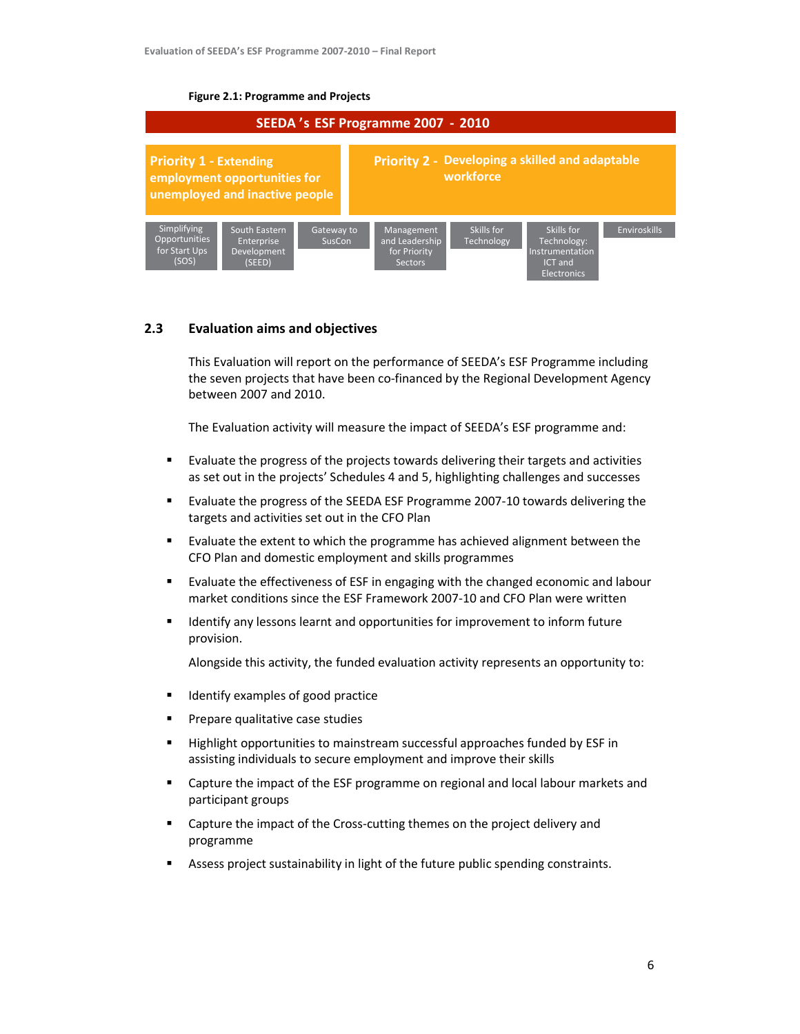**Figure 2.1: Programme and Projects**

SEEDA's ESF Programme 2007 - 2010

**Priority 1 - Extending employment opportunities for unemployed and inactive people**

- Simplifying Opportunities for Start Ups (SOS)
- South Eastern Enterprise Development (SEED)

**Priority 2 - Developing a skilled and adaptable workforce**

- Gateway to SusCon
- Management and Leadership for Priority Sectors
- Skills for Technology
- Skills for Technology: Instrumentation ICT and Electronics
- Enviroskills

## 2.3 Evaluation aims and objectives

This Evaluation will report on the performance of SEEDA's ESF Programme including the seven projects that have been co-financed by the Regional Development Agency between 2007 and 2010.

The Evaluation activity will measure the impact of SEEDA's ESF programme and:

- Evaluate the progress of the projects towards delivering their targets and activities as set out in the projects' Schedules 4 and 5, highlighting challenges and successes
- Evaluate the progress of the SEEDA ESF Programme 2007-10 towards delivering the targets and activities set out in the CFO Plan
- Evaluate the extent to which the programme has achieved alignment between the CFO Plan and domestic employment and skills programmes
- Evaluate the effectiveness of ESF in engaging with the changed economic and labour market conditions since the ESF Framework 2007-10 and CFO Plan were written
- Identify any lessons learnt and opportunities for improvement to inform future provision.

Alongside this activity, the funded evaluation activity represents an opportunity to:

- Identify examples of good practice
- Prepare qualitative case studies
- Highlight opportunities to mainstream successful approaches funded by ESF in assisting individuals to secure employment and improve their skills
- Capture the impact of the ESF programme on regional and local labour markets and participant groups
- Capture the impact of the Cross-cutting themes on the project delivery and programme
- Assess project sustainability in light of the future public spending constraints.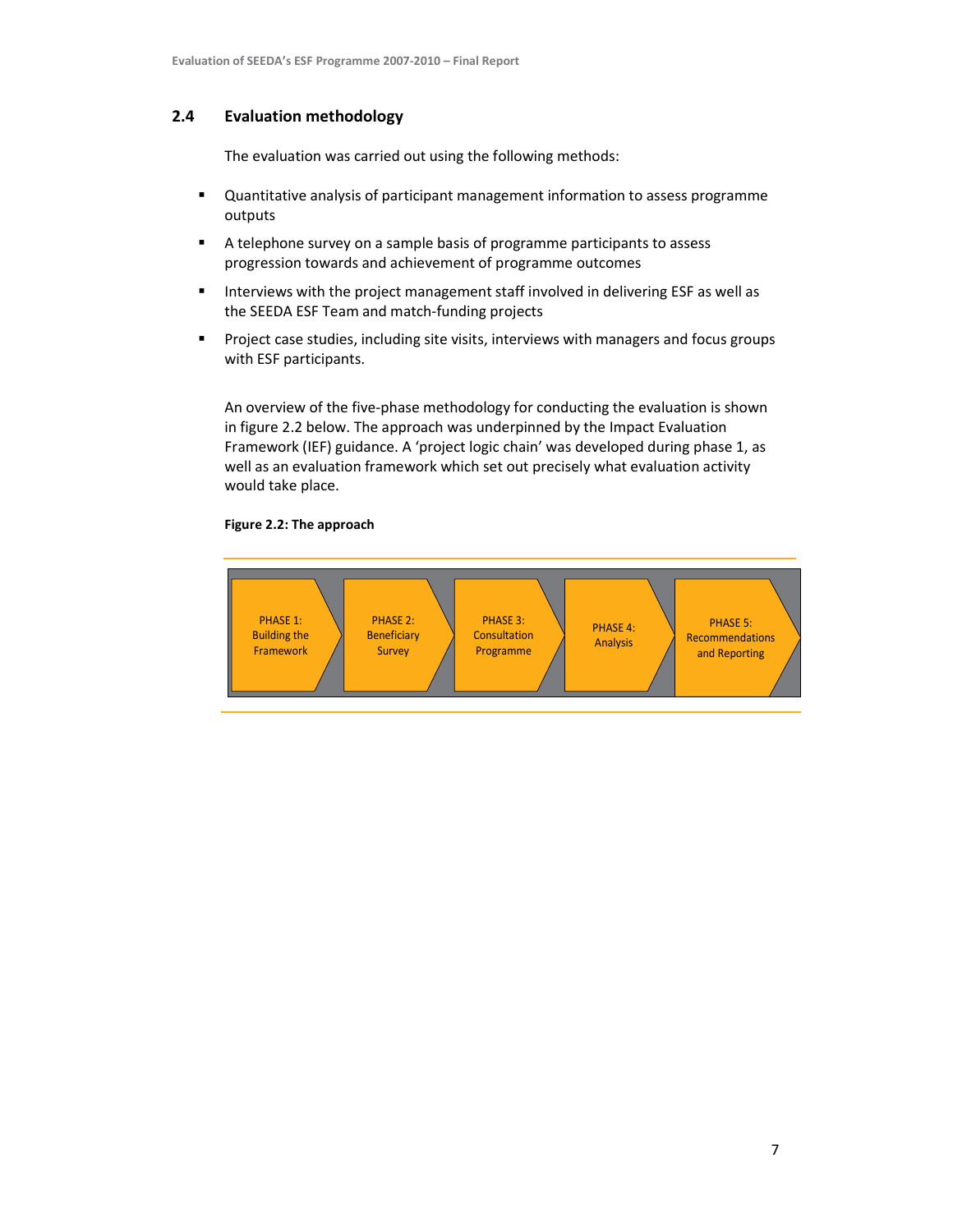## 2.4 Evaluation methodology

The evaluation was carried out using the following methods:

- Quantitative analysis of participant management information to assess programme outputs
- A telephone survey on a sample basis of programme participants to assess progression towards and achievement of programme outcomes
- Interviews with the project management staff involved in delivering ESF as well as the SEEDA ESF Team and match-funding projects
- Project case studies, including site visits, interviews with managers and focus groups with ESF participants.

An overview of the five-phase methodology for conducting the evaluation is shown in figure 2.2 below. The approach was underpinned by the Impact Evaluation Framework (IEF) guidance. A 'project logic chain' was developed during phase 1, as well as an evaluation framework which set out precisely what evaluation activity would take place.

**Figure 2.2: The approach**

PHASE 1: Building the Framework → PHASE 2: Beneficiary Survey → PHASE 3: Consultation Programme → PHASE 4: Analysis → PHASE 5: Recommendations and Reporting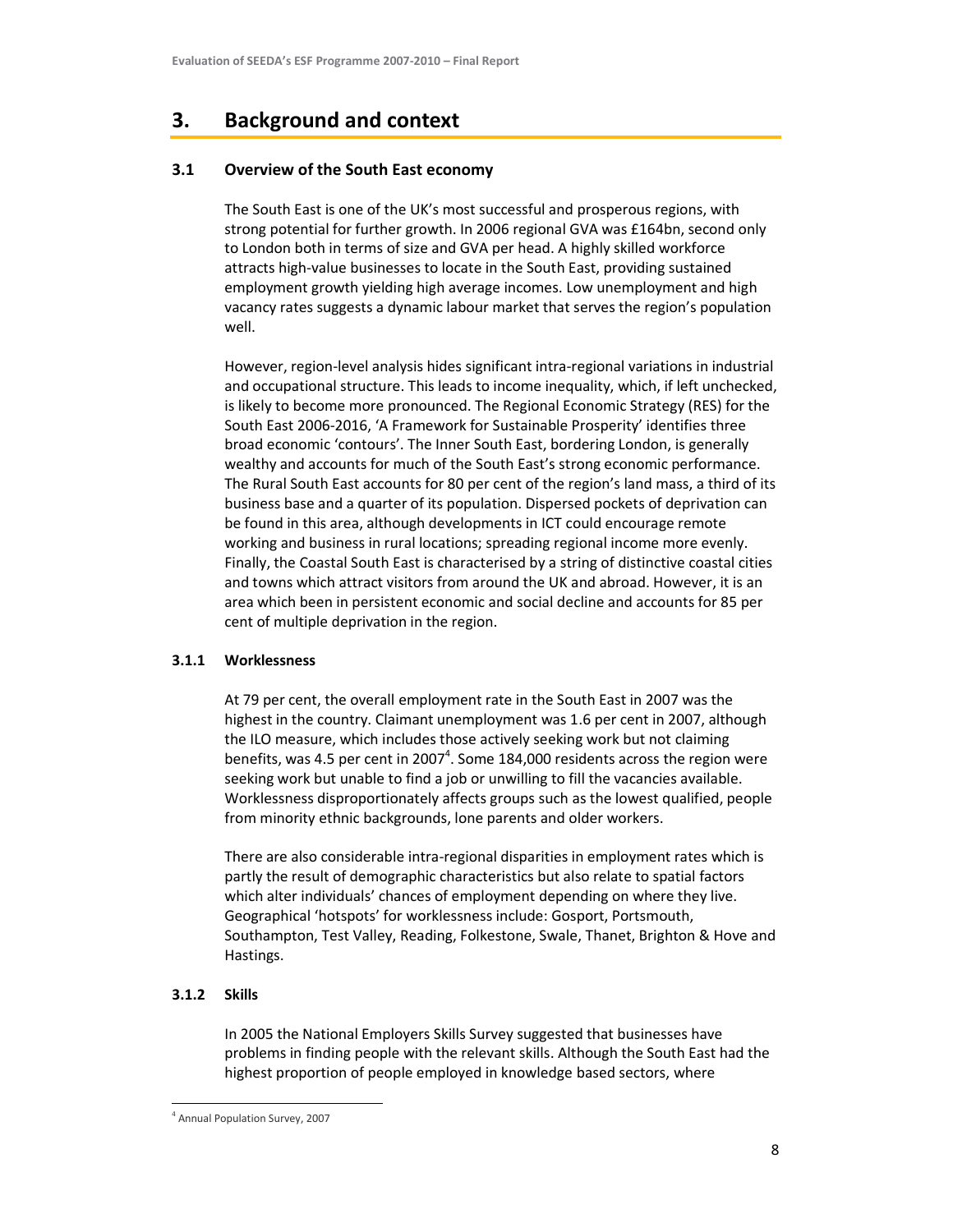# 3. Background and context

## 3.1 Overview of the South East economy

The South East is one of the UK's most successful and prosperous regions, with strong potential for further growth. In 2006 regional GVA was £164bn, second only to London both in terms of size and GVA per head. A highly skilled workforce attracts high-value businesses to locate in the South East, providing sustained employment growth yielding high average incomes. Low unemployment and high vacancy rates suggests a dynamic labour market that serves the region's population well.

However, region-level analysis hides significant intra-regional variations in industrial and occupational structure. This leads to income inequality, which, if left unchecked, is likely to become more pronounced. The Regional Economic Strategy (RES) for the South East 2006-2016, 'A Framework for Sustainable Prosperity' identifies three broad economic 'contours'. The Inner South East, bordering London, is generally wealthy and accounts for much of the South East's strong economic performance. The Rural South East accounts for 80 per cent of the region's land mass, a third of its business base and a quarter of its population. Dispersed pockets of deprivation can be found in this area, although developments in ICT could encourage remote working and business in rural locations; spreading regional income more evenly. Finally, the Coastal South East is characterised by a string of distinctive coastal cities and towns which attract visitors from around the UK and abroad. However, it is an area which been in persistent economic and social decline and accounts for 85 per cent of multiple deprivation in the region.

### 3.1.1 Worklessness

At 79 per cent, the overall employment rate in the South East in 2007 was the highest in the country. Claimant unemployment was 1.6 per cent in 2007, although the ILO measure, which includes those actively seeking work but not claiming benefits, was 4.5 per cent in 2007[4]. Some 184,000 residents across the region were seeking work but unable to find a job or unwilling to fill the vacancies available. Worklessness disproportionately affects groups such as the lowest qualified, people from minority ethnic backgrounds, lone parents and older workers.

There are also considerable intra-regional disparities in employment rates which is partly the result of demographic characteristics but also relate to spatial factors which alter individuals' chances of employment depending on where they live. Geographical 'hotspots' for worklessness include: Gosport, Portsmouth, Southampton, Test Valley, Reading, Folkestone, Swale, Thanet, Brighton & Hove and Hastings.

### 3.1.2 Skills

In 2005 the National Employers Skills Survey suggested that businesses have problems in finding people with the relevant skills. Although the South East had the highest proportion of people employed in knowledge based sectors, where

[4] Annual Population Survey, 2007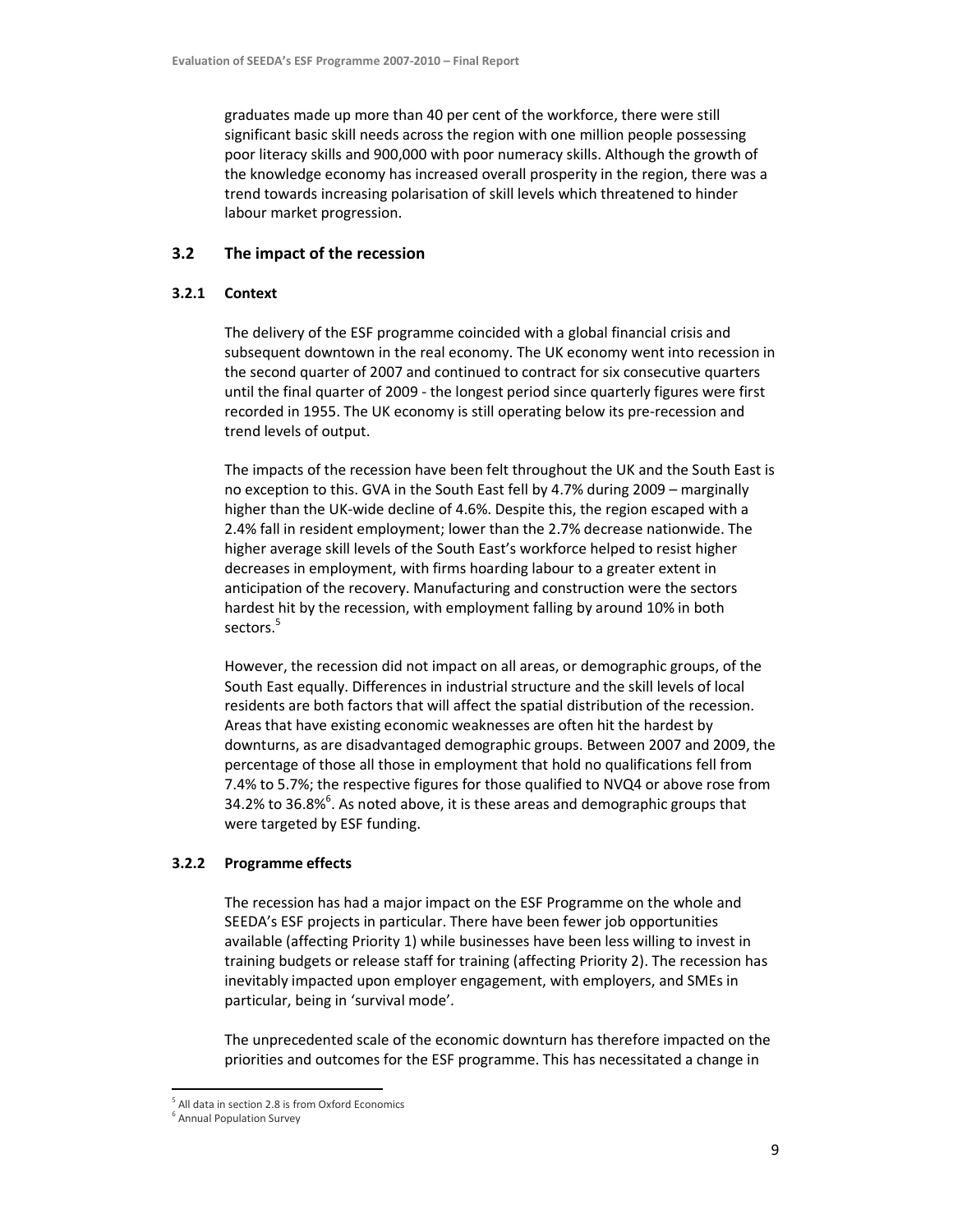graduates made up more than 40 per cent of the workforce, there were still significant basic skill needs across the region with one million people possessing poor literacy skills and 900,000 with poor numeracy skills. Although the growth of the knowledge economy has increased overall prosperity in the region, there was a trend towards increasing polarisation of skill levels which threatened to hinder labour market progression.

## 3.2 The impact of the recession

### 3.2.1 Context

The delivery of the ESF programme coincided with a global financial crisis and subsequent downtown in the real economy. The UK economy went into recession in the second quarter of 2007 and continued to contract for six consecutive quarters until the final quarter of 2009 - the longest period since quarterly figures were first recorded in 1955. The UK economy is still operating below its pre-recession and trend levels of output.

The impacts of the recession have been felt throughout the UK and the South East is no exception to this. GVA in the South East fell by 4.7% during 2009 – marginally higher than the UK-wide decline of 4.6%. Despite this, the region escaped with a 2.4% fall in resident employment; lower than the 2.7% decrease nationwide. The higher average skill levels of the South East's workforce helped to resist higher decreases in employment, with firms hoarding labour to a greater extent in anticipation of the recovery. Manufacturing and construction were the sectors hardest hit by the recession, with employment falling by around 10% in both sectors.[5]

However, the recession did not impact on all areas, or demographic groups, of the South East equally. Differences in industrial structure and the skill levels of local residents are both factors that will affect the spatial distribution of the recession. Areas that have existing economic weaknesses are often hit the hardest by downturns, as are disadvantaged demographic groups. Between 2007 and 2009, the percentage of those all those in employment that hold no qualifications fell from 7.4% to 5.7%; the respective figures for those qualified to NVQ4 or above rose from 34.2% to 36.8%[6]. As noted above, it is these areas and demographic groups that were targeted by ESF funding.

### 3.2.2 Programme effects

The recession has had a major impact on the ESF Programme on the whole and SEEDA's ESF projects in particular. There have been fewer job opportunities available (affecting Priority 1) while businesses have been less willing to invest in training budgets or release staff for training (affecting Priority 2). The recession has inevitably impacted upon employer engagement, with employers, and SMEs in particular, being in 'survival mode'.

The unprecedented scale of the economic downturn has therefore impacted on the priorities and outcomes for the ESF programme. This has necessitated a change in

[5] All data in section 2.8 is from Oxford Economics

[6] Annual Population Survey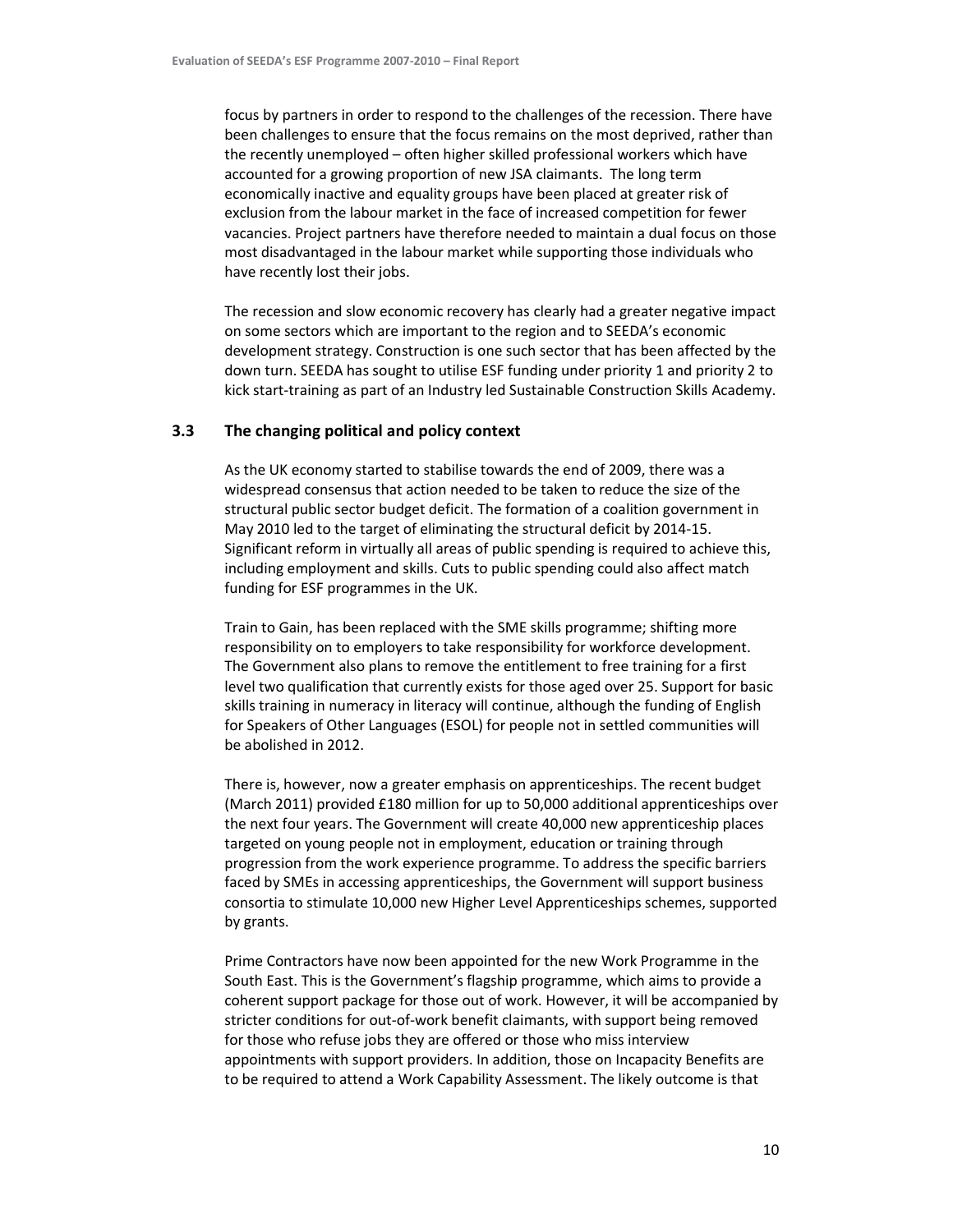focus by partners in order to respond to the challenges of the recession. There have been challenges to ensure that the focus remains on the most deprived, rather than the recently unemployed – often higher skilled professional workers which have accounted for a growing proportion of new JSA claimants. The long term economically inactive and equality groups have been placed at greater risk of exclusion from the labour market in the face of increased competition for fewer vacancies. Project partners have therefore needed to maintain a dual focus on those most disadvantaged in the labour market while supporting those individuals who have recently lost their jobs.

The recession and slow economic recovery has clearly had a greater negative impact on some sectors which are important to the region and to SEEDA's economic development strategy. Construction is one such sector that has been affected by the down turn. SEEDA has sought to utilise ESF funding under priority 1 and priority 2 to kick start-training as part of an Industry led Sustainable Construction Skills Academy.

### 3.3 The changing political and policy context

As the UK economy started to stabilise towards the end of 2009, there was a widespread consensus that action needed to be taken to reduce the size of the structural public sector budget deficit. The formation of a coalition government in May 2010 led to the target of eliminating the structural deficit by 2014-15. Significant reform in virtually all areas of public spending is required to achieve this, including employment and skills. Cuts to public spending could also affect match funding for ESF programmes in the UK.

Train to Gain, has been replaced with the SME skills programme; shifting more responsibility on to employers to take responsibility for workforce development. The Government also plans to remove the entitlement to free training for a first level two qualification that currently exists for those aged over 25. Support for basic skills training in numeracy in literacy will continue, although the funding of English for Speakers of Other Languages (ESOL) for people not in settled communities will be abolished in 2012.

There is, however, now a greater emphasis on apprenticeships. The recent budget (March 2011) provided £180 million for up to 50,000 additional apprenticeships over the next four years. The Government will create 40,000 new apprenticeship places targeted on young people not in employment, education or training through progression from the work experience programme. To address the specific barriers faced by SMEs in accessing apprenticeships, the Government will support business consortia to stimulate 10,000 new Higher Level Apprenticeships schemes, supported by grants.

Prime Contractors have now been appointed for the new Work Programme in the South East. This is the Government's flagship programme, which aims to provide a coherent support package for those out of work. However, it will be accompanied by stricter conditions for out-of-work benefit claimants, with support being removed for those who refuse jobs they are offered or those who miss interview appointments with support providers. In addition, those on Incapacity Benefits are to be required to attend a Work Capability Assessment. The likely outcome is that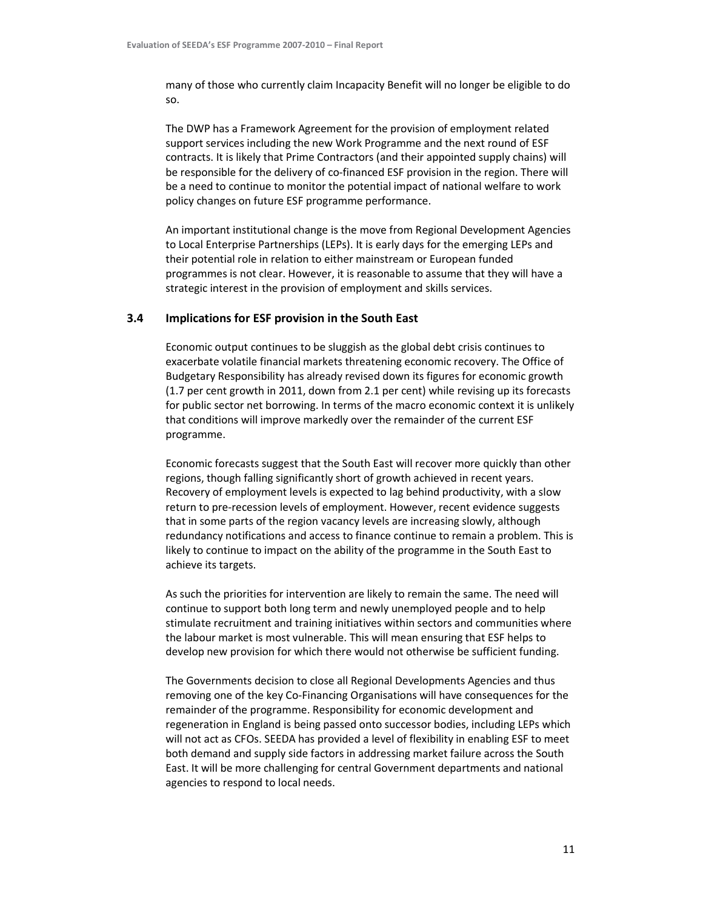many of those who currently claim Incapacity Benefit will no longer be eligible to do so.

The DWP has a Framework Agreement for the provision of employment related support services including the new Work Programme and the next round of ESF contracts. It is likely that Prime Contractors (and their appointed supply chains) will be responsible for the delivery of co-financed ESF provision in the region. There will be a need to continue to monitor the potential impact of national welfare to work policy changes on future ESF programme performance.

An important institutional change is the move from Regional Development Agencies to Local Enterprise Partnerships (LEPs). It is early days for the emerging LEPs and their potential role in relation to either mainstream or European funded programmes is not clear. However, it is reasonable to assume that they will have a strategic interest in the provision of employment and skills services.

### 3.4 Implications for ESF provision in the South East

Economic output continues to be sluggish as the global debt crisis continues to exacerbate volatile financial markets threatening economic recovery. The Office of Budgetary Responsibility has already revised down its figures for economic growth (1.7 per cent growth in 2011, down from 2.1 per cent) while revising up its forecasts for public sector net borrowing. In terms of the macro economic context it is unlikely that conditions will improve markedly over the remainder of the current ESF programme.

Economic forecasts suggest that the South East will recover more quickly than other regions, though falling significantly short of growth achieved in recent years. Recovery of employment levels is expected to lag behind productivity, with a slow return to pre-recession levels of employment. However, recent evidence suggests that in some parts of the region vacancy levels are increasing slowly, although redundancy notifications and access to finance continue to remain a problem. This is likely to continue to impact on the ability of the programme in the South East to achieve its targets.

As such the priorities for intervention are likely to remain the same. The need will continue to support both long term and newly unemployed people and to help stimulate recruitment and training initiatives within sectors and communities where the labour market is most vulnerable. This will mean ensuring that ESF helps to develop new provision for which there would not otherwise be sufficient funding.

The Governments decision to close all Regional Developments Agencies and thus removing one of the key Co-Financing Organisations will have consequences for the remainder of the programme. Responsibility for economic development and regeneration in England is being passed onto successor bodies, including LEPs which will not act as CFOs. SEEDA has provided a level of flexibility in enabling ESF to meet both demand and supply side factors in addressing market failure across the South East. It will be more challenging for central Government departments and national agencies to respond to local needs.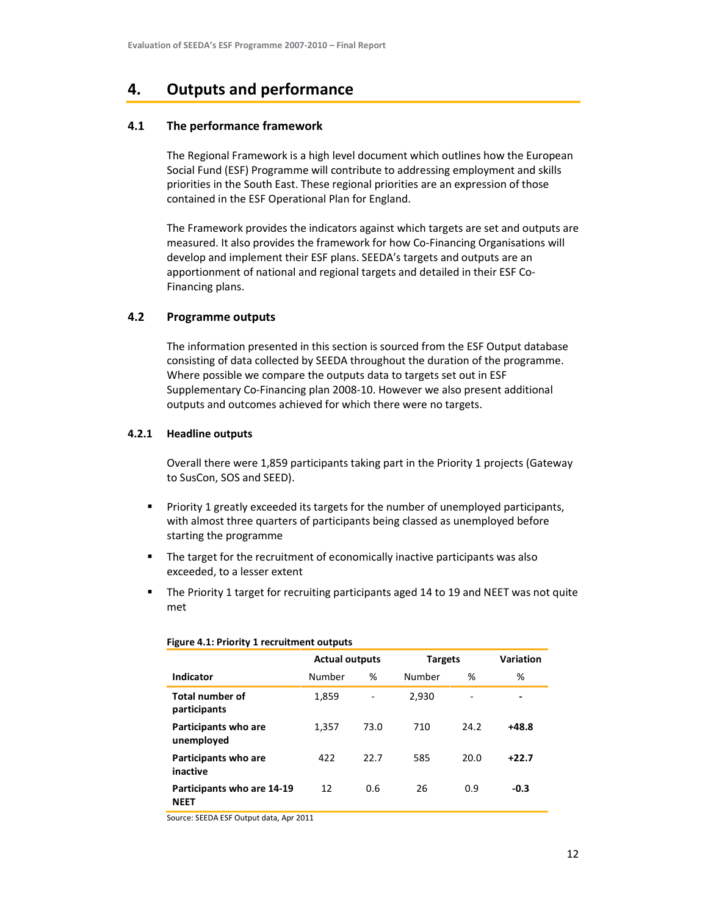# 4. Outputs and performance

## 4.1 The performance framework

The Regional Framework is a high level document which outlines how the European Social Fund (ESF) Programme will contribute to addressing employment and skills priorities in the South East. These regional priorities are an expression of those contained in the ESF Operational Plan for England.

The Framework provides the indicators against which targets are set and outputs are measured. It also provides the framework for how Co-Financing Organisations will develop and implement their ESF plans. SEEDA's targets and outputs are an apportionment of national and regional targets and detailed in their ESF Co-Financing plans.

## 4.2 Programme outputs

The information presented in this section is sourced from the ESF Output database consisting of data collected by SEEDA throughout the duration of the programme. Where possible we compare the outputs data to targets set out in ESF Supplementary Co-Financing plan 2008-10. However we also present additional outputs and outcomes achieved for which there were no targets.

### 4.2.1 Headline outputs

Overall there were 1,859 participants taking part in the Priority 1 projects (Gateway to SusCon, SOS and SEED).

- Priority 1 greatly exceeded its targets for the number of unemployed participants, with almost three quarters of participants being classed as unemployed before starting the programme
- The target for the recruitment of economically inactive participants was also exceeded, to a lesser extent
- The Priority 1 target for recruiting participants aged 14 to 19 and NEET was not quite met

**Figure 4.1: Priority 1 recruitment outputs**

| | Actual outputs | | Targets | | Variation |
|---|---|---|---|---|---|
| **Indicator** | Number | % | Number | % | % |
| **Total number of participants** | 1,859 | - | 2,930 | - | **-** |
| **Participants who are unemployed** | 1,357 | 73.0 | 710 | 24.2 | **+48.8** |
| **Participants who are inactive** | 422 | 22.7 | 585 | 20.0 | **+22.7** |
| **Participants who are 14-19 NEET** | 12 | 0.6 | 26 | 0.9 | **-0.3** |

Source: SEEDA ESF Output data, Apr 2011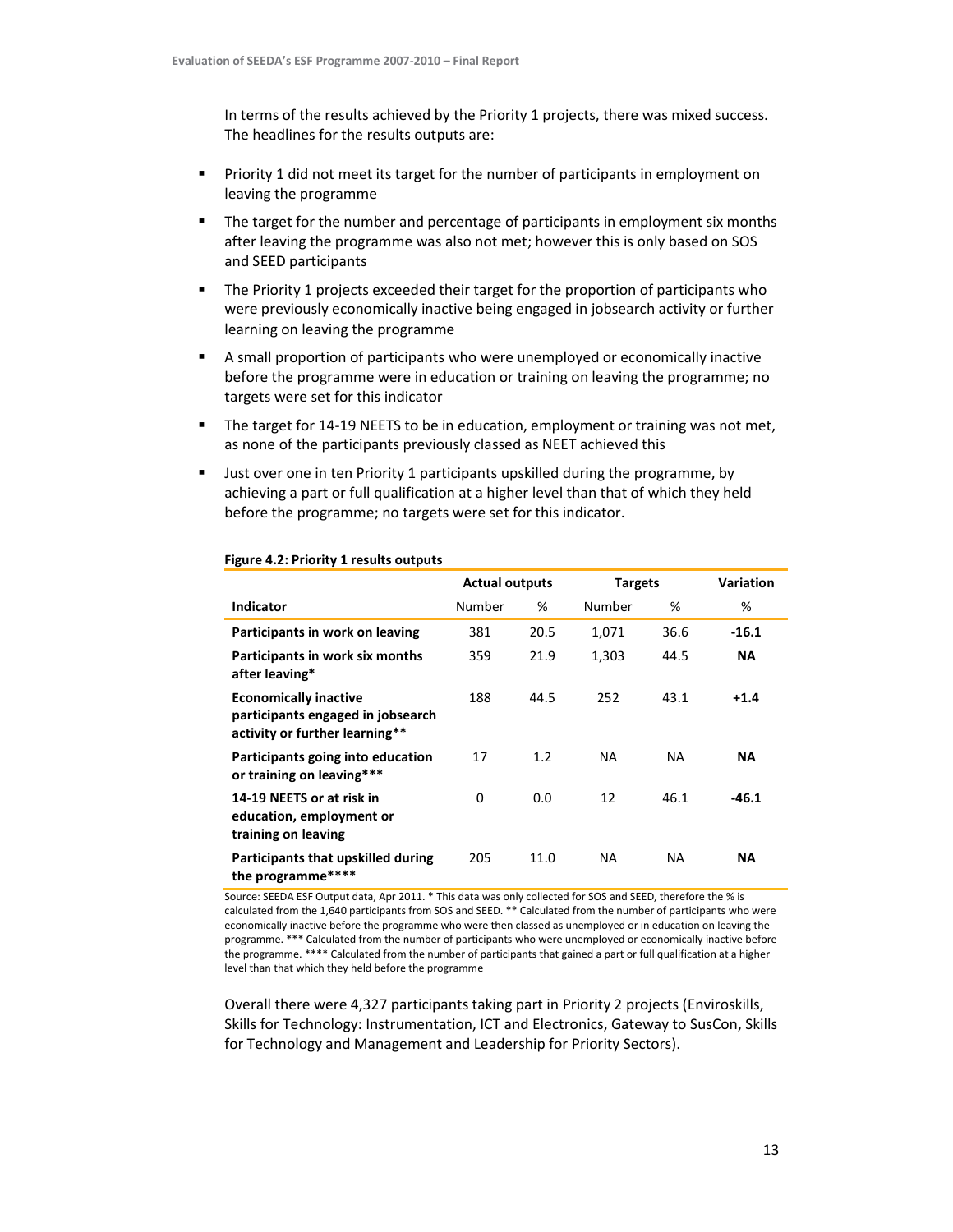In terms of the results achieved by the Priority 1 projects, there was mixed success. The headlines for the results outputs are:

- Priority 1 did not meet its target for the number of participants in employment on leaving the programme
- The target for the number and percentage of participants in employment six months after leaving the programme was also not met; however this is only based on SOS and SEED participants
- The Priority 1 projects exceeded their target for the proportion of participants who were previously economically inactive being engaged in jobsearch activity or further learning on leaving the programme
- A small proportion of participants who were unemployed or economically inactive before the programme were in education or training on leaving the programme; no targets were set for this indicator
- The target for 14-19 NEETS to be in education, employment or training was not met, as none of the participants previously classed as NEET achieved this
- Just over one in ten Priority 1 participants upskilled during the programme, by achieving a part or full qualification at a higher level than that of which they held before the programme; no targets were set for this indicator.

**Figure 4.2: Priority 1 results outputs**

| | Actual outputs | | Targets | | Variation |
|---|---|---|---|---|---|
| **Indicator** | Number | % | Number | % | % |
| **Participants in work on leaving** | 381 | 20.5 | 1,071 | 36.6 | **-16.1** |
| **Participants in work six months after leaving*** | 359 | 21.9 | 1,303 | 44.5 | **NA** |
| **Economically inactive participants engaged in jobsearch activity or further learning**** | 188 | 44.5 | 252 | 43.1 | **+1.4** |
| **Participants going into education or training on leaving***** | 17 | 1.2 | NA | NA | **NA** |
| **14-19 NEETS or at risk in education, employment or training on leaving** | 0 | 0.0 | 12 | 46.1 | **-46.1** |
| **Participants that upskilled during the programme****** | 205 | 11.0 | NA | NA | **NA** |

Source: SEEDA ESF Output data, Apr 2011. * This data was only collected for SOS and SEED, therefore the % is calculated from the 1,640 participants from SOS and SEED. ** Calculated from the number of participants who were economically inactive before the programme who were then classed as unemployed or in education on leaving the programme. *** Calculated from the number of participants who were unemployed or economically inactive before the programme. **** Calculated from the number of participants that gained a part or full qualification at a higher level than that which they held before the programme

Overall there were 4,327 participants taking part in Priority 2 projects (Enviroskills, Skills for Technology: Instrumentation, ICT and Electronics, Gateway to SusCon, Skills for Technology and Management and Leadership for Priority Sectors).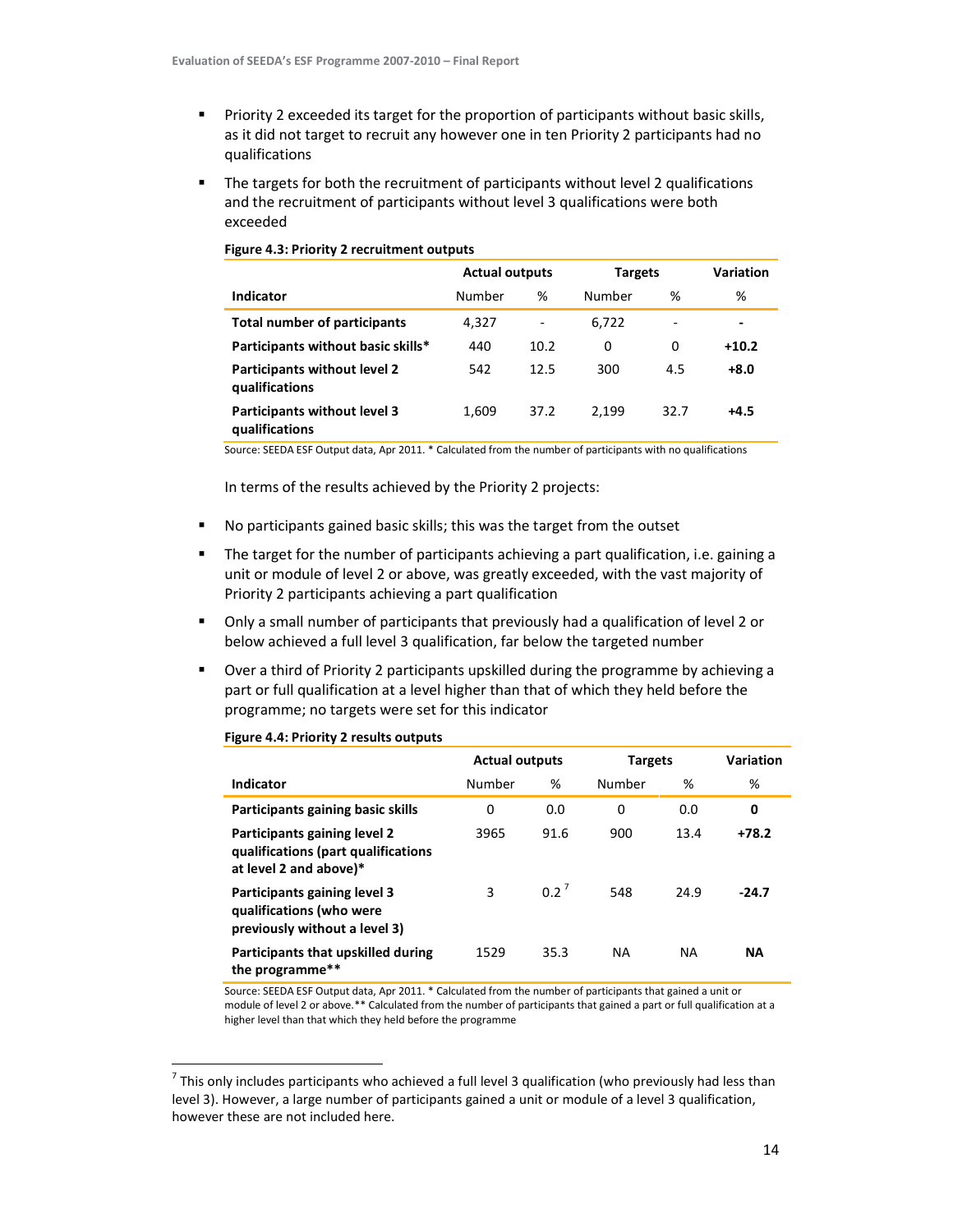- Priority 2 exceeded its target for the proportion of participants without basic skills, as it did not target to recruit any however one in ten Priority 2 participants had no qualifications
- The targets for both the recruitment of participants without level 2 qualifications and the recruitment of participants without level 3 qualifications were both exceeded

**Figure 4.3: Priority 2 recruitment outputs**

| | Actual outputs | | Targets | | Variation |
|---|---|---|---|---|---|
| **Indicator** | Number | % | Number | % | % |
| **Total number of participants** | 4,327 | - | 6,722 | - | - |
| **Participants without basic skills*** | 440 | 10.2 | 0 | 0 | **+10.2** |
| **Participants without level 2 qualifications** | 542 | 12.5 | 300 | 4.5 | **+8.0** |
| **Participants without level 3 qualifications** | 1,609 | 37.2 | 2,199 | 32.7 | **+4.5** |

Source: SEEDA ESF Output data, Apr 2011. * Calculated from the number of participants with no qualifications

In terms of the results achieved by the Priority 2 projects:

- No participants gained basic skills; this was the target from the outset
- The target for the number of participants achieving a part qualification, i.e. gaining a unit or module of level 2 or above, was greatly exceeded, with the vast majority of Priority 2 participants achieving a part qualification
- Only a small number of participants that previously had a qualification of level 2 or below achieved a full level 3 qualification, far below the targeted number
- Over a third of Priority 2 participants upskilled during the programme by achieving a part or full qualification at a level higher than that of which they held before the programme; no targets were set for this indicator

**Figure 4.4: Priority 2 results outputs**

| | Actual outputs | | Targets | | Variation |
|---|---|---|---|---|---|
| **Indicator** | Number | % | Number | % | % |
| **Participants gaining basic skills** | 0 | 0.0 | 0 | 0.0 | **0** |
| **Participants gaining level 2 qualifications (part qualifications at level 2 and above)*** | 3965 | 91.6 | 900 | 13.4 | **+78.2** |
| **Participants gaining level 3 qualifications (who were previously without a level 3)** | 3 | 0.2 [7] | 548 | 24.9 | **-24.7** |
| **Participants that upskilled during the programme**** | 1529 | 35.3 | NA | NA | **NA** |

Source: SEEDA ESF Output data, Apr 2011. * Calculated from the number of participants that gained a unit or module of level 2 or above.** Calculated from the number of participants that gained a part or full qualification at a higher level than that which they held before the programme

[7] This only includes participants who achieved a full level 3 qualification (who previously had less than level 3). However, a large number of participants gained a unit or module of a level 3 qualification, however these are not included here.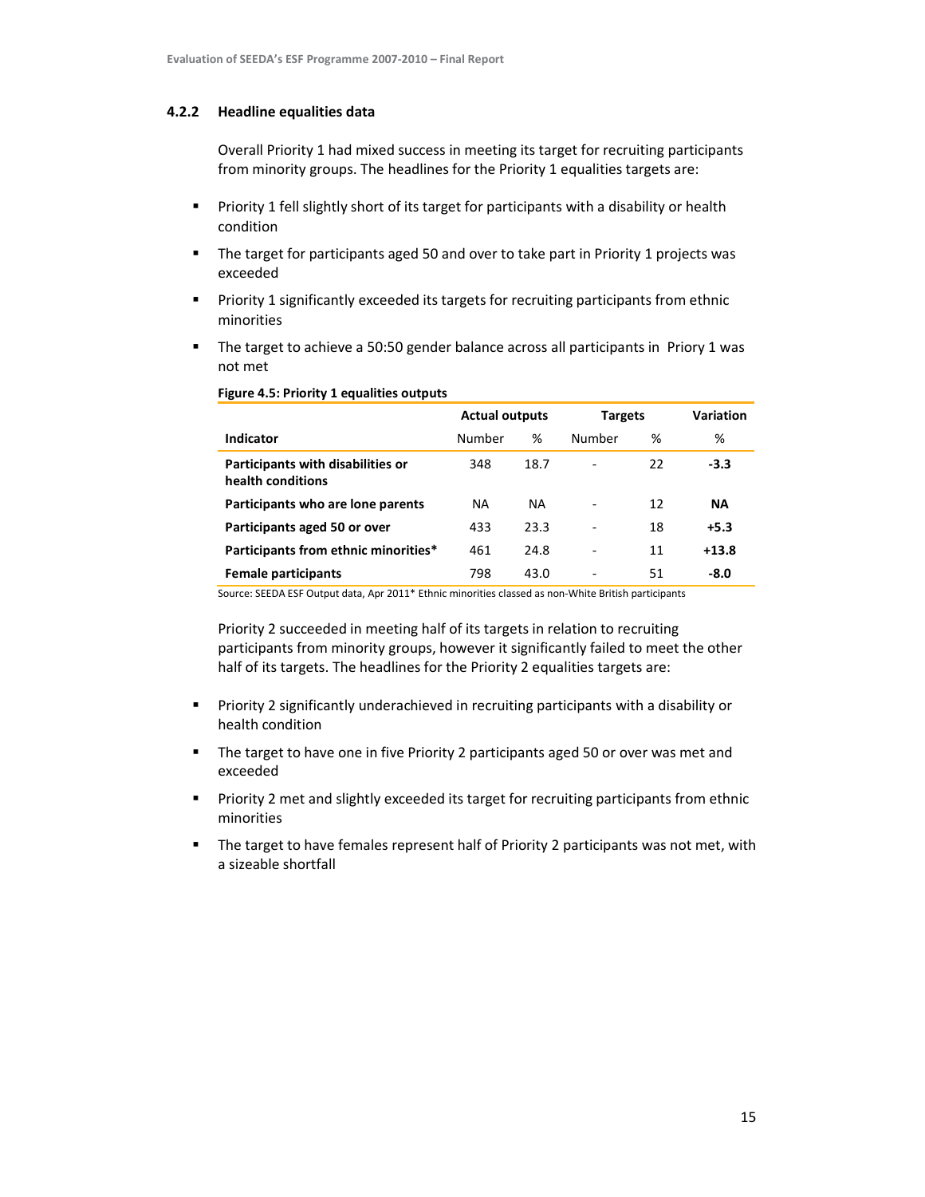### 4.2.2 Headline equalities data

Overall Priority 1 had mixed success in meeting its target for recruiting participants from minority groups. The headlines for the Priority 1 equalities targets are:

- Priority 1 fell slightly short of its target for participants with a disability or health condition
- The target for participants aged 50 and over to take part in Priority 1 projects was exceeded
- Priority 1 significantly exceeded its targets for recruiting participants from ethnic minorities
- The target to achieve a 50:50 gender balance across all participants in Priory 1 was not met

**Figure 4.5: Priority 1 equalities outputs**

| | Actual outputs | | Targets | | Variation |
|---|---|---|---|---|---|
| **Indicator** | Number | % | Number | % | % |
| **Participants with disabilities or health conditions** | 348 | 18.7 | - | 22 | **-3.3** |
| **Participants who are lone parents** | NA | NA | - | 12 | **NA** |
| **Participants aged 50 or over** | 433 | 23.3 | - | 18 | **+5.3** |
| **Participants from ethnic minorities*** | 461 | 24.8 | - | 11 | **+13.8** |
| **Female participants** | 798 | 43.0 | - | 51 | **-8.0** |

Source: SEEDA ESF Output data, Apr 2011* Ethnic minorities classed as non-White British participants

Priority 2 succeeded in meeting half of its targets in relation to recruiting participants from minority groups, however it significantly failed to meet the other half of its targets. The headlines for the Priority 2 equalities targets are:

- Priority 2 significantly underachieved in recruiting participants with a disability or health condition
- The target to have one in five Priority 2 participants aged 50 or over was met and exceeded
- Priority 2 met and slightly exceeded its target for recruiting participants from ethnic minorities
- The target to have females represent half of Priority 2 participants was not met, with a sizeable shortfall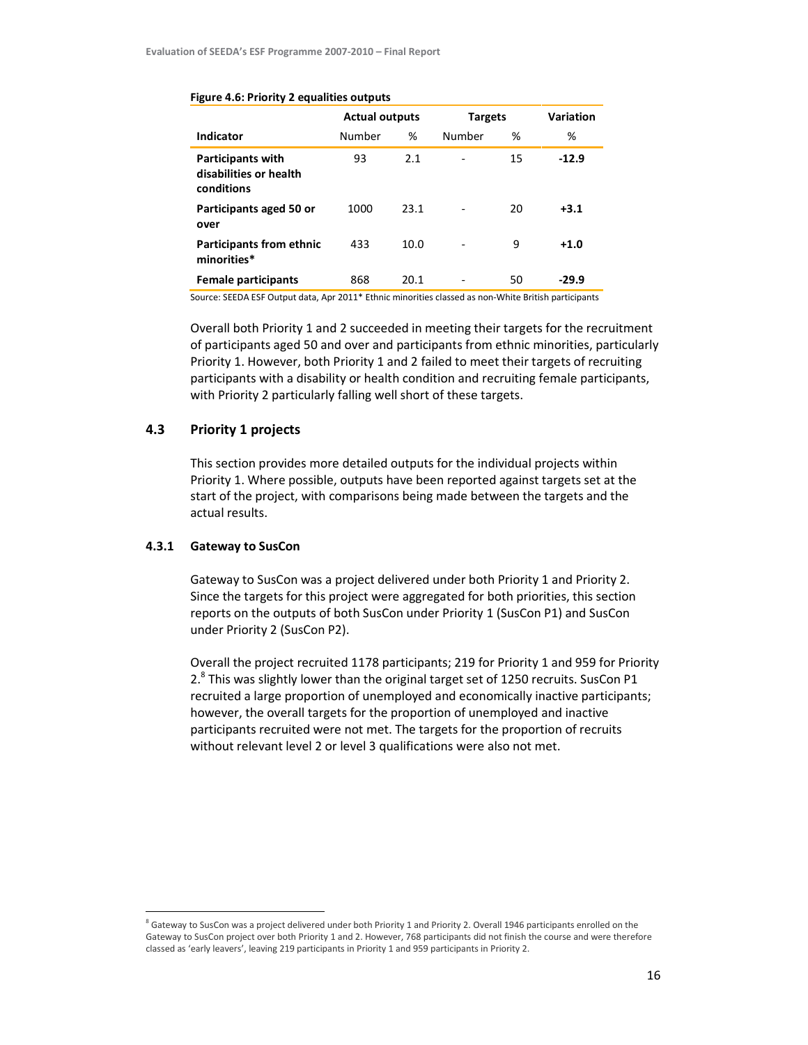**Figure 4.6: Priority 2 equalities outputs**

| | Actual outputs | | Targets | | Variation |
|---|---|---|---|---|---|
| **Indicator** | Number | % | Number | % | % |
| **Participants with disabilities or health conditions** | 93 | 2.1 | - | 15 | **-12.9** |
| **Participants aged 50 or over** | 1000 | 23.1 | - | 20 | **+3.1** |
| **Participants from ethnic minorities*** | 433 | 10.0 | - | 9 | **+1.0** |
| **Female participants** | 868 | 20.1 | - | 50 | **-29.9** |

Source: SEEDA ESF Output data, Apr 2011* Ethnic minorities classed as non-White British participants

Overall both Priority 1 and 2 succeeded in meeting their targets for the recruitment of participants aged 50 and over and participants from ethnic minorities, particularly Priority 1. However, both Priority 1 and 2 failed to meet their targets of recruiting participants with a disability or health condition and recruiting female participants, with Priority 2 particularly falling well short of these targets.

## 4.3 Priority 1 projects

This section provides more detailed outputs for the individual projects within Priority 1. Where possible, outputs have been reported against targets set at the start of the project, with comparisons being made between the targets and the actual results.

### 4.3.1 Gateway to SusCon

Gateway to SusCon was a project delivered under both Priority 1 and Priority 2. Since the targets for this project were aggregated for both priorities, this section reports on the outputs of both SusCon under Priority 1 (SusCon P1) and SusCon under Priority 2 (SusCon P2).

Overall the project recruited 1178 participants; 219 for Priority 1 and 959 for Priority 2.[8] This was slightly lower than the original target set of 1250 recruits. SusCon P1 recruited a large proportion of unemployed and economically inactive participants; however, the overall targets for the proportion of unemployed and inactive participants recruited were not met. The targets for the proportion of recruits without relevant level 2 or level 3 qualifications were also not met.

[8] Gateway to SusCon was a project delivered under both Priority 1 and Priority 2. Overall 1946 participants enrolled on the Gateway to SusCon project over both Priority 1 and 2. However, 768 participants did not finish the course and were therefore classed as 'early leavers', leaving 219 participants in Priority 1 and 959 participants in Priority 2.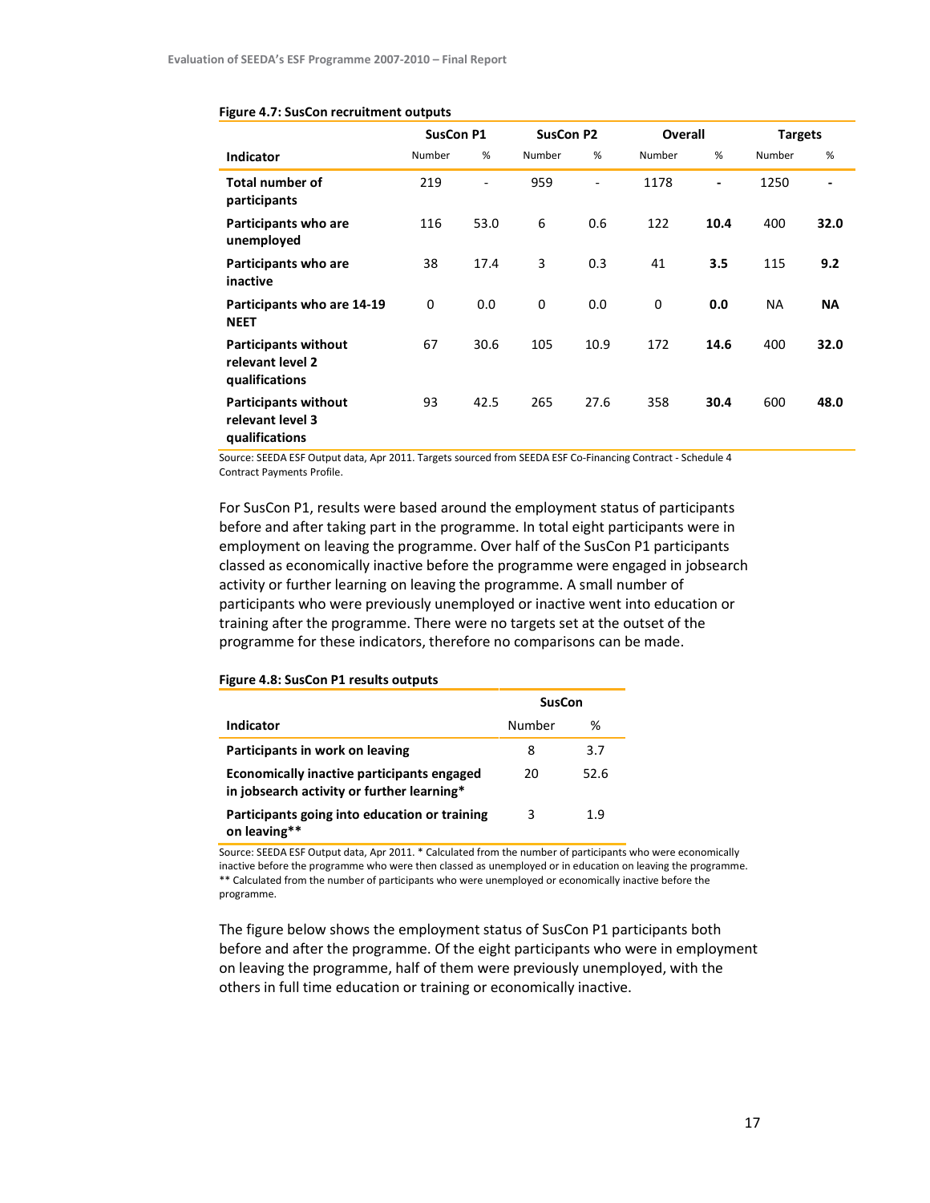**Figure 4.7: SusCon recruitment outputs**

| Indicator | SusCon P1 | | SusCon P2 | | Overall | | Targets | |
|---|---|---|---|---|---|---|---|---|
| | Number | % | Number | % | Number | % | Number | % |
| **Total number of participants** | 219 | - | 959 | - | 1178 | **-** | 1250 | **-** |
| **Participants who are unemployed** | 116 | 53.0 | 6 | 0.6 | 122 | **10.4** | 400 | **32.0** |
| **Participants who are inactive** | 38 | 17.4 | 3 | 0.3 | 41 | **3.5** | 115 | **9.2** |
| **Participants who are 14-19 NEET** | 0 | 0.0 | 0 | 0.0 | 0 | **0.0** | NA | **NA** |
| **Participants without relevant level 2 qualifications** | 67 | 30.6 | 105 | 10.9 | 172 | **14.6** | 400 | **32.0** |
| **Participants without relevant level 3 qualifications** | 93 | 42.5 | 265 | 27.6 | 358 | **30.4** | 600 | **48.0** |

Source: SEEDA ESF Output data, Apr 2011. Targets sourced from SEEDA ESF Co-Financing Contract - Schedule 4 Contract Payments Profile.

For SusCon P1, results were based around the employment status of participants before and after taking part in the programme. In total eight participants were in employment on leaving the programme. Over half of the SusCon P1 participants classed as economically inactive before the programme were engaged in jobsearch activity or further learning on leaving the programme. A small number of participants who were previously unemployed or inactive went into education or training after the programme. There were no targets set at the outset of the programme for these indicators, therefore no comparisons can be made.

**Figure 4.8: SusCon P1 results outputs**

| Indicator | SusCon | |
|---|---|---|
| | Number | % |
| **Participants in work on leaving** | 8 | 3.7 |
| **Economically inactive participants engaged in jobsearch activity or further learning*** | 20 | 52.6 |
| **Participants going into education or training on leaving**** | 3 | 1.9 |

Source: SEEDA ESF Output data, Apr 2011. * Calculated from the number of participants who were economically inactive before the programme who were then classed as unemployed or in education on leaving the programme. ** Calculated from the number of participants who were unemployed or economically inactive before the programme.

The figure below shows the employment status of SusCon P1 participants both before and after the programme. Of the eight participants who were in employment on leaving the programme, half of them were previously unemployed, with the others in full time education or training or economically inactive.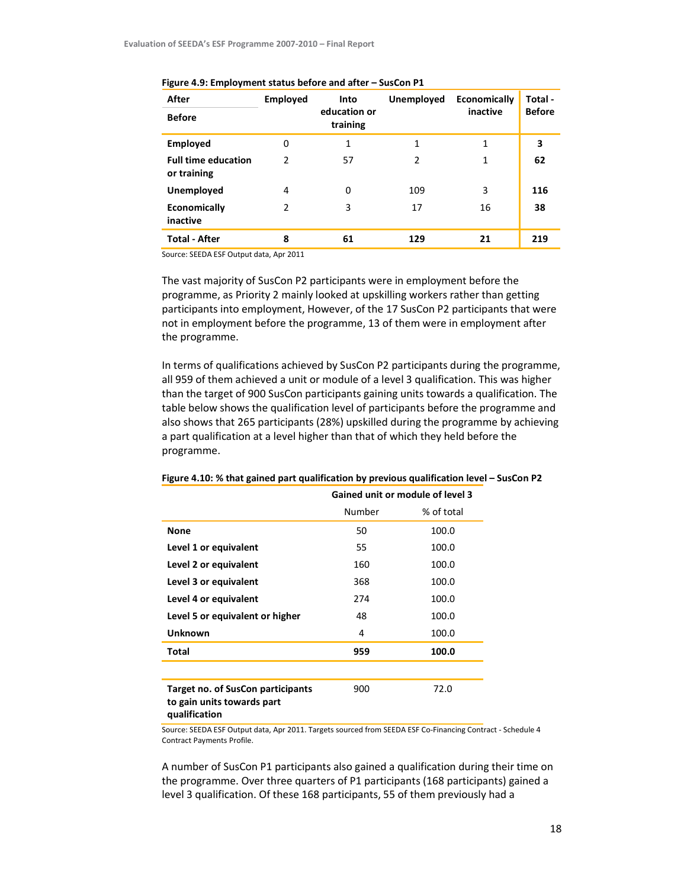**Figure 4.9: Employment status before and after – SusCon P1**

| After / Before | Employed | Into education or training | Unemployed | Economically inactive | Total - Before |
|---|---|---|---|---|---|
| **Employed** | 0 | 1 | 1 | 1 | **3** |
| **Full time education or training** | 2 | 57 | 2 | 1 | **62** |
| **Unemployed** | 4 | 0 | 109 | 3 | **116** |
| **Economically inactive** | 2 | 3 | 17 | 16 | **38** |
| **Total - After** | **8** | **61** | **129** | **21** | **219** |

Source: SEEDA ESF Output data, Apr 2011

The vast majority of SusCon P2 participants were in employment before the programme, as Priority 2 mainly looked at upskilling workers rather than getting participants into employment, However, of the 17 SusCon P2 participants that were not in employment before the programme, 13 of them were in employment after the programme.

In terms of qualifications achieved by SusCon P2 participants during the programme, all 959 of them achieved a unit or module of a level 3 qualification. This was higher than the target of 900 SusCon participants gaining units towards a qualification. The table below shows the qualification level of participants before the programme and also shows that 265 participants (28%) upskilled during the programme by achieving a part qualification at a level higher than that of which they held before the programme.

**Figure 4.10: % that gained part qualification by previous qualification level – SusCon P2**

| | Gained unit or module of level 3 | |
|---|---|---|
| | Number | % of total |
| **None** | 50 | 100.0 |
| **Level 1 or equivalent** | 55 | 100.0 |
| **Level 2 or equivalent** | 160 | 100.0 |
| **Level 3 or equivalent** | 368 | 100.0 |
| **Level 4 or equivalent** | 274 | 100.0 |
| **Level 5 or equivalent or higher** | 48 | 100.0 |
| **Unknown** | 4 | 100.0 |
| **Total** | **959** | **100.0** |
| | | |
| **Target no. of SusCon participants to gain units towards part qualification** | 900 | 72.0 |

Source: SEEDA ESF Output data, Apr 2011. Targets sourced from SEEDA ESF Co-Financing Contract - Schedule 4 Contract Payments Profile.

A number of SusCon P1 participants also gained a qualification during their time on the programme. Over three quarters of P1 participants (168 participants) gained a level 3 qualification. Of these 168 participants, 55 of them previously had a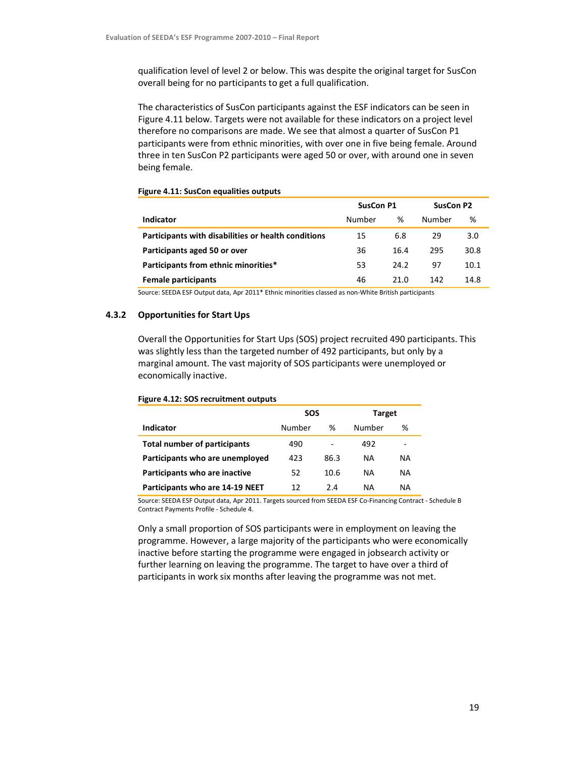qualification level of level 2 or below. This was despite the original target for SusCon overall being for no participants to get a full qualification.

The characteristics of SusCon participants against the ESF indicators can be seen in Figure 4.11 below. Targets were not available for these indicators on a project level therefore no comparisons are made. We see that almost a quarter of SusCon P1 participants were from ethnic minorities, with over one in five being female. Around three in ten SusCon P2 participants were aged 50 or over, with around one in seven being female.

**Figure 4.11: SusCon equalities outputs**

| | SusCon P1 | | SusCon P2 | |
|---|---|---|---|---|
| **Indicator** | Number | % | Number | % |
| **Participants with disabilities or health conditions** | 15 | 6.8 | 29 | 3.0 |
| **Participants aged 50 or over** | 36 | 16.4 | 295 | 30.8 |
| **Participants from ethnic minorities*** | 53 | 24.2 | 97 | 10.1 |
| **Female participants** | 46 | 21.0 | 142 | 14.8 |

Source: SEEDA ESF Output data, Apr 2011* Ethnic minorities classed as non-White British participants

### 4.3.2 Opportunities for Start Ups

Overall the Opportunities for Start Ups (SOS) project recruited 490 participants. This was slightly less than the targeted number of 492 participants, but only by a marginal amount. The vast majority of SOS participants were unemployed or economically inactive.

**Figure 4.12: SOS recruitment outputs**

| | SOS | | Target | |
|---|---|---|---|---|
| **Indicator** | Number | % | Number | % |
| **Total number of participants** | 490 | - | 492 | - |
| **Participants who are unemployed** | 423 | 86.3 | NA | NA |
| **Participants who are inactive** | 52 | 10.6 | NA | NA |
| **Participants who are 14-19 NEET** | 12 | 2.4 | NA | NA |

Source: SEEDA ESF Output data, Apr 2011. Targets sourced from SEEDA ESF Co-Financing Contract - Schedule B Contract Payments Profile - Schedule 4.

Only a small proportion of SOS participants were in employment on leaving the programme. However, a large majority of the participants who were economically inactive before starting the programme were engaged in jobsearch activity or further learning on leaving the programme. The target to have over a third of participants in work six months after leaving the programme was not met.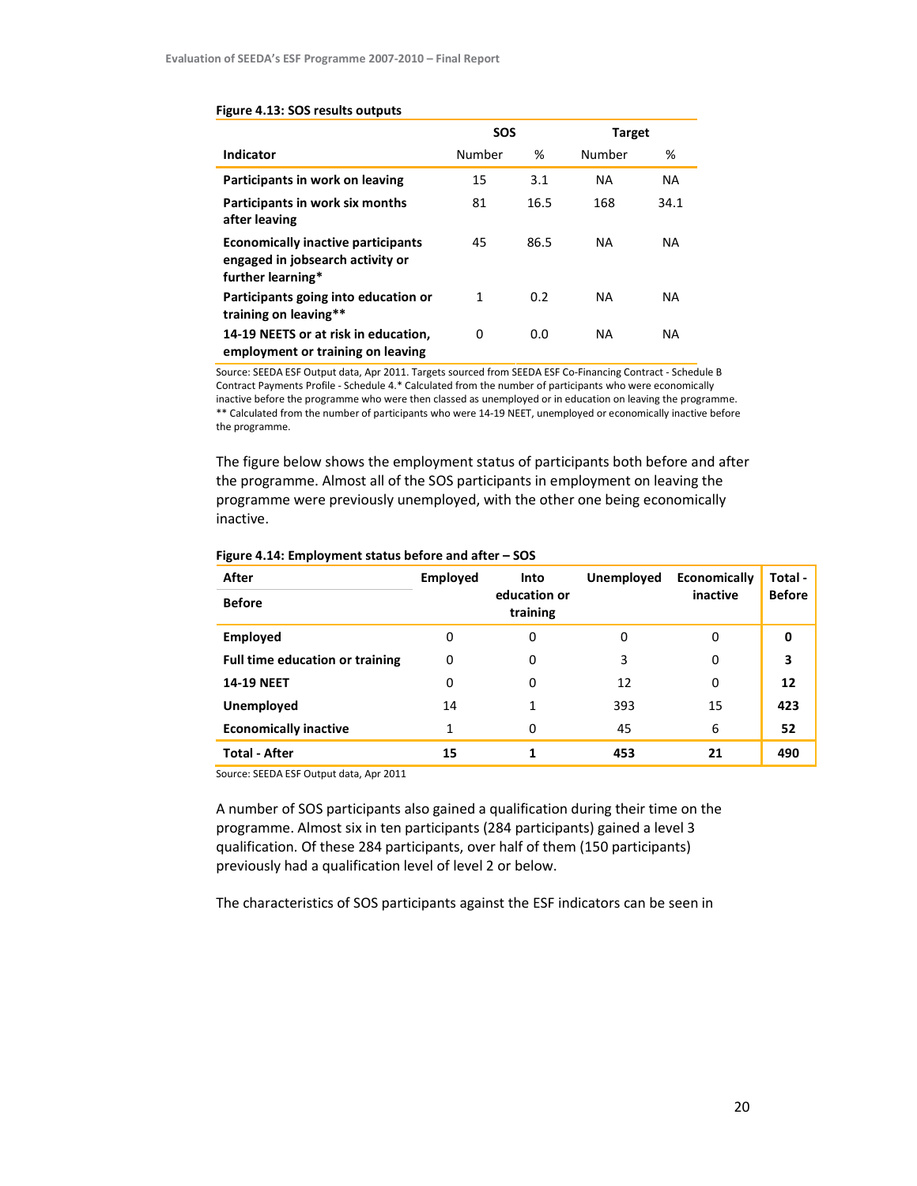**Figure 4.13: SOS results outputs**

| Indicator | SOS | | Target | |
|---|---|---|---|---|
| | Number | % | Number | % |
| **Participants in work on leaving** | 15 | 3.1 | NA | NA |
| **Participants in work six months after leaving** | 81 | 16.5 | 168 | 34.1 |
| **Economically inactive participants engaged in jobsearch activity or further learning*** | 45 | 86.5 | NA | NA |
| **Participants going into education or training on leaving**** | 1 | 0.2 | NA | NA |
| **14-19 NEETS or at risk in education, employment or training on leaving** | 0 | 0.0 | NA | NA |

Source: SEEDA ESF Output data, Apr 2011. Targets sourced from SEEDA ESF Co-Financing Contract - Schedule B Contract Payments Profile - Schedule 4.* Calculated from the number of participants who were economically inactive before the programme who were then classed as unemployed or in education on leaving the programme. ** Calculated from the number of participants who were 14-19 NEET, unemployed or economically inactive before the programme.

The figure below shows the employment status of participants both before and after the programme. Almost all of the SOS participants in employment on leaving the programme were previously unemployed, with the other one being economically inactive.

**Figure 4.14: Employment status before and after – SOS**

| After / Before | Employed | Into education or training | Unemployed | Economically inactive | Total - Before |
|---|---|---|---|---|---|
| **Employed** | 0 | 0 | 0 | 0 | **0** |
| **Full time education or training** | 0 | 0 | 3 | 0 | **3** |
| **14-19 NEET** | 0 | 0 | 12 | 0 | **12** |
| **Unemployed** | 14 | 1 | 393 | 15 | **423** |
| **Economically inactive** | 1 | 0 | 45 | 6 | **52** |
| **Total - After** | **15** | **1** | **453** | **21** | **490** |

Source: SEEDA ESF Output data, Apr 2011

A number of SOS participants also gained a qualification during their time on the programme. Almost six in ten participants (284 participants) gained a level 3 qualification. Of these 284 participants, over half of them (150 participants) previously had a qualification level of level 2 or below.

The characteristics of SOS participants against the ESF indicators can be seen in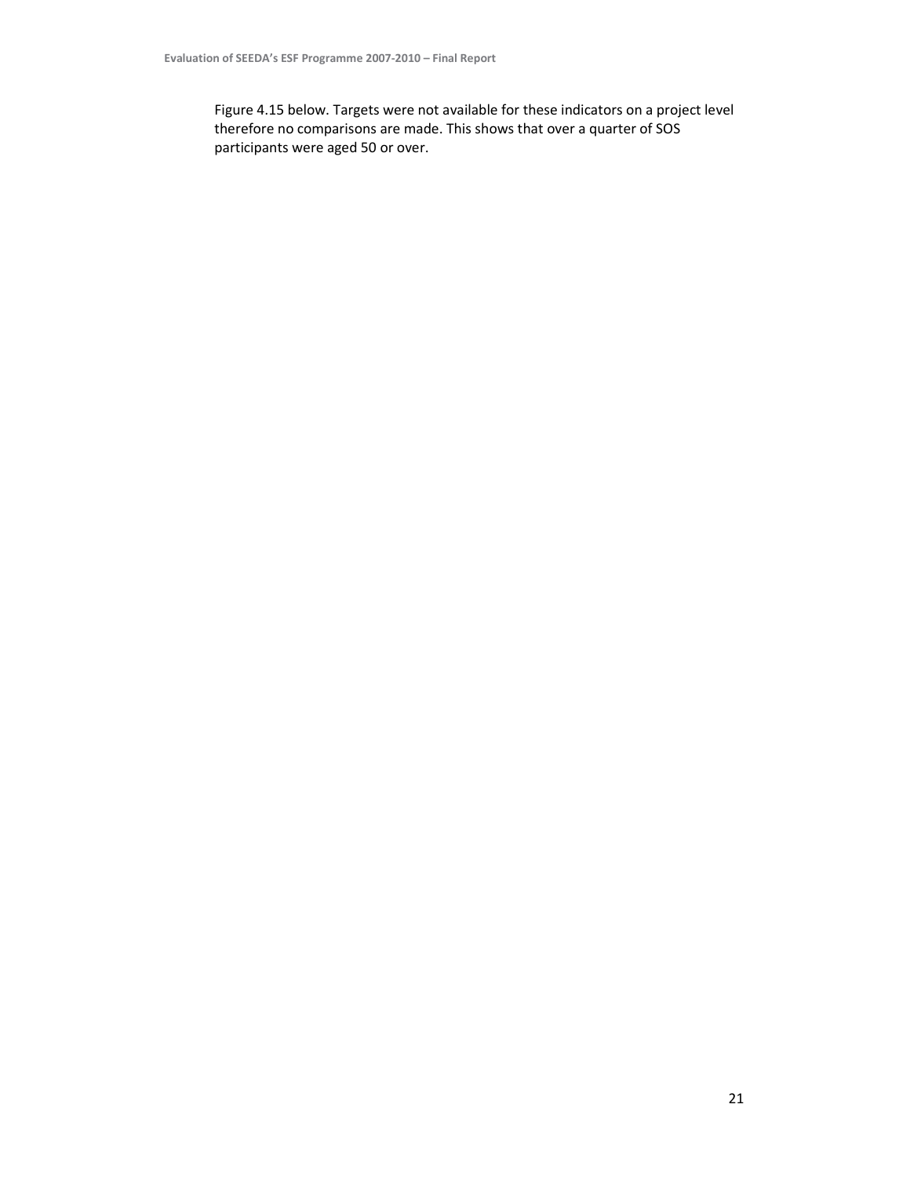Figure 4.15 below. Targets were not available for these indicators on a project level therefore no comparisons are made. This shows that over a quarter of SOS participants were aged 50 or over.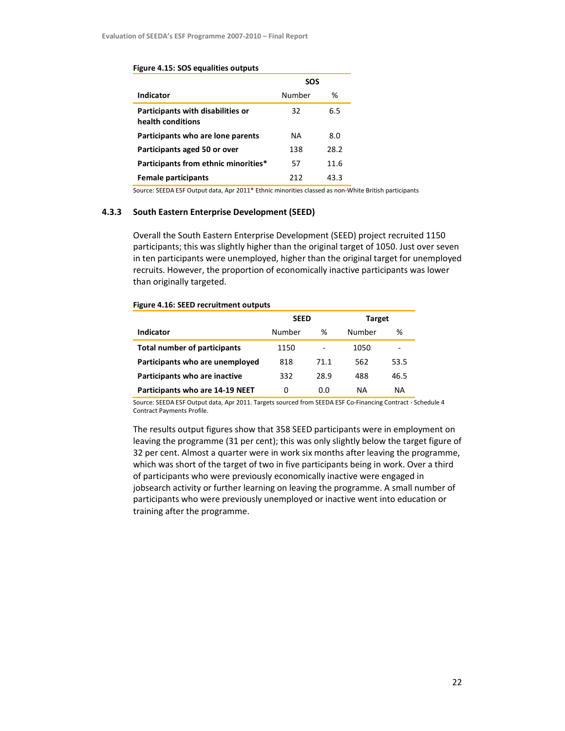**Figure 4.15: SOS equalities outputs**

| | SOS | |
|---|---|---|
| **Indicator** | Number | % |
| **Participants with disabilities or health conditions** | 32 | 6.5 |
| **Participants who are lone parents** | NA | 8.0 |
| **Participants aged 50 or over** | 138 | 28.2 |
| **Participants from ethnic minorities*** | 57 | 11.6 |
| **Female participants** | 212 | 43.3 |

Source: SEEDA ESF Output data, Apr 2011* Ethnic minorities classed as non-White British participants

### 4.3.3 South Eastern Enterprise Development (SEED)

Overall the South Eastern Enterprise Development (SEED) project recruited 1150 participants; this was slightly higher than the original target of 1050. Just over seven in ten participants were unemployed, higher than the original target for unemployed recruits. However, the proportion of economically inactive participants was lower than originally targeted.

**Figure 4.16: SEED recruitment outputs**

| | SEED | | Target | |
|---|---|---|---|---|
| **Indicator** | Number | % | Number | % |
| **Total number of participants** | 1150 | - | 1050 | - |
| **Participants who are unemployed** | 818 | 71.1 | 562 | 53.5 |
| **Participants who are inactive** | 332 | 28.9 | 488 | 46.5 |
| **Participants who are 14-19 NEET** | 0 | 0.0 | NA | NA |

Source: SEEDA ESF Output data, Apr 2011. Targets sourced from SEEDA ESF Co-Financing Contract - Schedule 4 Contract Payments Profile.

The results output figures show that 358 SEED participants were in employment on leaving the programme (31 per cent); this was only slightly below the target figure of 32 per cent. Almost a quarter were in work six months after leaving the programme, which was short of the target of two in five participants being in work. Over a third of participants who were previously economically inactive were engaged in jobsearch activity or further learning on leaving the programme. A small number of participants who were previously unemployed or inactive went into education or training after the programme.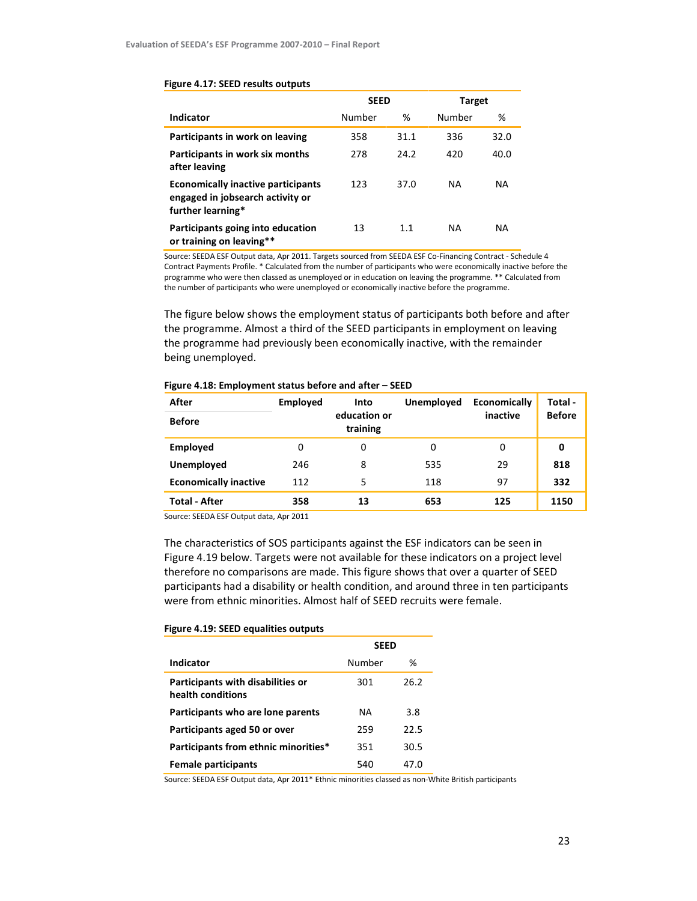**Figure 4.17: SEED results outputs**

| | SEED | | Target | |
|---|---|---|---|---|
| **Indicator** | Number | % | Number | % |
| **Participants in work on leaving** | 358 | 31.1 | 336 | 32.0 |
| **Participants in work six months after leaving** | 278 | 24.2 | 420 | 40.0 |
| **Economically inactive participants engaged in jobsearch activity or further learning*** | 123 | 37.0 | NA | NA |
| **Participants going into education or training on leaving**** | 13 | 1.1 | NA | NA |

Source: SEEDA ESF Output data, Apr 2011. Targets sourced from SEEDA ESF Co-Financing Contract - Schedule 4 Contract Payments Profile. * Calculated from the number of participants who were economically inactive before the programme who were then classed as unemployed or in education on leaving the programme. ** Calculated from the number of participants who were unemployed or economically inactive before the programme.

The figure below shows the employment status of participants both before and after the programme. Almost a third of the SEED participants in employment on leaving the programme had previously been economically inactive, with the remainder being unemployed.

**Figure 4.18: Employment status before and after – SEED**

| After / Before | Employed | Into education or training | Unemployed | Economically inactive | Total - Before |
|---|---|---|---|---|---|
| **Employed** | 0 | 0 | 0 | 0 | **0** |
| **Unemployed** | 246 | 8 | 535 | 29 | **818** |
| **Economically inactive** | 112 | 5 | 118 | 97 | **332** |
| **Total - After** | **358** | **13** | **653** | **125** | **1150** |

Source: SEEDA ESF Output data, Apr 2011

The characteristics of SOS participants against the ESF indicators can be seen in Figure 4.19 below. Targets were not available for these indicators on a project level therefore no comparisons are made. This figure shows that over a quarter of SEED participants had a disability or health condition, and around three in ten participants were from ethnic minorities. Almost half of SEED recruits were female.

**Figure 4.19: SEED equalities outputs**

| | SEED | |
|---|---|---|
| **Indicator** | Number | % |
| **Participants with disabilities or health conditions** | 301 | 26.2 |
| **Participants who are lone parents** | NA | 3.8 |
| **Participants aged 50 or over** | 259 | 22.5 |
| **Participants from ethnic minorities*** | 351 | 30.5 |
| **Female participants** | 540 | 47.0 |

Source: SEEDA ESF Output data, Apr 2011* Ethnic minorities classed as non-White British participants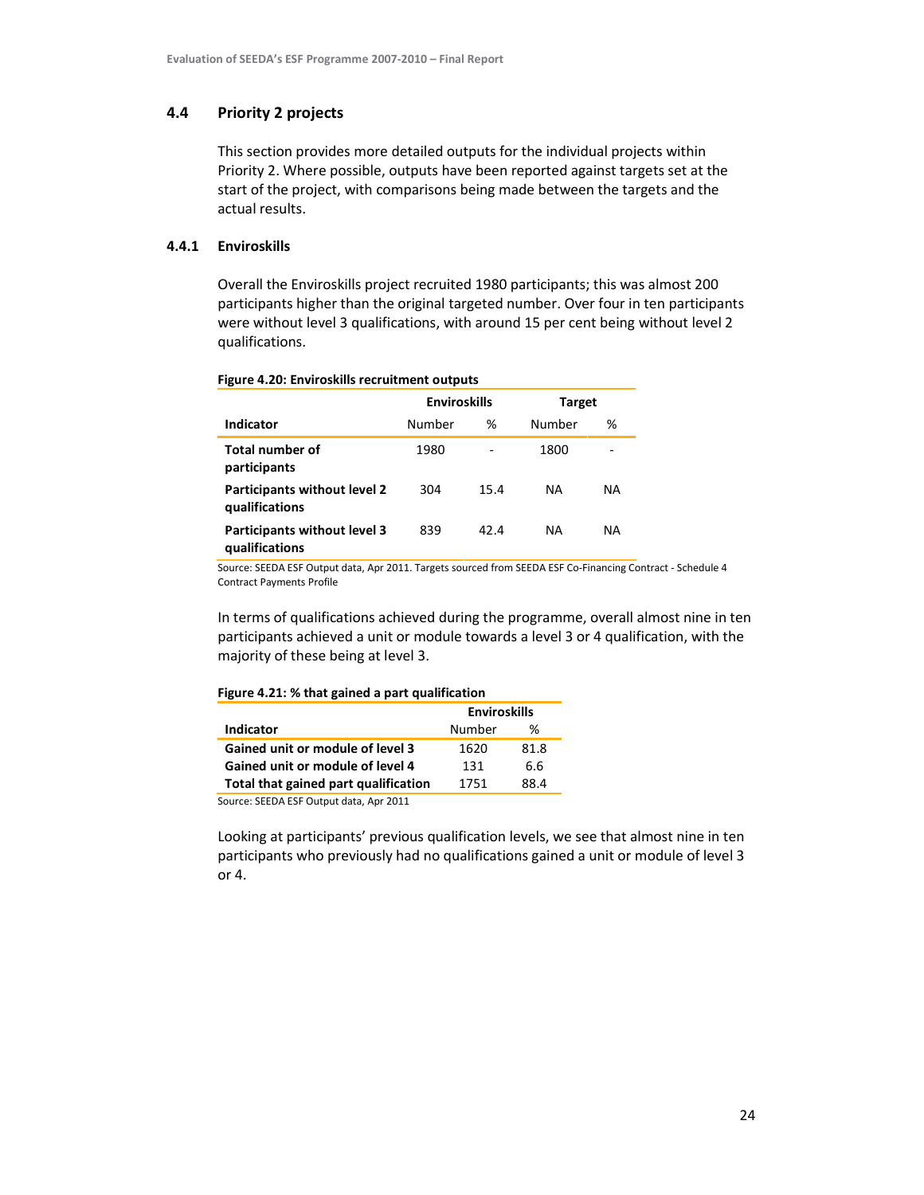## 4.4 Priority 2 projects

This section provides more detailed outputs for the individual projects within Priority 2. Where possible, outputs have been reported against targets set at the start of the project, with comparisons being made between the targets and the actual results.

### 4.4.1 Enviroskills

Overall the Enviroskills project recruited 1980 participants; this was almost 200 participants higher than the original targeted number. Over four in ten participants were without level 3 qualifications, with around 15 per cent being without level 2 qualifications.

**Figure 4.20: Enviroskills recruitment outputs**

| | Enviroskills | | Target | |
|---|---|---|---|---|
| **Indicator** | Number | % | Number | % |
| **Total number of participants** | 1980 | - | 1800 | - |
| **Participants without level 2 qualifications** | 304 | 15.4 | NA | NA |
| **Participants without level 3 qualifications** | 839 | 42.4 | NA | NA |

Source: SEEDA ESF Output data, Apr 2011. Targets sourced from SEEDA ESF Co-Financing Contract - Schedule 4 Contract Payments Profile

In terms of qualifications achieved during the programme, overall almost nine in ten participants achieved a unit or module towards a level 3 or 4 qualification, with the majority of these being at level 3.

**Figure 4.21: % that gained a part qualification**

| | Enviroskills | |
|---|---|---|
| **Indicator** | Number | % |
| **Gained unit or module of level 3** | 1620 | 81.8 |
| **Gained unit or module of level 4** | 131 | 6.6 |
| **Total that gained part qualification** | 1751 | 88.4 |

Source: SEEDA ESF Output data, Apr 2011

Looking at participants' previous qualification levels, we see that almost nine in ten participants who previously had no qualifications gained a unit or module of level 3 or 4.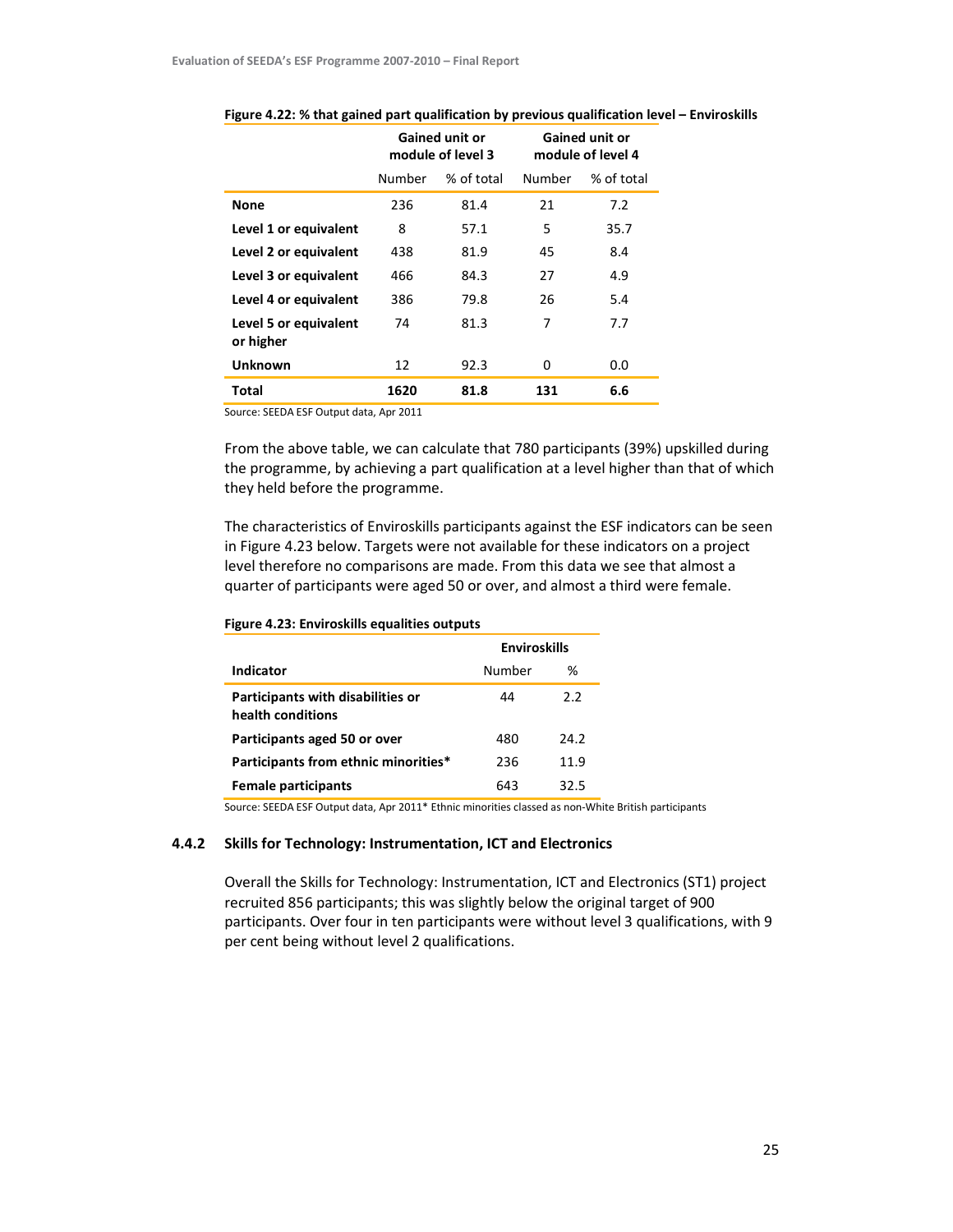**Figure 4.22: % that gained part qualification by previous qualification level – Enviroskills**

| | Gained unit or module of level 3 | | Gained unit or module of level 4 | |
|---|---|---|---|---|
| | Number | % of total | Number | % of total |
| **None** | 236 | 81.4 | 21 | 7.2 |
| **Level 1 or equivalent** | 8 | 57.1 | 5 | 35.7 |
| **Level 2 or equivalent** | 438 | 81.9 | 45 | 8.4 |
| **Level 3 or equivalent** | 466 | 84.3 | 27 | 4.9 |
| **Level 4 or equivalent** | 386 | 79.8 | 26 | 5.4 |
| **Level 5 or equivalent or higher** | 74 | 81.3 | 7 | 7.7 |
| **Unknown** | 12 | 92.3 | 0 | 0.0 |
| **Total** | **1620** | **81.8** | **131** | **6.6** |

Source: SEEDA ESF Output data, Apr 2011

From the above table, we can calculate that 780 participants (39%) upskilled during the programme, by achieving a part qualification at a level higher than that of which they held before the programme.

The characteristics of Enviroskills participants against the ESF indicators can be seen in Figure 4.23 below. Targets were not available for these indicators on a project level therefore no comparisons are made. From this data we see that almost a quarter of participants were aged 50 or over, and almost a third were female.

**Figure 4.23: Enviroskills equalities outputs**

| | Enviroskills | |
|---|---|---|
| **Indicator** | Number | % |
| **Participants with disabilities or health conditions** | 44 | 2.2 |
| **Participants aged 50 or over** | 480 | 24.2 |
| **Participants from ethnic minorities*** | 236 | 11.9 |
| **Female participants** | 643 | 32.5 |

Source: SEEDA ESF Output data, Apr 2011* Ethnic minorities classed as non-White British participants

### 4.4.2 Skills for Technology: Instrumentation, ICT and Electronics

Overall the Skills for Technology: Instrumentation, ICT and Electronics (ST1) project recruited 856 participants; this was slightly below the original target of 900 participants. Over four in ten participants were without level 3 qualifications, with 9 per cent being without level 2 qualifications.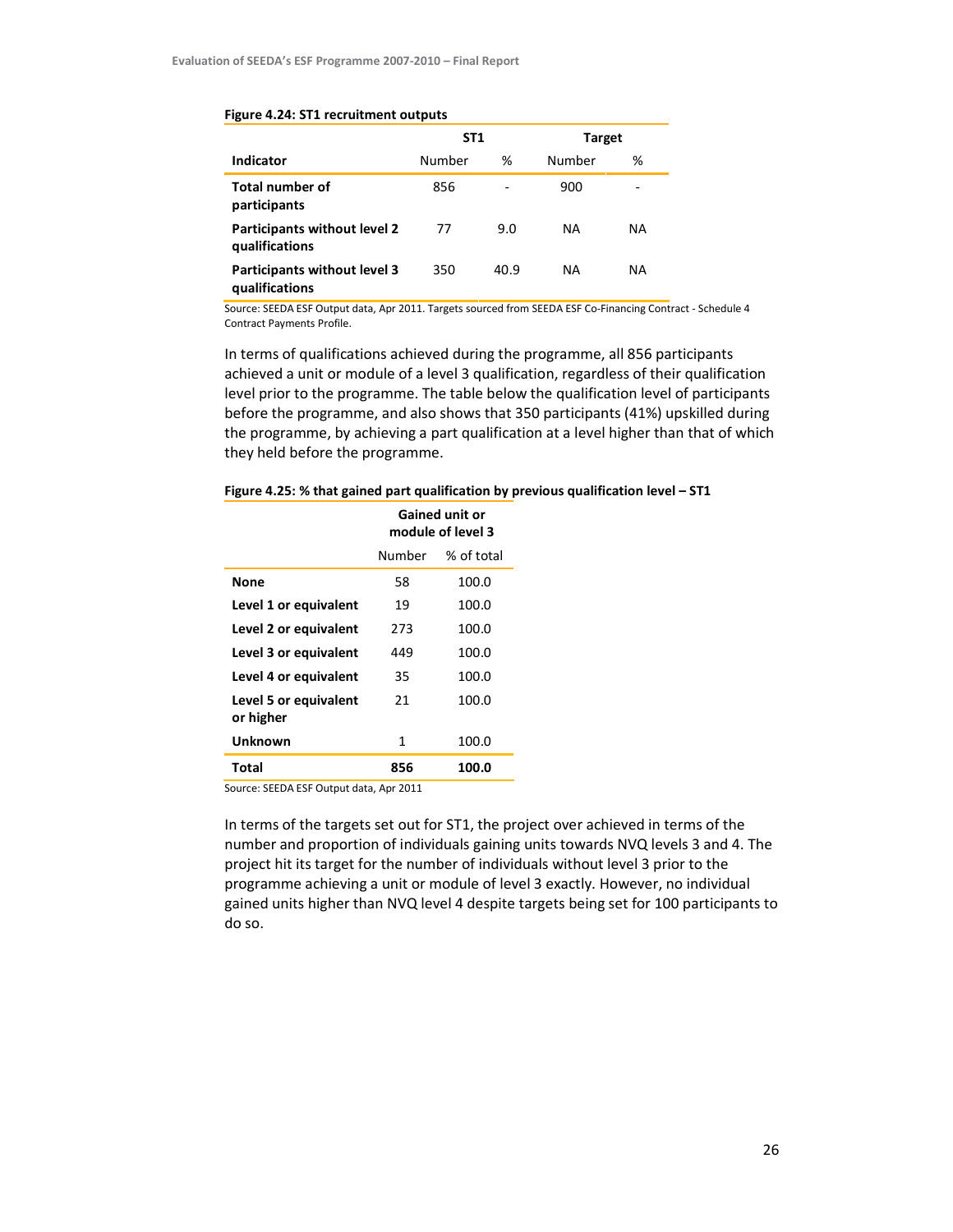**Figure 4.24: ST1 recruitment outputs**

| Indicator | ST1 | | Target | |
|---|---|---|---|---|
| | Number | % | Number | % |
| **Total number of participants** | 856 | - | 900 | - |
| **Participants without level 2 qualifications** | 77 | 9.0 | NA | NA |
| **Participants without level 3 qualifications** | 350 | 40.9 | NA | NA |

Source: SEEDA ESF Output data, Apr 2011. Targets sourced from SEEDA ESF Co-Financing Contract - Schedule 4 Contract Payments Profile.

In terms of qualifications achieved during the programme, all 856 participants achieved a unit or module of a level 3 qualification, regardless of their qualification level prior to the programme. The table below the qualification level of participants before the programme, and also shows that 350 participants (41%) upskilled during the programme, by achieving a part qualification at a level higher than that of which they held before the programme.

**Figure 4.25: % that gained part qualification by previous qualification level – ST1**

| | Gained unit or module of level 3 | |
|---|---|---|
| | Number | % of total |
| **None** | 58 | 100.0 |
| **Level 1 or equivalent** | 19 | 100.0 |
| **Level 2 or equivalent** | 273 | 100.0 |
| **Level 3 or equivalent** | 449 | 100.0 |
| **Level 4 or equivalent** | 35 | 100.0 |
| **Level 5 or equivalent or higher** | 21 | 100.0 |
| **Unknown** | 1 | 100.0 |
| **Total** | **856** | **100.0** |

Source: SEEDA ESF Output data, Apr 2011

In terms of the targets set out for ST1, the project over achieved in terms of the number and proportion of individuals gaining units towards NVQ levels 3 and 4. The project hit its target for the number of individuals without level 3 prior to the programme achieving a unit or module of level 3 exactly. However, no individual gained units higher than NVQ level 4 despite targets being set for 100 participants to do so.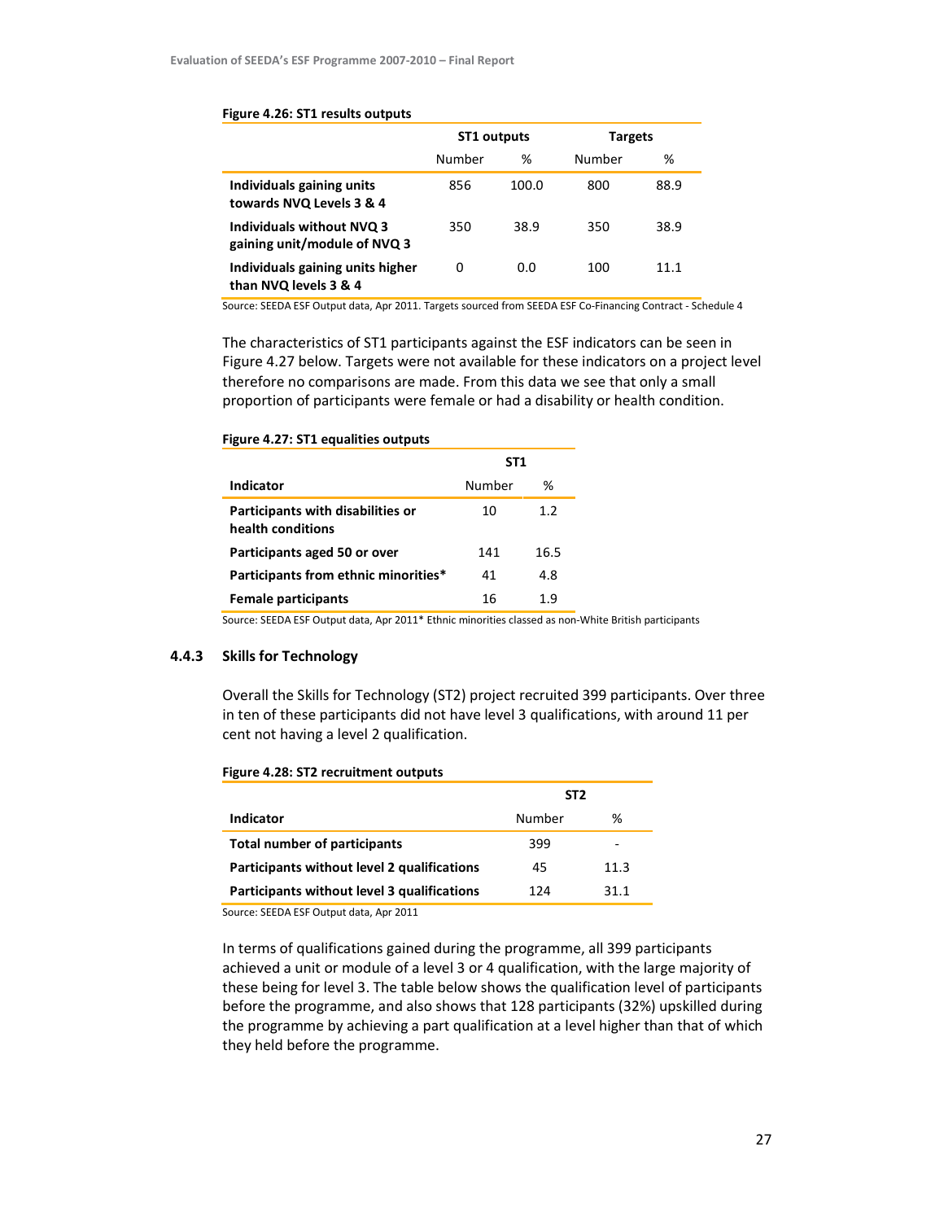**Figure 4.26: ST1 results outputs**

| | ST1 outputs | | Targets | |
|---|---|---|---|---|
| | Number | % | Number | % |
| **Individuals gaining units towards NVQ Levels 3 & 4** | 856 | 100.0 | 800 | 88.9 |
| **Individuals without NVQ 3 gaining unit/module of NVQ 3** | 350 | 38.9 | 350 | 38.9 |
| **Individuals gaining units higher than NVQ levels 3 & 4** | 0 | 0.0 | 100 | 11.1 |

Source: SEEDA ESF Output data, Apr 2011. Targets sourced from SEEDA ESF Co-Financing Contract - Schedule 4

The characteristics of ST1 participants against the ESF indicators can be seen in Figure 4.27 below. Targets were not available for these indicators on a project level therefore no comparisons are made. From this data we see that only a small proportion of participants were female or had a disability or health condition.

**Figure 4.27: ST1 equalities outputs**

| | ST1 | |
|---|---|---|
| **Indicator** | Number | % |
| **Participants with disabilities or health conditions** | 10 | 1.2 |
| **Participants aged 50 or over** | 141 | 16.5 |
| **Participants from ethnic minorities*** | 41 | 4.8 |
| **Female participants** | 16 | 1.9 |

Source: SEEDA ESF Output data, Apr 2011* Ethnic minorities classed as non-White British participants

### 4.4.3 Skills for Technology

Overall the Skills for Technology (ST2) project recruited 399 participants. Over three in ten of these participants did not have level 3 qualifications, with around 11 per cent not having a level 2 qualification.

**Figure 4.28: ST2 recruitment outputs**

| | ST2 | |
|---|---|---|
| **Indicator** | Number | % |
| **Total number of participants** | 399 | - |
| **Participants without level 2 qualifications** | 45 | 11.3 |
| **Participants without level 3 qualifications** | 124 | 31.1 |

Source: SEEDA ESF Output data, Apr 2011

In terms of qualifications gained during the programme, all 399 participants achieved a unit or module of a level 3 or 4 qualification, with the large majority of these being for level 3. The table below shows the qualification level of participants before the programme, and also shows that 128 participants (32%) upskilled during the programme by achieving a part qualification at a level higher than that of which they held before the programme.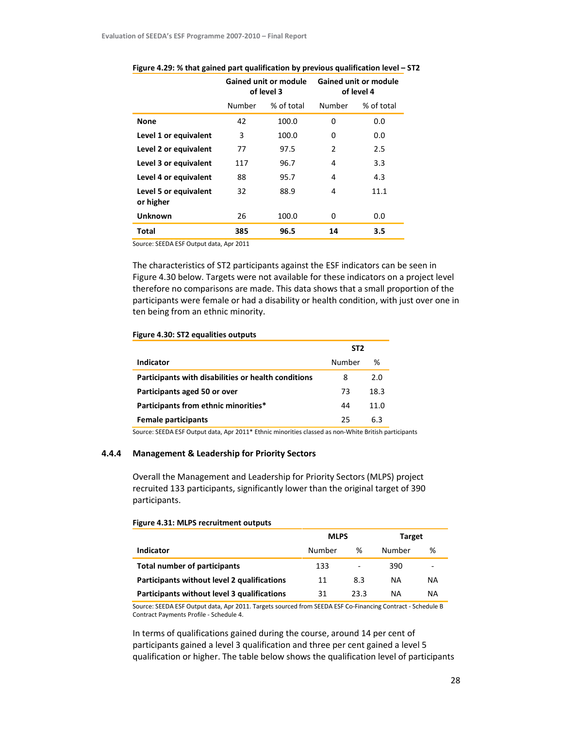**Figure 4.29: % that gained part qualification by previous qualification level – ST2**

| | Gained unit or module of level 3 | | Gained unit or module of level 4 | |
|---|---|---|---|---|
| | Number | % of total | Number | % of total |
| **None** | 42 | 100.0 | 0 | 0.0 |
| **Level 1 or equivalent** | 3 | 100.0 | 0 | 0.0 |
| **Level 2 or equivalent** | 77 | 97.5 | 2 | 2.5 |
| **Level 3 or equivalent** | 117 | 96.7 | 4 | 3.3 |
| **Level 4 or equivalent** | 88 | 95.7 | 4 | 4.3 |
| **Level 5 or equivalent or higher** | 32 | 88.9 | 4 | 11.1 |
| **Unknown** | 26 | 100.0 | 0 | 0.0 |
| **Total** | **385** | **96.5** | **14** | **3.5** |

Source: SEEDA ESF Output data, Apr 2011

The characteristics of ST2 participants against the ESF indicators can be seen in Figure 4.30 below. Targets were not available for these indicators on a project level therefore no comparisons are made. This data shows that a small proportion of the participants were female or had a disability or health condition, with just over one in ten being from an ethnic minority.

**Figure 4.30: ST2 equalities outputs**

| | ST2 | |
|---|---|---|
| **Indicator** | Number | % |
| **Participants with disabilities or health conditions** | 8 | 2.0 |
| **Participants aged 50 or over** | 73 | 18.3 |
| **Participants from ethnic minorities*** | 44 | 11.0 |
| **Female participants** | 25 | 6.3 |

Source: SEEDA ESF Output data, Apr 2011* Ethnic minorities classed as non-White British participants

### 4.4.4 Management & Leadership for Priority Sectors

Overall the Management and Leadership for Priority Sectors (MLPS) project recruited 133 participants, significantly lower than the original target of 390 participants.

**Figure 4.31: MLPS recruitment outputs**

| | MLPS | | Target | |
|---|---|---|---|---|
| **Indicator** | Number | % | Number | % |
| **Total number of participants** | 133 | - | 390 | - |
| **Participants without level 2 qualifications** | 11 | 8.3 | NA | NA |
| **Participants without level 3 qualifications** | 31 | 23.3 | NA | NA |

Source: SEEDA ESF Output data, Apr 2011. Targets sourced from SEEDA ESF Co-Financing Contract - Schedule B Contract Payments Profile - Schedule 4.

In terms of qualifications gained during the course, around 14 per cent of participants gained a level 3 qualification and three per cent gained a level 5 qualification or higher. The table below shows the qualification level of participants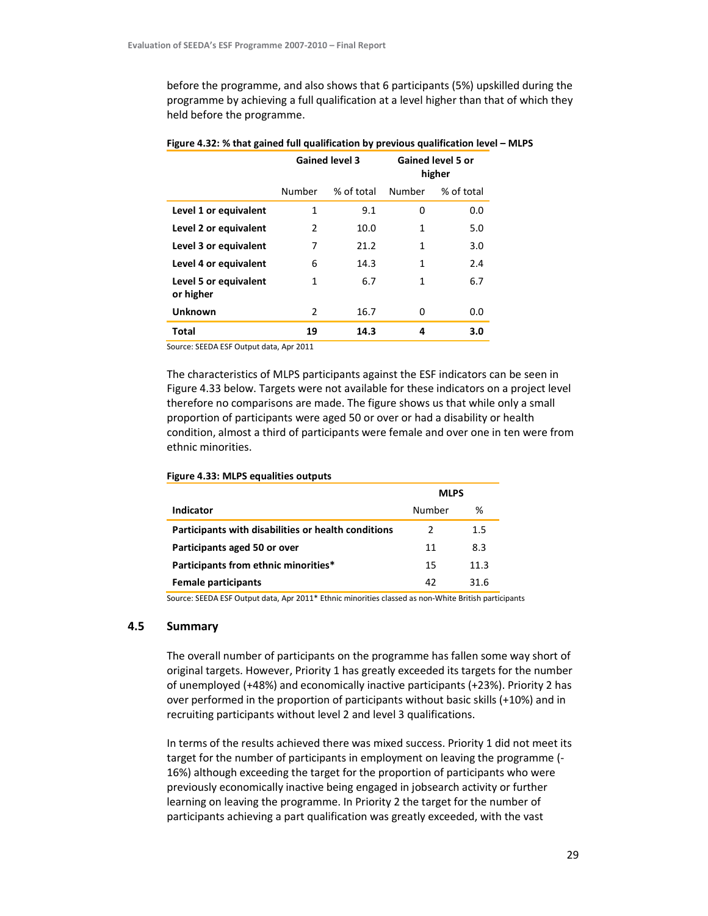before the programme, and also shows that 6 participants (5%) upskilled during the programme by achieving a full qualification at a level higher than that of which they held before the programme.

**Figure 4.32: % that gained full qualification by previous qualification level – MLPS**

| | Gained level 3 | | Gained level 5 or higher | |
|---|---|---|---|---|
| | Number | % of total | Number | % of total |
| **Level 1 or equivalent** | 1 | 9.1 | 0 | 0.0 |
| **Level 2 or equivalent** | 2 | 10.0 | 1 | 5.0 |
| **Level 3 or equivalent** | 7 | 21.2 | 1 | 3.0 |
| **Level 4 or equivalent** | 6 | 14.3 | 1 | 2.4 |
| **Level 5 or equivalent or higher** | 1 | 6.7 | 1 | 6.7 |
| **Unknown** | 2 | 16.7 | 0 | 0.0 |
| **Total** | **19** | **14.3** | **4** | **3.0** |

Source: SEEDA ESF Output data, Apr 2011

The characteristics of MLPS participants against the ESF indicators can be seen in Figure 4.33 below. Targets were not available for these indicators on a project level therefore no comparisons are made. The figure shows us that while only a small proportion of participants were aged 50 or over or had a disability or health condition, almost a third of participants were female and over one in ten were from ethnic minorities.

**Figure 4.33: MLPS equalities outputs**

| | MLPS | |
|---|---|---|
| **Indicator** | Number | % |
| **Participants with disabilities or health conditions** | 2 | 1.5 |
| **Participants aged 50 or over** | 11 | 8.3 |
| **Participants from ethnic minorities*** | 15 | 11.3 |
| **Female participants** | 42 | 31.6 |

Source: SEEDA ESF Output data, Apr 2011* Ethnic minorities classed as non-White British participants

## 4.5 Summary

The overall number of participants on the programme has fallen some way short of original targets. However, Priority 1 has greatly exceeded its targets for the number of unemployed (+48%) and economically inactive participants (+23%). Priority 2 has over performed in the proportion of participants without basic skills (+10%) and in recruiting participants without level 2 and level 3 qualifications.

In terms of the results achieved there was mixed success. Priority 1 did not meet its target for the number of participants in employment on leaving the programme (-16%) although exceeding the target for the proportion of participants who were previously economically inactive being engaged in jobsearch activity or further learning on leaving the programme. In Priority 2 the target for the number of participants achieving a part qualification was greatly exceeded, with the vast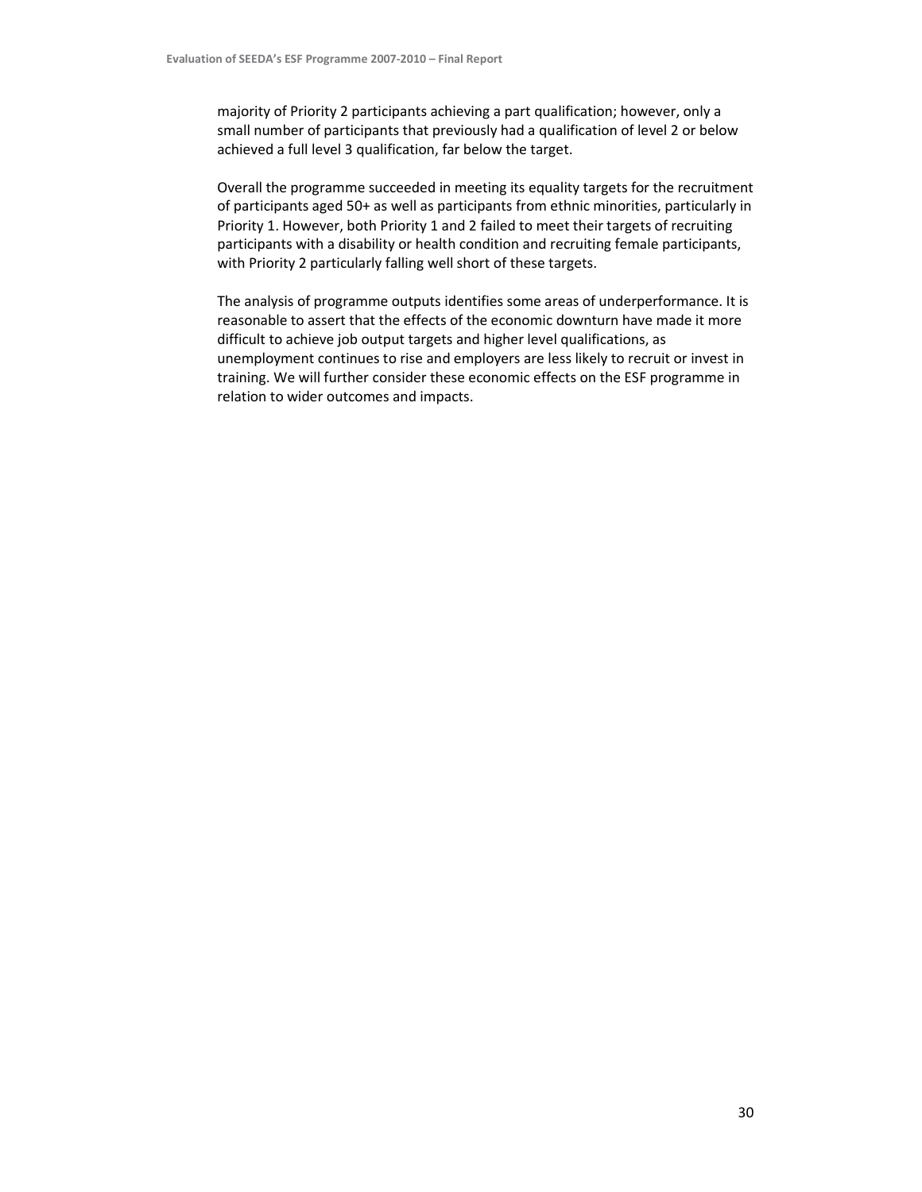majority of Priority 2 participants achieving a part qualification; however, only a small number of participants that previously had a qualification of level 2 or below achieved a full level 3 qualification, far below the target.

Overall the programme succeeded in meeting its equality targets for the recruitment of participants aged 50+ as well as participants from ethnic minorities, particularly in Priority 1. However, both Priority 1 and 2 failed to meet their targets of recruiting participants with a disability or health condition and recruiting female participants, with Priority 2 particularly falling well short of these targets.

The analysis of programme outputs identifies some areas of underperformance. It is reasonable to assert that the effects of the economic downturn have made it more difficult to achieve job output targets and higher level qualifications, as unemployment continues to rise and employers are less likely to recruit or invest in training. We will further consider these economic effects on the ESF programme in relation to wider outcomes and impacts.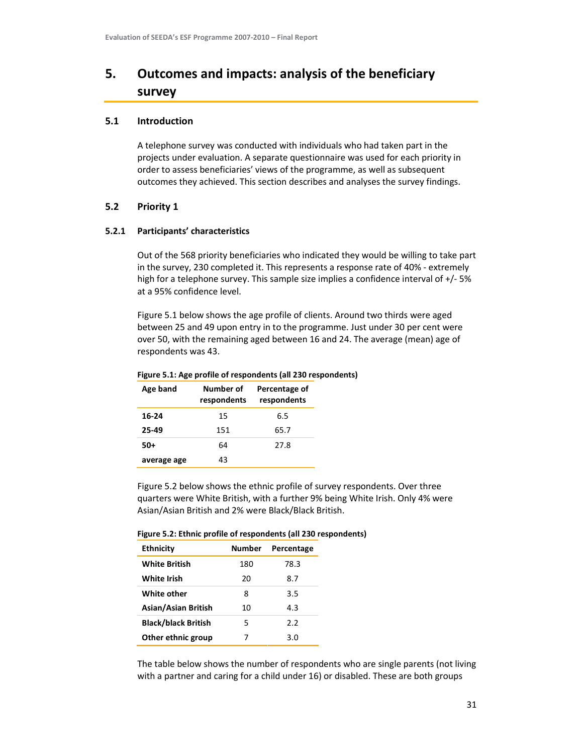# 5. Outcomes and impacts: analysis of the beneficiary survey

## 5.1 Introduction

A telephone survey was conducted with individuals who had taken part in the projects under evaluation. A separate questionnaire was used for each priority in order to assess beneficiaries' views of the programme, as well as subsequent outcomes they achieved. This section describes and analyses the survey findings.

## 5.2 Priority 1

### 5.2.1 Participants' characteristics

Out of the 568 priority beneficiaries who indicated they would be willing to take part in the survey, 230 completed it. This represents a response rate of 40% - extremely high for a telephone survey. This sample size implies a confidence interval of +/- 5% at a 95% confidence level.

Figure 5.1 below shows the age profile of clients. Around two thirds were aged between 25 and 49 upon entry in to the programme. Just under 30 per cent were over 50, with the remaining aged between 16 and 24. The average (mean) age of respondents was 43.

**Figure 5.1: Age profile of respondents (all 230 respondents)**

| Age band | Number of respondents | Percentage of respondents |
|---|---|---|
| **16-24** | 15 | 6.5 |
| **25-49** | 151 | 65.7 |
| **50+** | 64 | 27.8 |
| **average age** | 43 | |

Figure 5.2 below shows the ethnic profile of survey respondents. Over three quarters were White British, with a further 9% being White Irish. Only 4% were Asian/Asian British and 2% were Black/Black British.

**Figure 5.2: Ethnic profile of respondents (all 230 respondents)**

| Ethnicity | Number | Percentage |
|---|---|---|
| **White British** | 180 | 78.3 |
| **White Irish** | 20 | 8.7 |
| **White other** | 8 | 3.5 |
| **Asian/Asian British** | 10 | 4.3 |
| **Black/black British** | 5 | 2.2 |
| **Other ethnic group** | 7 | 3.0 |

The table below shows the number of respondents who are single parents (not living with a partner and caring for a child under 16) or disabled. These are both groups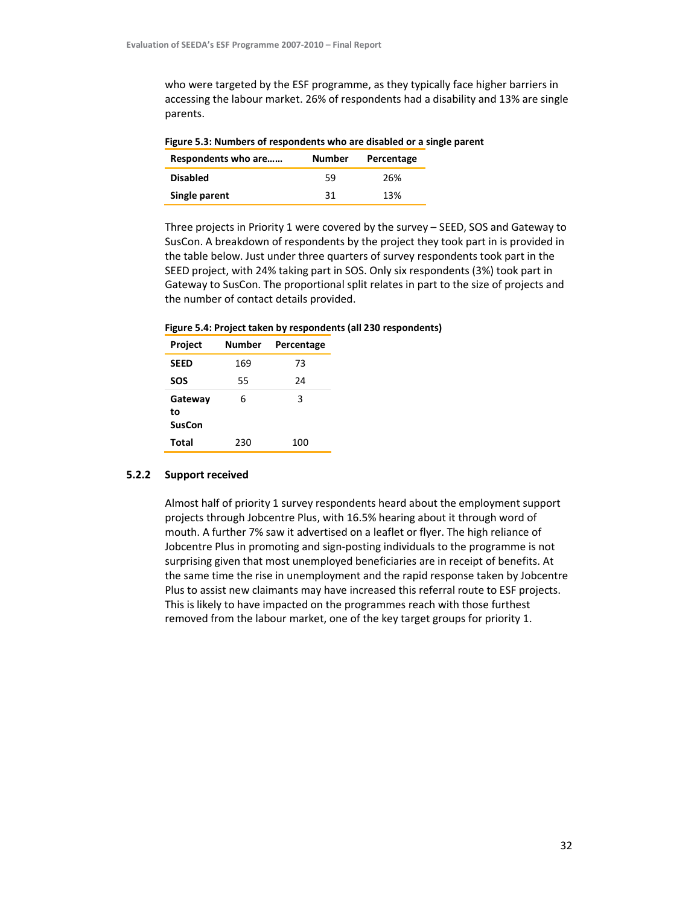who were targeted by the ESF programme, as they typically face higher barriers in accessing the labour market. 26% of respondents had a disability and 13% are single parents.

**Figure 5.3: Numbers of respondents who are disabled or a single parent**

| Respondents who are…… | Number | Percentage |
|---|---|---|
| **Disabled** | 59 | 26% |
| **Single parent** | 31 | 13% |

Three projects in Priority 1 were covered by the survey – SEED, SOS and Gateway to SusCon. A breakdown of respondents by the project they took part in is provided in the table below. Just under three quarters of survey respondents took part in the SEED project, with 24% taking part in SOS. Only six respondents (3%) took part in Gateway to SusCon. The proportional split relates in part to the size of projects and the number of contact details provided.

**Figure 5.4: Project taken by respondents (all 230 respondents)**

| Project | Number | Percentage |
|---|---|---|
| **SEED** | 169 | 73 |
| **SOS** | 55 | 24 |
| **Gateway to SusCon** | 6 | 3 |
| **Total** | 230 | 100 |

### 5.2.2 Support received

Almost half of priority 1 survey respondents heard about the employment support projects through Jobcentre Plus, with 16.5% hearing about it through word of mouth. A further 7% saw it advertised on a leaflet or flyer. The high reliance of Jobcentre Plus in promoting and sign-posting individuals to the programme is not surprising given that most unemployed beneficiaries are in receipt of benefits. At the same time the rise in unemployment and the rapid response taken by Jobcentre Plus to assist new claimants may have increased this referral route to ESF projects. This is likely to have impacted on the programmes reach with those furthest removed from the labour market, one of the key target groups for priority 1.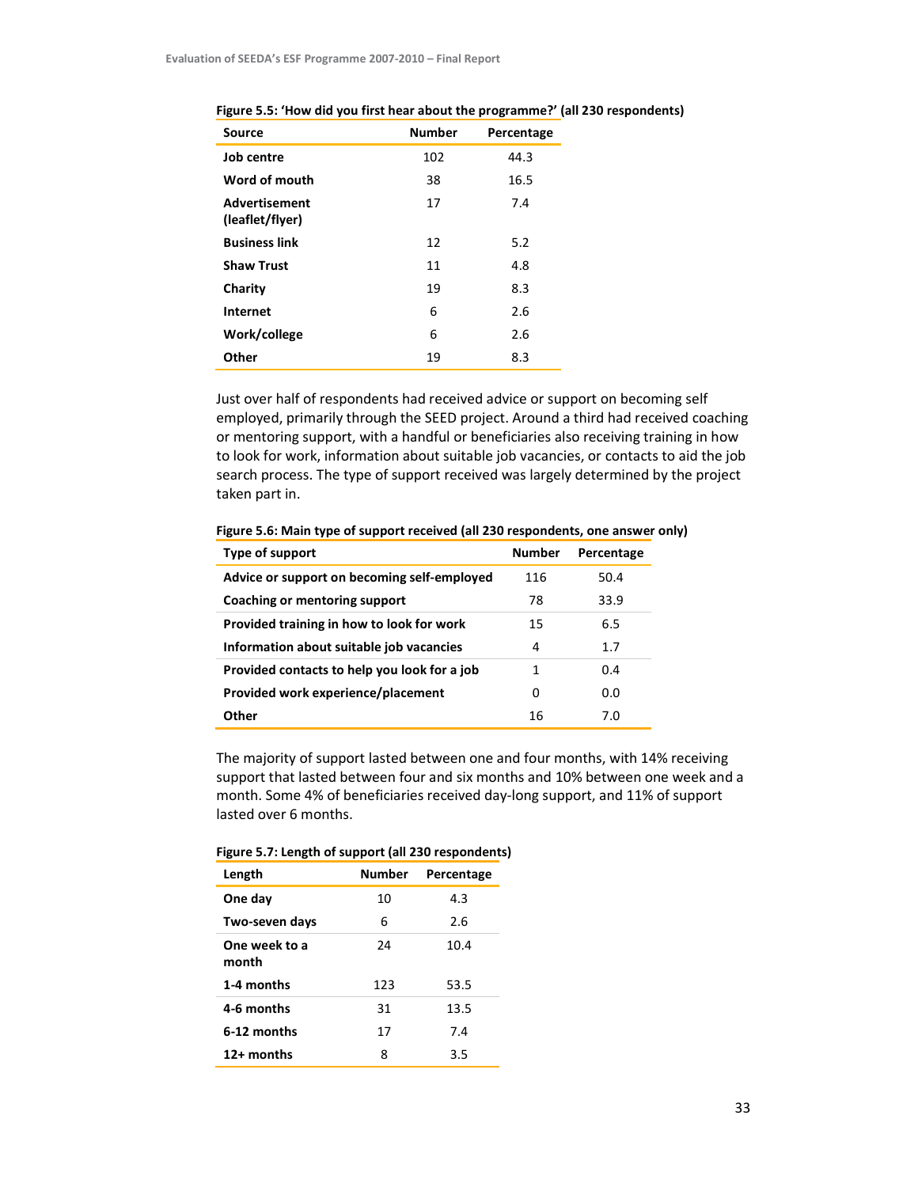**Figure 5.5: 'How did you first hear about the programme?' (all 230 respondents)**

| Source | Number | Percentage |
|---|---|---|
| **Job centre** | 102 | 44.3 |
| **Word of mouth** | 38 | 16.5 |
| **Advertisement (leaflet/flyer)** | 17 | 7.4 |
| **Business link** | 12 | 5.2 |
| **Shaw Trust** | 11 | 4.8 |
| **Charity** | 19 | 8.3 |
| **Internet** | 6 | 2.6 |
| **Work/college** | 6 | 2.6 |
| **Other** | 19 | 8.3 |

Just over half of respondents had received advice or support on becoming self employed, primarily through the SEED project. Around a third had received coaching or mentoring support, with a handful or beneficiaries also receiving training in how to look for work, information about suitable job vacancies, or contacts to aid the job search process. The type of support received was largely determined by the project taken part in.

**Figure 5.6: Main type of support received (all 230 respondents, one answer only)**

| Type of support | Number | Percentage |
|---|---|---|
| **Advice or support on becoming self-employed** | 116 | 50.4 |
| **Coaching or mentoring support** | 78 | 33.9 |
| **Provided training in how to look for work** | 15 | 6.5 |
| **Information about suitable job vacancies** | 4 | 1.7 |
| **Provided contacts to help you look for a job** | 1 | 0.4 |
| **Provided work experience/placement** | 0 | 0.0 |
| **Other** | 16 | 7.0 |

The majority of support lasted between one and four months, with 14% receiving support that lasted between four and six months and 10% between one week and a month. Some 4% of beneficiaries received day-long support, and 11% of support lasted over 6 months.

**Figure 5.7: Length of support (all 230 respondents)**

| Length | Number | Percentage |
|---|---|---|
| **One day** | 10 | 4.3 |
| **Two-seven days** | 6 | 2.6 |
| **One week to a month** | 24 | 10.4 |
| **1-4 months** | 123 | 53.5 |
| **4-6 months** | 31 | 13.5 |
| **6-12 months** | 17 | 7.4 |
| **12+ months** | 8 | 3.5 |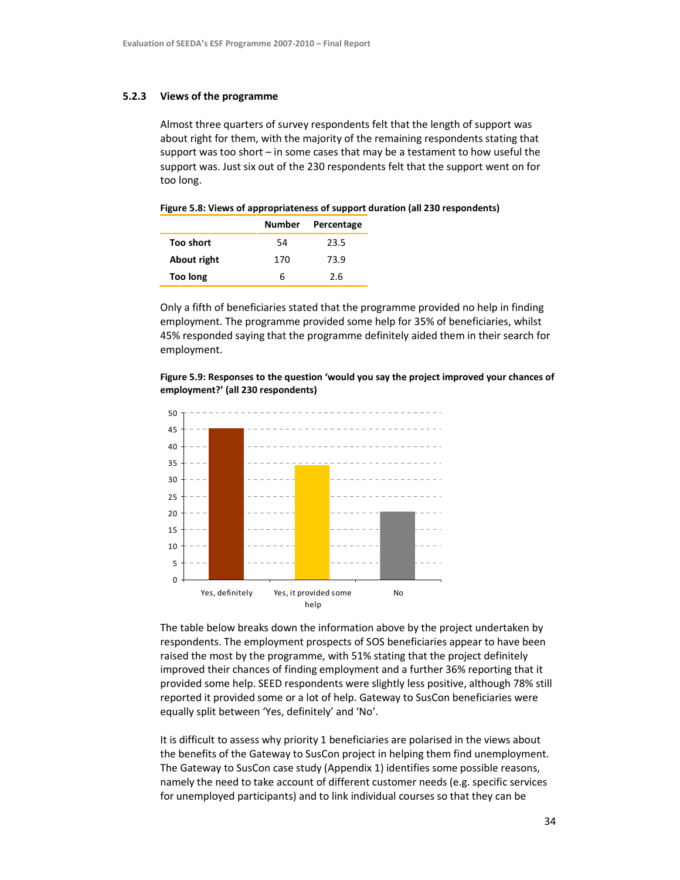### 5.2.3 Views of the programme

Almost three quarters of survey respondents felt that the length of support was about right for them, with the majority of the remaining respondents stating that support was too short – in some cases that may be a testament to how useful the support was. Just six out of the 230 respondents felt that the support went on for too long.

**Figure 5.8: Views of appropriateness of support duration (all 230 respondents)**

| | Number | Percentage |
|---|---|---|
| **Too short** | 54 | 23.5 |
| **About right** | 170 | 73.9 |
| **Too long** | 6 | 2.6 |

Only a fifth of beneficiaries stated that the programme provided no help in finding employment. The programme provided some help for 35% of beneficiaries, whilst 45% responded saying that the programme definitely aided them in their search for employment.

**Figure 5.9: Responses to the question 'would you say the project improved your chances of employment?' (all 230 respondents)**

| Response | Percentage (approx.) |
|---|---|
| Yes, definitely | 45 |
| Yes, it provided some help | 34 |
| No | 20 |

The table below breaks down the information above by the project undertaken by respondents. The employment prospects of SOS beneficiaries appear to have been raised the most by the programme, with 51% stating that the project definitely improved their chances of finding employment and a further 36% reporting that it provided some help. SEED respondents were slightly less positive, although 78% still reported it provided some or a lot of help. Gateway to SusCon beneficiaries were equally split between 'Yes, definitely' and 'No'.

It is difficult to assess why priority 1 beneficiaries are polarised in the views about the benefits of the Gateway to SusCon project in helping them find unemployment. The Gateway to SusCon case study (Appendix 1) identifies some possible reasons, namely the need to take account of different customer needs (e.g. specific services for unemployed participants) and to link individual courses so that they can be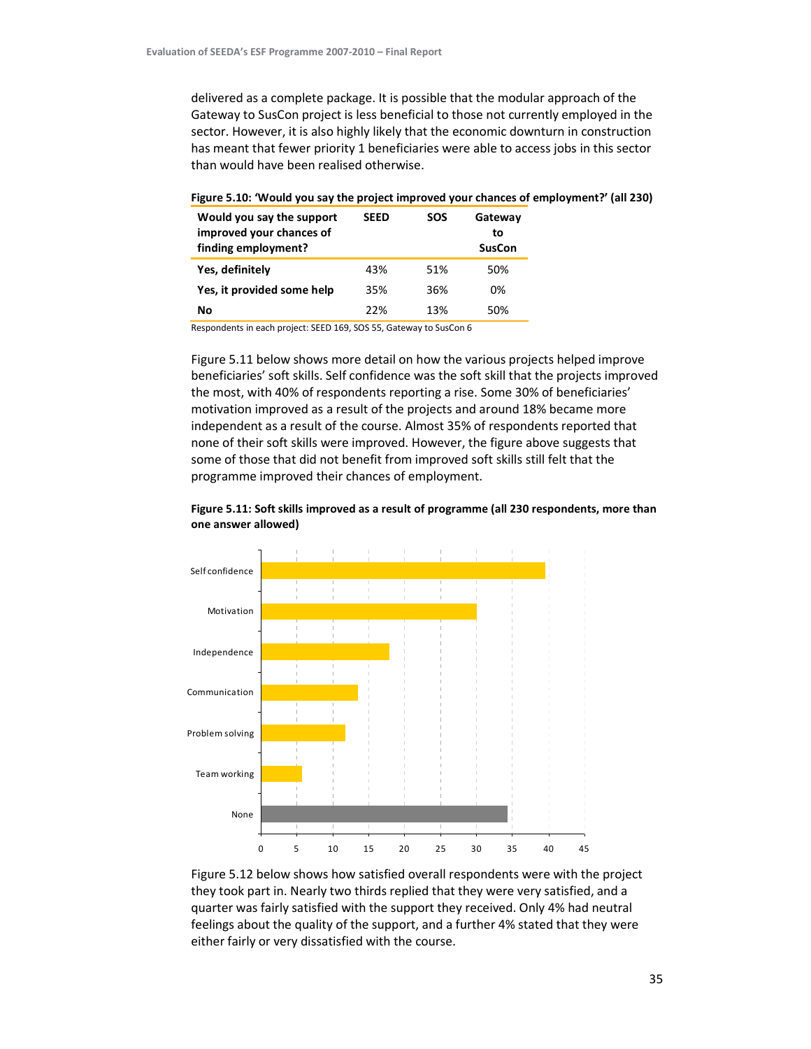delivered as a complete package. It is possible that the modular approach of the Gateway to SusCon project is less beneficial to those not currently employed in the sector. However, it is also highly likely that the economic downturn in construction has meant that fewer priority 1 beneficiaries were able to access jobs in this sector than would have been realised otherwise.

**Figure 5.10: 'Would you say the project improved your chances of employment?' (all 230)**

| Would you say the support improved your chances of finding employment? | SEED | SOS | Gateway to SusCon |
|---|---|---|---|
| **Yes, definitely** | 43% | 51% | 50% |
| **Yes, it provided some help** | 35% | 36% | 0% |
| **No** | 22% | 13% | 50% |

Respondents in each project: SEED 169, SOS 55, Gateway to SusCon 6

Figure 5.11 below shows more detail on how the various projects helped improve beneficiaries' soft skills. Self confidence was the soft skill that the projects improved the most, with 40% of respondents reporting a rise. Some 30% of beneficiaries' motivation improved as a result of the projects and around 18% became more independent as a result of the course. Almost 35% of respondents reported that none of their soft skills were improved. However, the figure above suggests that some of those that did not benefit from improved soft skills still felt that the programme improved their chances of employment.

**Figure 5.11: Soft skills improved as a result of programme (all 230 respondents, more than one answer allowed)**

| Soft skill | Approx. % |
|---|---|
| Self confidence | 40 |
| Motivation | 30 |
| Independence | 18 |
| Communication | 13.5 |
| Problem solving | 12 |
| Team working | 6 |
| None | 34.5 |

Figure 5.12 below shows how satisfied overall respondents were with the project they took part in. Nearly two thirds replied that they were very satisfied, and a quarter was fairly satisfied with the support they received. Only 4% had neutral feelings about the quality of the support, and a further 4% stated that they were either fairly or very dissatisfied with the course.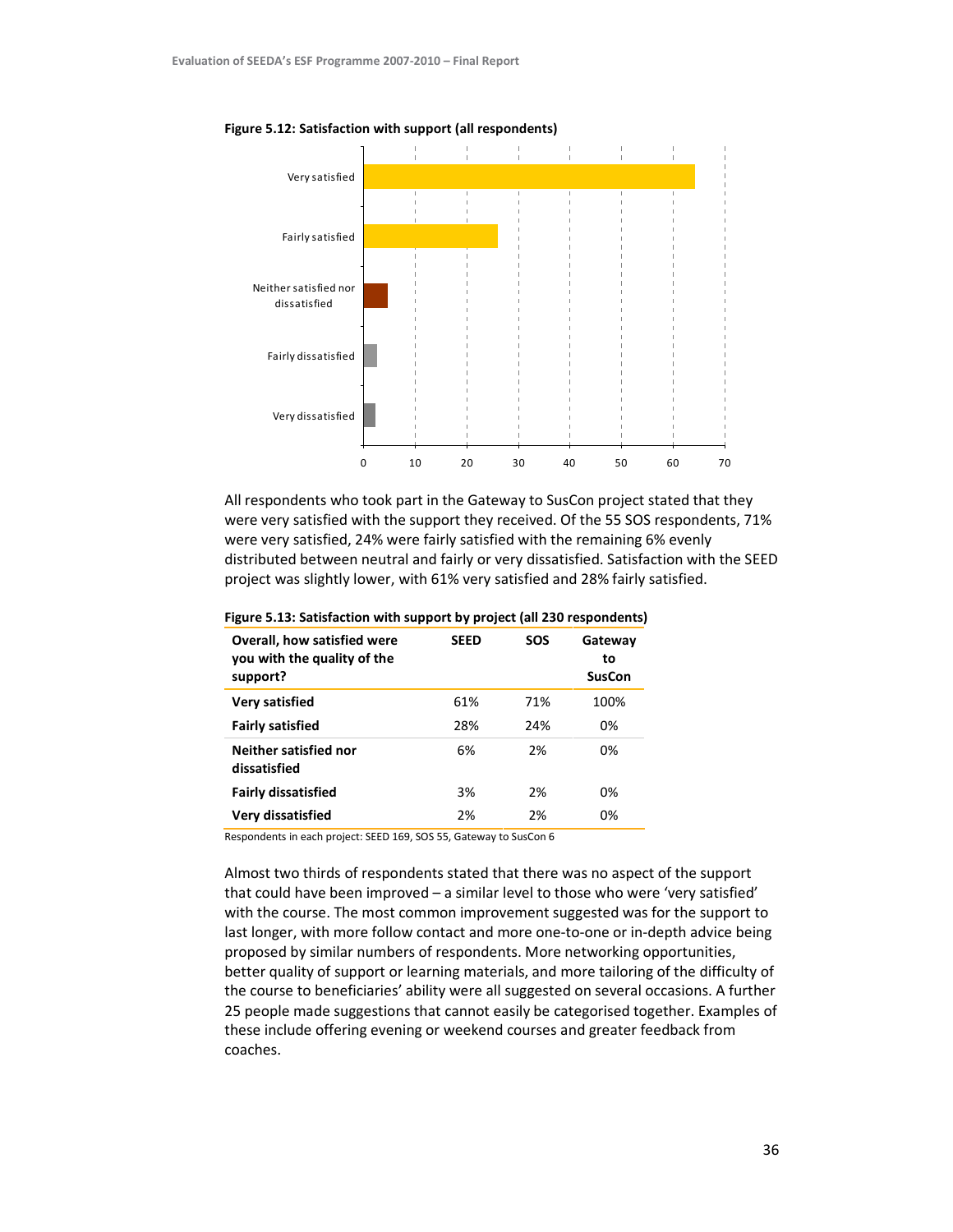**Figure 5.12: Satisfaction with support (all respondents)**

All respondents who took part in the Gateway to SusCon project stated that they were very satisfied with the support they received. Of the 55 SOS respondents, 71% were very satisfied, 24% were fairly satisfied with the remaining 6% evenly distributed between neutral and fairly or very dissatisfied. Satisfaction with the SEED project was slightly lower, with 61% very satisfied and 28% fairly satisfied.

**Figure 5.13: Satisfaction with support by project (all 230 respondents)**

| Overall, how satisfied were you with the quality of the support? | SEED | SOS | Gateway to SusCon |
|---|---|---|---|
| **Very satisfied** | 61% | 71% | 100% |
| **Fairly satisfied** | 28% | 24% | 0% |
| **Neither satisfied nor dissatisfied** | 6% | 2% | 0% |
| **Fairly dissatisfied** | 3% | 2% | 0% |
| **Very dissatisfied** | 2% | 2% | 0% |

Respondents in each project: SEED 169, SOS 55, Gateway to SusCon 6

Almost two thirds of respondents stated that there was no aspect of the support that could have been improved – a similar level to those who were 'very satisfied' with the course. The most common improvement suggested was for the support to last longer, with more follow contact and more one-to-one or in-depth advice being proposed by similar numbers of respondents. More networking opportunities, better quality of support or learning materials, and more tailoring of the difficulty of the course to beneficiaries' ability were all suggested on several occasions. A further 25 people made suggestions that cannot easily be categorised together. Examples of these include offering evening or weekend courses and greater feedback from coaches.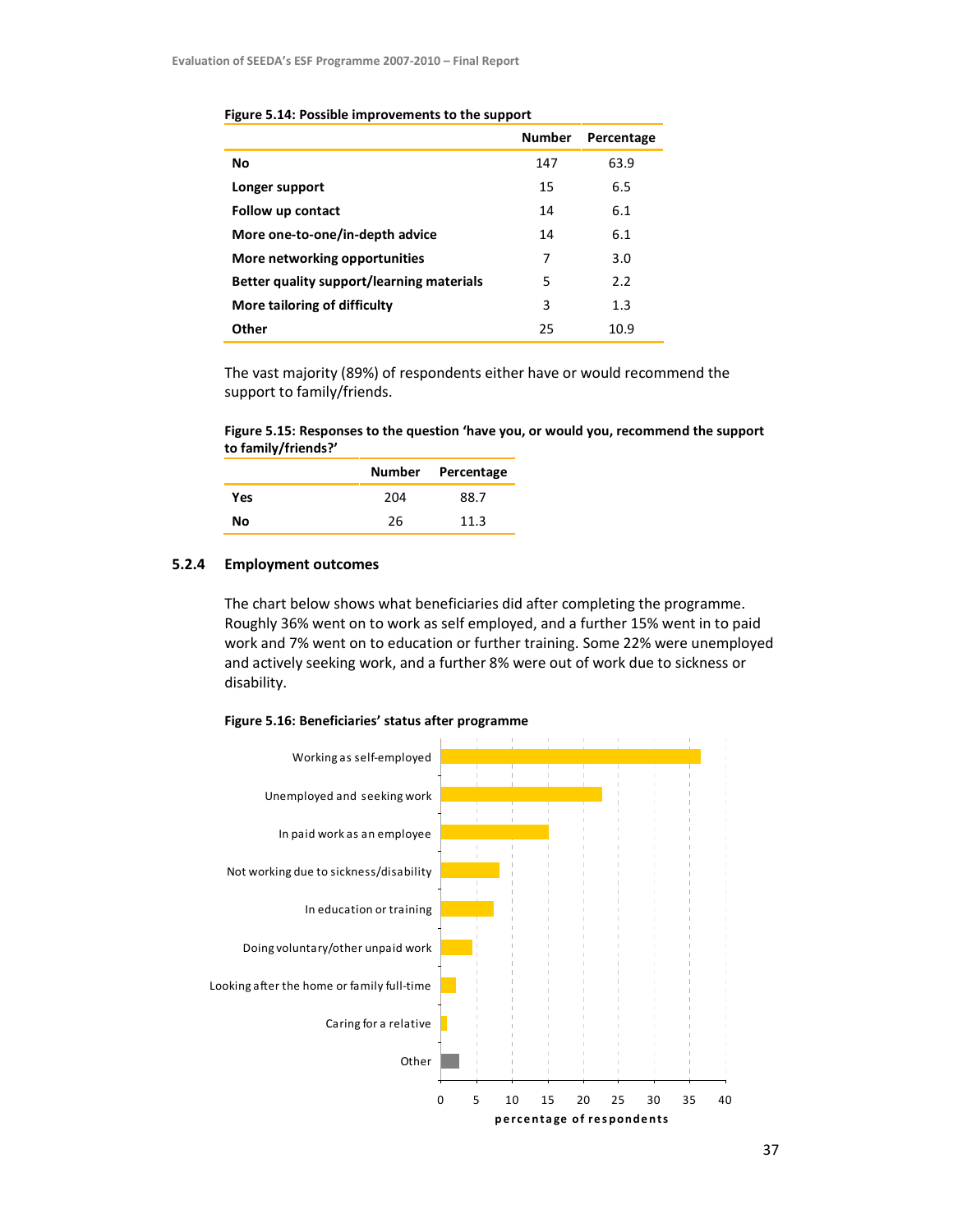**Figure 5.14: Possible improvements to the support**

| | Number | Percentage |
|---|---|---|
| **No** | 147 | 63.9 |
| **Longer support** | 15 | 6.5 |
| **Follow up contact** | 14 | 6.1 |
| **More one-to-one/in-depth advice** | 14 | 6.1 |
| **More networking opportunities** | 7 | 3.0 |
| **Better quality support/learning materials** | 5 | 2.2 |
| **More tailoring of difficulty** | 3 | 1.3 |
| **Other** | 25 | 10.9 |

The vast majority (89%) of respondents either have or would recommend the support to family/friends.

**Figure 5.15: Responses to the question 'have you, or would you, recommend the support to family/friends?'**

| | Number | Percentage |
|---|---|---|
| **Yes** | 204 | 88.7 |
| **No** | 26 | 11.3 |

### 5.2.4 Employment outcomes

The chart below shows what beneficiaries did after completing the programme. Roughly 36% went on to work as self employed, and a further 15% went in to paid work and 7% went on to education or further training. Some 22% were unemployed and actively seeking work, and a further 8% were out of work due to sickness or disability.

**Figure 5.16: Beneficiaries' status after programme**

Working as self-employed
Unemployed and seeking work
In paid work as an employee
Not working due to sickness/disability
In education or training
Doing voluntary/other unpaid work
Looking after the home or family full-time
Caring for a relative
Other

0 5 10 15 20 25 30 35 40

percentage of respondents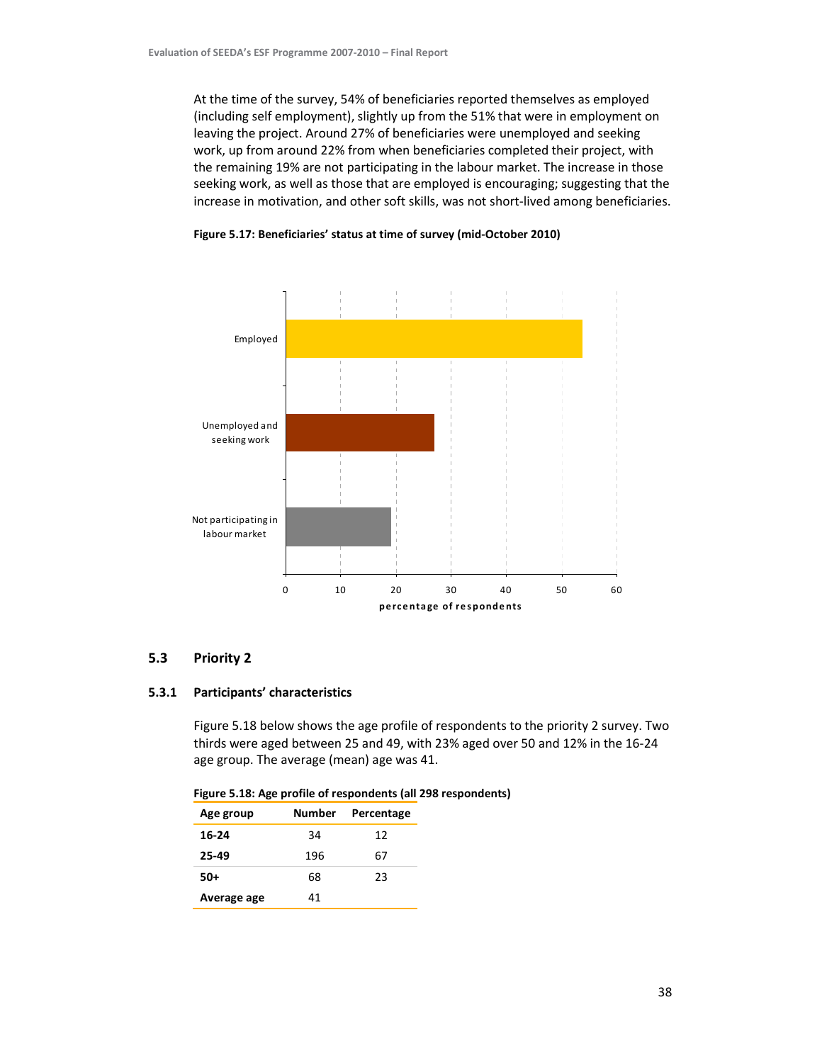At the time of the survey, 54% of beneficiaries reported themselves as employed (including self employment), slightly up from the 51% that were in employment on leaving the project. Around 27% of beneficiaries were unemployed and seeking work, up from around 22% from when beneficiaries completed their project, with the remaining 19% are not participating in the labour market. The increase in those seeking work, as well as those that are employed is encouraging; suggesting that the increase in motivation, and other soft skills, was not short-lived among beneficiaries.

**Figure 5.17: Beneficiaries' status at time of survey (mid-October 2010)**

| Status | Percentage of respondents |
|---|---|
| Employed | 54 |
| Unemployed and seeking work | 27 |
| Not participating in labour market | 19 |

## 5.3 Priority 2

### 5.3.1 Participants' characteristics

Figure 5.18 below shows the age profile of respondents to the priority 2 survey. Two thirds were aged between 25 and 49, with 23% aged over 50 and 12% in the 16-24 age group. The average (mean) age was 41.

**Figure 5.18: Age profile of respondents (all 298 respondents)**

| Age group | Number | Percentage |
|---|---|---|
| **16-24** | 34 | 12 |
| **25-49** | 196 | 67 |
| **50+** | 68 | 23 |
| **Average age** | 41 | |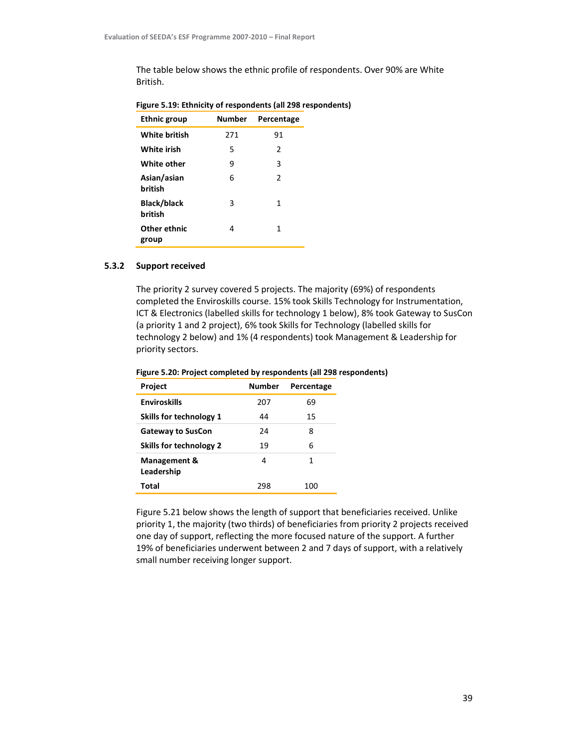The table below shows the ethnic profile of respondents. Over 90% are White British.

**Figure 5.19: Ethnicity of respondents (all 298 respondents)**

| Ethnic group | Number | Percentage |
|---|---|---|
| **White british** | 271 | 91 |
| **White irish** | 5 | 2 |
| **White other** | 9 | 3 |
| **Asian/asian british** | 6 | 2 |
| **Black/black british** | 3 | 1 |
| **Other ethnic group** | 4 | 1 |

### 5.3.2 Support received

The priority 2 survey covered 5 projects. The majority (69%) of respondents completed the Enviroskills course. 15% took Skills Technology for Instrumentation, ICT & Electronics (labelled skills for technology 1 below), 8% took Gateway to SusCon (a priority 1 and 2 project), 6% took Skills for Technology (labelled skills for technology 2 below) and 1% (4 respondents) took Management & Leadership for priority sectors.

**Figure 5.20: Project completed by respondents (all 298 respondents)**

| Project | Number | Percentage |
|---|---|---|
| **Enviroskills** | 207 | 69 |
| **Skills for technology 1** | 44 | 15 |
| **Gateway to SusCon** | 24 | 8 |
| **Skills for technology 2** | 19 | 6 |
| **Management & Leadership** | 4 | 1 |
| **Total** | 298 | 100 |

Figure 5.21 below shows the length of support that beneficiaries received. Unlike priority 1, the majority (two thirds) of beneficiaries from priority 2 projects received one day of support, reflecting the more focused nature of the support. A further 19% of beneficiaries underwent between 2 and 7 days of support, with a relatively small number receiving longer support.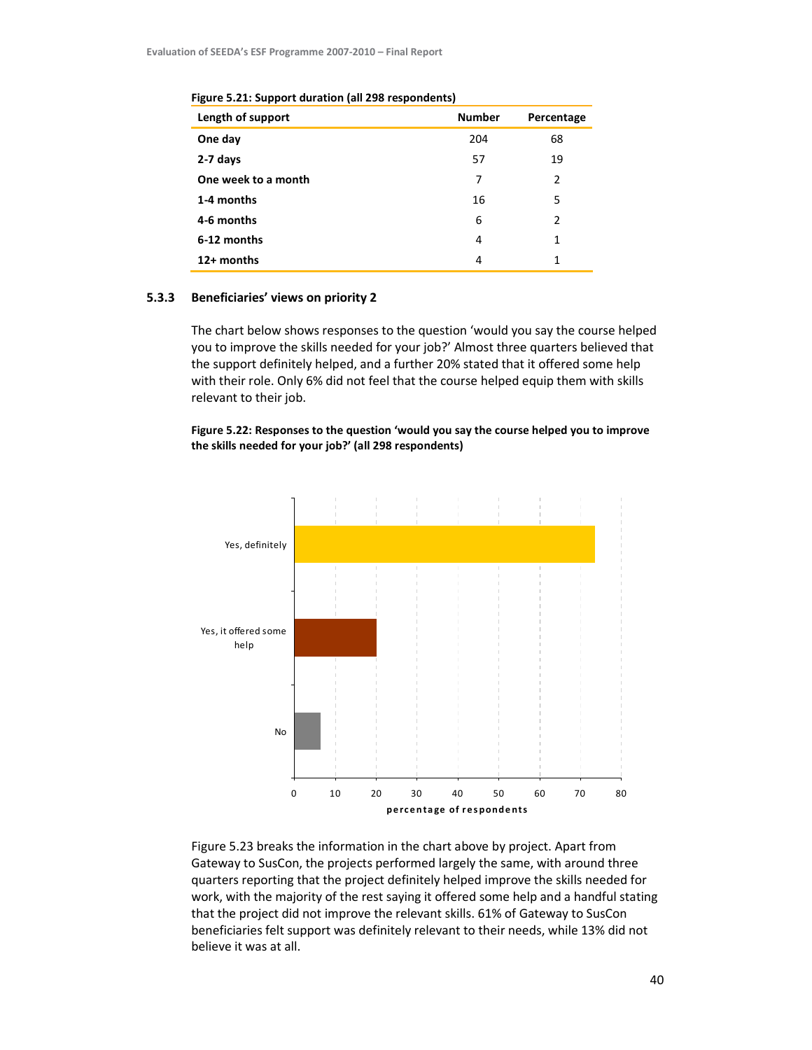**Figure 5.21: Support duration (all 298 respondents)**

| Length of support | Number | Percentage |
|---|---|---|
| **One day** | 204 | 68 |
| **2-7 days** | 57 | 19 |
| **One week to a month** | 7 | 2 |
| **1-4 months** | 16 | 5 |
| **4-6 months** | 6 | 2 |
| **6-12 months** | 4 | 1 |
| **12+ months** | 4 | 1 |

### 5.3.3 Beneficiaries' views on priority 2

The chart below shows responses to the question 'would you say the course helped you to improve the skills needed for your job?' Almost three quarters believed that the support definitely helped, and a further 20% stated that it offered some help with their role. Only 6% did not feel that the course helped equip them with skills relevant to their job.

**Figure 5.22: Responses to the question 'would you say the course helped you to improve the skills needed for your job?' (all 298 respondents)**

Yes, definitely
Yes, it offered some help
No

0 10 20 30 40 50 60 70 80
percentage of respondents

Figure 5.23 breaks the information in the chart above by project. Apart from Gateway to SusCon, the projects performed largely the same, with around three quarters reporting that the project definitely helped improve the skills needed for work, with the majority of the rest saying it offered some help and a handful stating that the project did not improve the relevant skills. 61% of Gateway to SusCon beneficiaries felt support was definitely relevant to their needs, while 13% did not believe it was at all.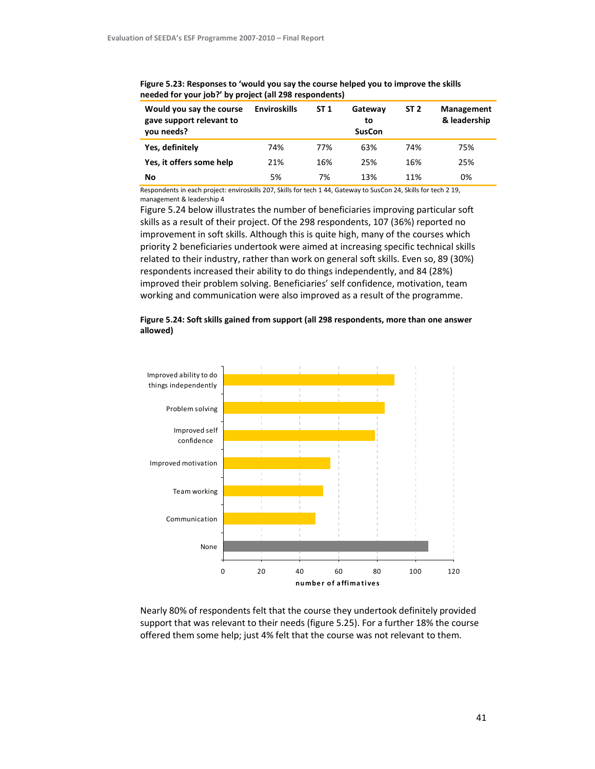**Figure 5.23: Responses to 'would you say the course helped you to improve the skills needed for your job?' by project (all 298 respondents)**

| Would you say the course gave support relevant to you needs? | Enviroskills | ST 1 | Gateway to SusCon | ST 2 | Management & leadership |
|---|---|---|---|---|---|
| **Yes, definitely** | 74% | 77% | 63% | 74% | 75% |
| **Yes, it offers some help** | 21% | 16% | 25% | 16% | 25% |
| **No** | 5% | 7% | 13% | 11% | 0% |

Respondents in each project: enviroskills 207, Skills for tech 1 44, Gateway to SusCon 24, Skills for tech 2 19, management & leadership 4

Figure 5.24 below illustrates the number of beneficiaries improving particular soft skills as a result of their project. Of the 298 respondents, 107 (36%) reported no improvement in soft skills. Although this is quite high, many of the courses which priority 2 beneficiaries undertook were aimed at increasing specific technical skills related to their industry, rather than work on general soft skills. Even so, 89 (30%) respondents increased their ability to do things independently, and 84 (28%) improved their problem solving. Beneficiaries' self confidence, motivation, team working and communication were also improved as a result of the programme.

**Figure 5.24: Soft skills gained from support (all 298 respondents, more than one answer allowed)**

| Soft skill | Number of affimatives |
|---|---|
| Improved ability to do things independently | 89 |
| Problem solving | 84 |
| Improved self confidence | 79 |
| Improved motivation | 56 |
| Team working | 52 |
| Communication | 48 |
| None | 107 |

Nearly 80% of respondents felt that the course they undertook definitely provided support that was relevant to their needs (figure 5.25). For a further 18% the course offered them some help; just 4% felt that the course was not relevant to them.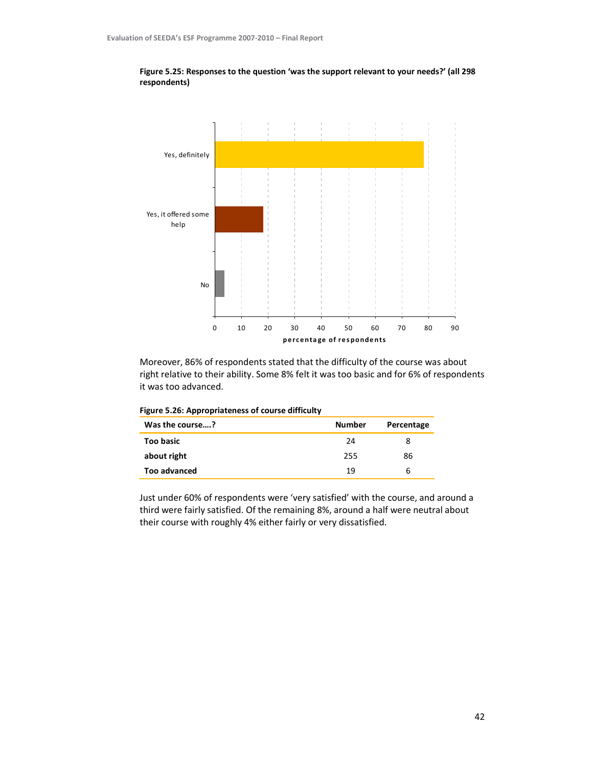**Figure 5.25: Responses to the question 'was the support relevant to your needs?' (all 298 respondents)**

Moreover, 86% of respondents stated that the difficulty of the course was about right relative to their ability. Some 8% felt it was too basic and for 6% of respondents it was too advanced.

**Figure 5.26: Appropriateness of course difficulty**

| Was the course....? | Number | Percentage |
|---|---|---|
| **Too basic** | 24 | 8 |
| **about right** | 255 | 86 |
| **Too advanced** | 19 | 6 |

Just under 60% of respondents were 'very satisfied' with the course, and around a third were fairly satisfied. Of the remaining 8%, around a half were neutral about their course with roughly 4% either fairly or very dissatisfied.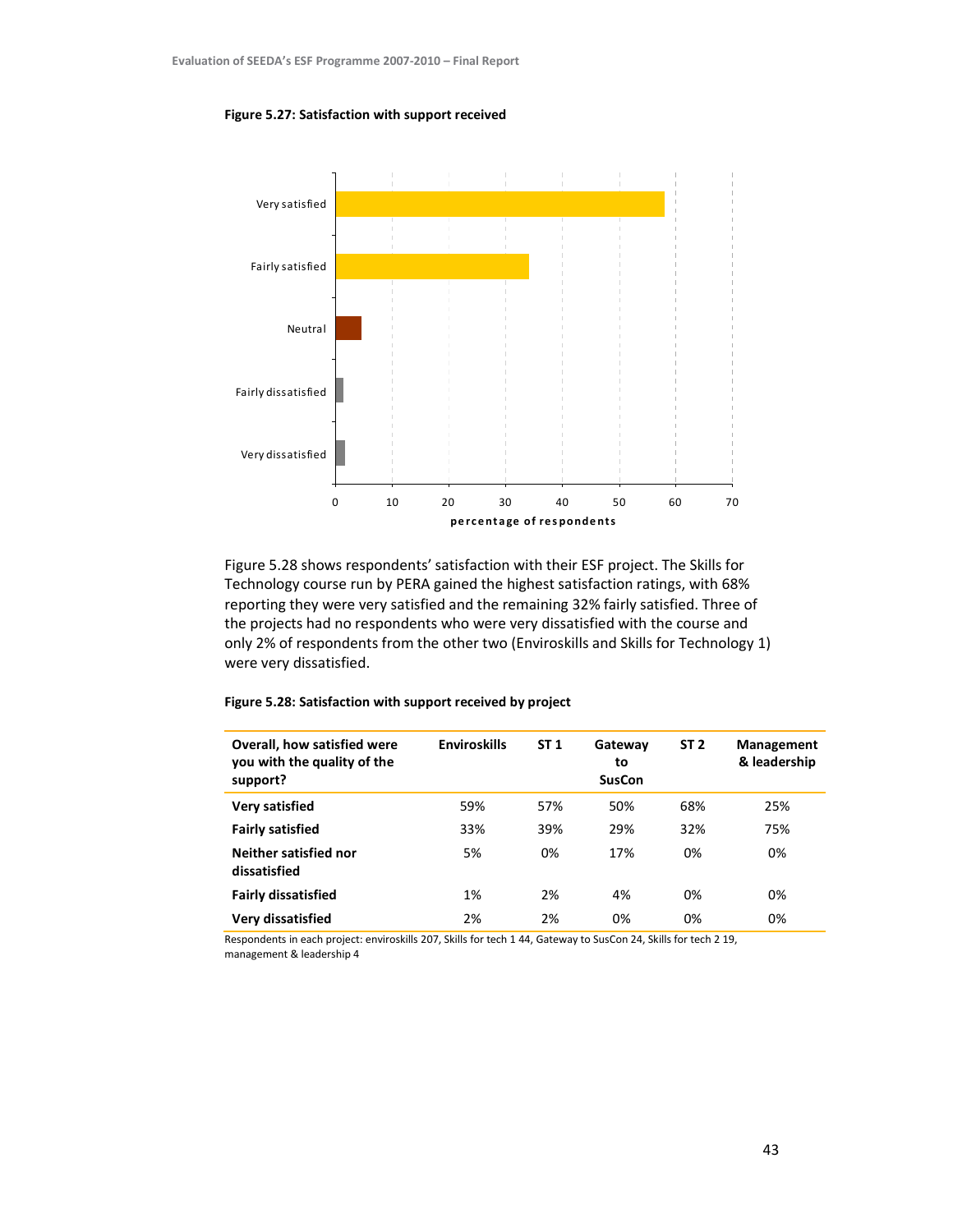**Figure 5.27: Satisfaction with support received**

Figure 5.28 shows respondents' satisfaction with their ESF project. The Skills for Technology course run by PERA gained the highest satisfaction ratings, with 68% reporting they were very satisfied and the remaining 32% fairly satisfied. Three of the projects had no respondents who were very dissatisfied with the course and only 2% of respondents from the other two (Enviroskills and Skills for Technology 1) were very dissatisfied.

**Figure 5.28: Satisfaction with support received by project**

| Overall, how satisfied were you with the quality of the support? | Enviroskills | ST 1 | Gateway to SusCon | ST 2 | Management & leadership |
|---|---|---|---|---|---|
| **Very satisfied** | 59% | 57% | 50% | 68% | 25% |
| **Fairly satisfied** | 33% | 39% | 29% | 32% | 75% |
| **Neither satisfied nor dissatisfied** | 5% | 0% | 17% | 0% | 0% |
| **Fairly dissatisfied** | 1% | 2% | 4% | 0% | 0% |
| **Very dissatisfied** | 2% | 2% | 0% | 0% | 0% |

Respondents in each project: enviroskills 207, Skills for tech 1 44, Gateway to SusCon 24, Skills for tech 2 19, management & leadership 4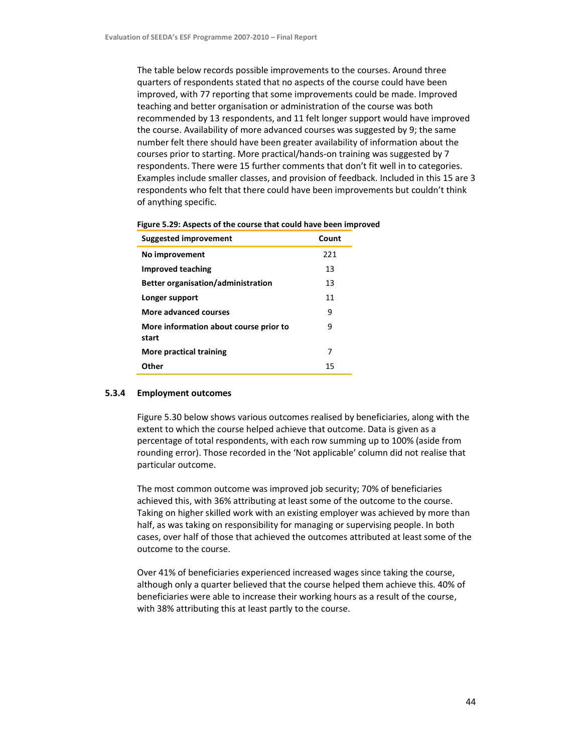The table below records possible improvements to the courses. Around three quarters of respondents stated that no aspects of the course could have been improved, with 77 reporting that some improvements could be made. Improved teaching and better organisation or administration of the course was both recommended by 13 respondents, and 11 felt longer support would have improved the course. Availability of more advanced courses was suggested by 9; the same number felt there should have been greater availability of information about the courses prior to starting. More practical/hands-on training was suggested by 7 respondents. There were 15 further comments that don't fit well in to categories. Examples include smaller classes, and provision of feedback. Included in this 15 are 3 respondents who felt that there could have been improvements but couldn't think of anything specific.

**Figure 5.29: Aspects of the course that could have been improved**

| Suggested improvement | Count |
|---|---|
| **No improvement** | 221 |
| **Improved teaching** | 13 |
| **Better organisation/administration** | 13 |
| **Longer support** | 11 |
| **More advanced courses** | 9 |
| **More information about course prior to start** | 9 |
| **More practical training** | 7 |
| **Other** | 15 |

### 5.3.4 Employment outcomes

Figure 5.30 below shows various outcomes realised by beneficiaries, along with the extent to which the course helped achieve that outcome. Data is given as a percentage of total respondents, with each row summing up to 100% (aside from rounding error). Those recorded in the 'Not applicable' column did not realise that particular outcome.

The most common outcome was improved job security; 70% of beneficiaries achieved this, with 36% attributing at least some of the outcome to the course. Taking on higher skilled work with an existing employer was achieved by more than half, as was taking on responsibility for managing or supervising people. In both cases, over half of those that achieved the outcomes attributed at least some of the outcome to the course.

Over 41% of beneficiaries experienced increased wages since taking the course, although only a quarter believed that the course helped them achieve this. 40% of beneficiaries were able to increase their working hours as a result of the course, with 38% attributing this at least partly to the course.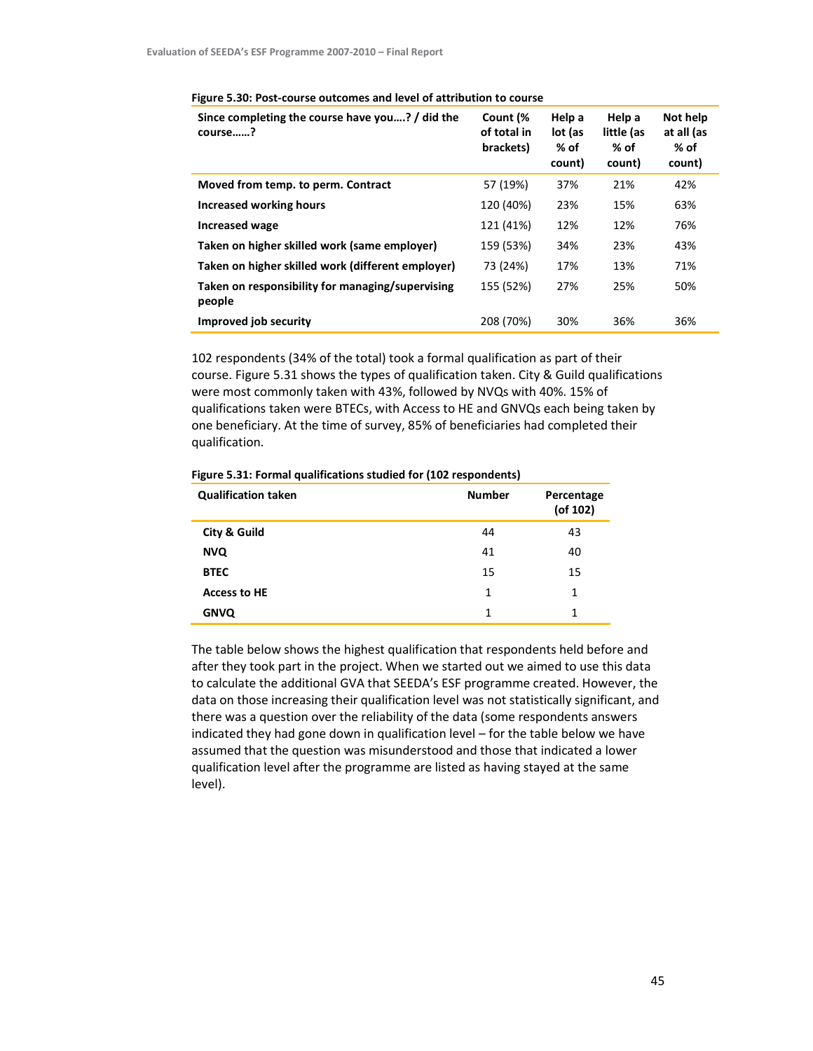**Figure 5.30: Post-course outcomes and level of attribution to course**

| Since completing the course have you….? / did the course……? | Count (% of total in brackets) | Help a lot (as % of count) | Help a little (as % of count) | Not help at all (as % of count) |
|---|---|---|---|---|
| **Moved from temp. to perm. Contract** | 57 (19%) | 37% | 21% | 42% |
| **Increased working hours** | 120 (40%) | 23% | 15% | 63% |
| **Increased wage** | 121 (41%) | 12% | 12% | 76% |
| **Taken on higher skilled work (same employer)** | 159 (53%) | 34% | 23% | 43% |
| **Taken on higher skilled work (different employer)** | 73 (24%) | 17% | 13% | 71% |
| **Taken on responsibility for managing/supervising people** | 155 (52%) | 27% | 25% | 50% |
| **Improved job security** | 208 (70%) | 30% | 36% | 36% |

102 respondents (34% of the total) took a formal qualification as part of their course. Figure 5.31 shows the types of qualification taken. City & Guild qualifications were most commonly taken with 43%, followed by NVQs with 40%. 15% of qualifications taken were BTECs, with Access to HE and GNVQs each being taken by one beneficiary. At the time of survey, 85% of beneficiaries had completed their qualification.

**Figure 5.31: Formal qualifications studied for (102 respondents)**

| Qualification taken | Number | Percentage (of 102) |
|---|---|---|
| **City & Guild** | 44 | 43 |
| **NVQ** | 41 | 40 |
| **BTEC** | 15 | 15 |
| **Access to HE** | 1 | 1 |
| **GNVQ** | 1 | 1 |

The table below shows the highest qualification that respondents held before and after they took part in the project. When we started out we aimed to use this data to calculate the additional GVA that SEEDA's ESF programme created. However, the data on those increasing their qualification level was not statistically significant, and there was a question over the reliability of the data (some respondents answers indicated they had gone down in qualification level – for the table below we have assumed that the question was misunderstood and those that indicated a lower qualification level after the programme are listed as having stayed at the same level).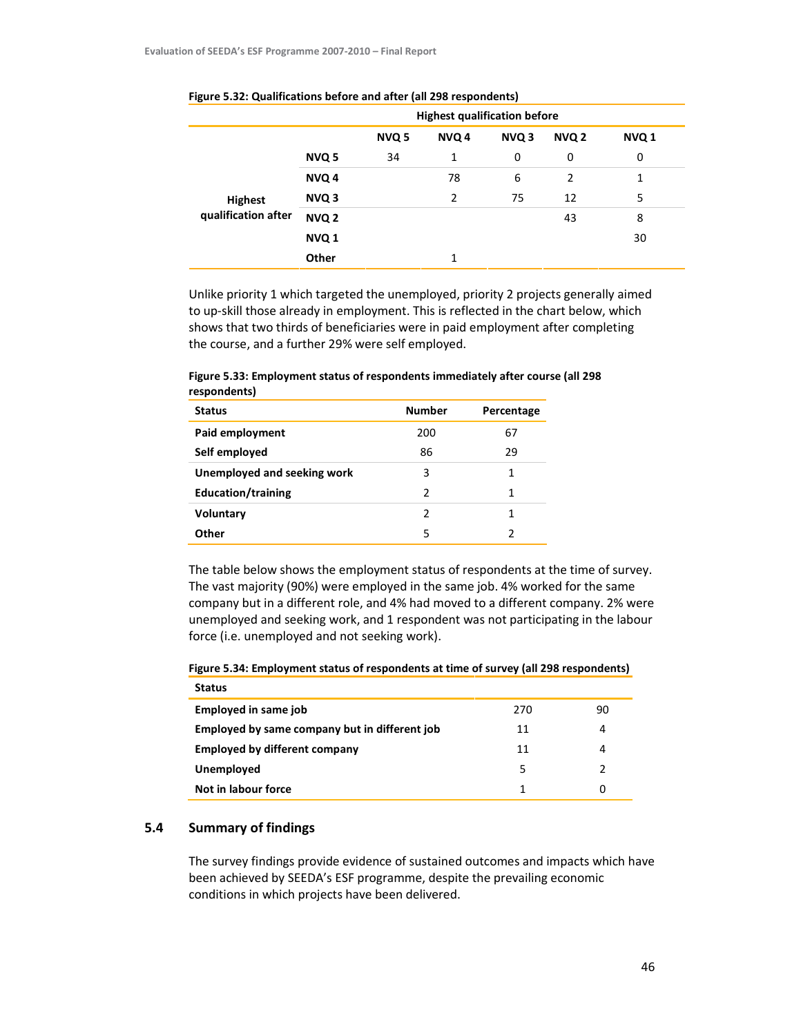**Figure 5.32: Qualifications before and after (all 298 respondents)**

| | | Highest qualification before | | | | |
|---|---|---|---|---|---|---|
| | | NVQ 5 | NVQ 4 | NVQ 3 | NVQ 2 | NVQ 1 |
| Highest qualification after | NVQ 5 | 34 | 1 | 0 | 0 | 0 |
| | NVQ 4 | | 78 | 6 | 2 | 1 |
| | NVQ 3 | | 2 | 75 | 12 | 5 |
| | NVQ 2 | | | | 43 | 8 |
| | NVQ 1 | | | | | 30 |
| | Other | | 1 | | | |

Unlike priority 1 which targeted the unemployed, priority 2 projects generally aimed to up-skill those already in employment. This is reflected in the chart below, which shows that two thirds of beneficiaries were in paid employment after completing the course, and a further 29% were self employed.

**Figure 5.33: Employment status of respondents immediately after course (all 298 respondents)**

| Status | Number | Percentage |
|---|---|---|
| Paid employment | 200 | 67 |
| Self employed | 86 | 29 |
| Unemployed and seeking work | 3 | 1 |
| Education/training | 2 | 1 |
| Voluntary | 2 | 1 |
| Other | 5 | 2 |

The table below shows the employment status of respondents at the time of survey. The vast majority (90%) were employed in the same job. 4% worked for the same company but in a different role, and 4% had moved to a different company. 2% were unemployed and seeking work, and 1 respondent was not participating in the labour force (i.e. unemployed and not seeking work).

**Figure 5.34: Employment status of respondents at time of survey (all 298 respondents)**

| Status | | |
|---|---|---|
| Employed in same job | 270 | 90 |
| Employed by same company but in different job | 11 | 4 |
| Employed by different company | 11 | 4 |
| Unemployed | 5 | 2 |
| Not in labour force | 1 | 0 |

## 5.4 Summary of findings

The survey findings provide evidence of sustained outcomes and impacts which have been achieved by SEEDA's ESF programme, despite the prevailing economic conditions in which projects have been delivered.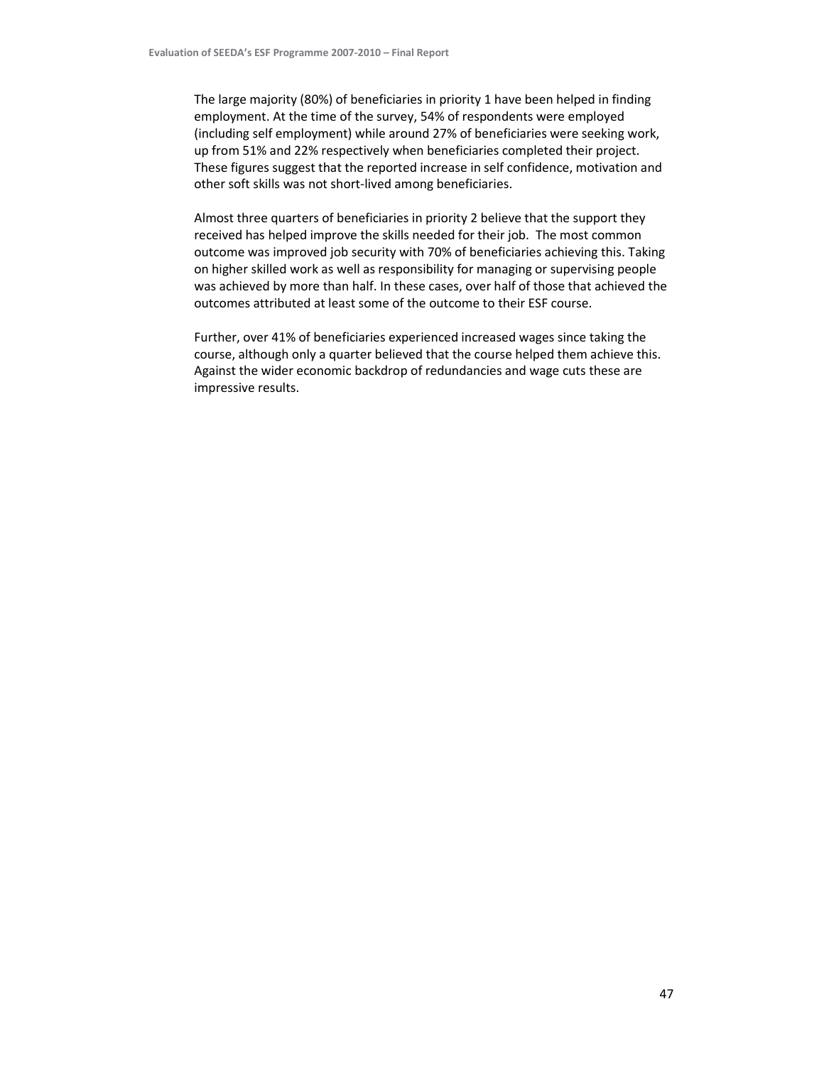The large majority (80%) of beneficiaries in priority 1 have been helped in finding employment. At the time of the survey, 54% of respondents were employed (including self employment) while around 27% of beneficiaries were seeking work, up from 51% and 22% respectively when beneficiaries completed their project. These figures suggest that the reported increase in self confidence, motivation and other soft skills was not short-lived among beneficiaries.

Almost three quarters of beneficiaries in priority 2 believe that the support they received has helped improve the skills needed for their job. The most common outcome was improved job security with 70% of beneficiaries achieving this. Taking on higher skilled work as well as responsibility for managing or supervising people was achieved by more than half. In these cases, over half of those that achieved the outcomes attributed at least some of the outcome to their ESF course.

Further, over 41% of beneficiaries experienced increased wages since taking the course, although only a quarter believed that the course helped them achieve this. Against the wider economic backdrop of redundancies and wage cuts these are impressive results.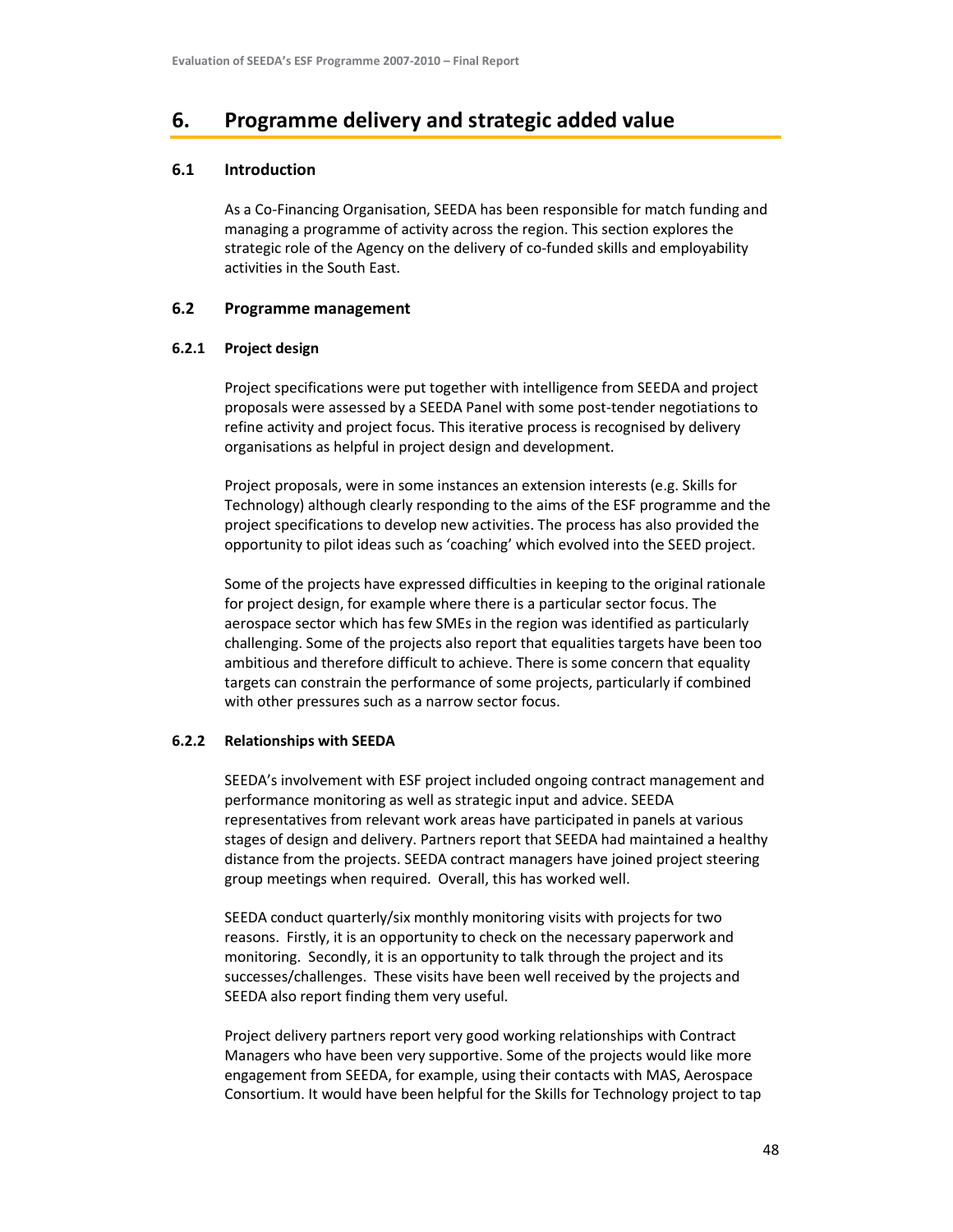# 6. Programme delivery and strategic added value

## 6.1 Introduction

As a Co-Financing Organisation, SEEDA has been responsible for match funding and managing a programme of activity across the region. This section explores the strategic role of the Agency on the delivery of co-funded skills and employability activities in the South East.

## 6.2 Programme management

### 6.2.1 Project design

Project specifications were put together with intelligence from SEEDA and project proposals were assessed by a SEEDA Panel with some post-tender negotiations to refine activity and project focus. This iterative process is recognised by delivery organisations as helpful in project design and development.

Project proposals, were in some instances an extension interests (e.g. Skills for Technology) although clearly responding to the aims of the ESF programme and the project specifications to develop new activities. The process has also provided the opportunity to pilot ideas such as 'coaching' which evolved into the SEED project.

Some of the projects have expressed difficulties in keeping to the original rationale for project design, for example where there is a particular sector focus. The aerospace sector which has few SMEs in the region was identified as particularly challenging. Some of the projects also report that equalities targets have been too ambitious and therefore difficult to achieve. There is some concern that equality targets can constrain the performance of some projects, particularly if combined with other pressures such as a narrow sector focus.

### 6.2.2 Relationships with SEEDA

SEEDA's involvement with ESF project included ongoing contract management and performance monitoring as well as strategic input and advice. SEEDA representatives from relevant work areas have participated in panels at various stages of design and delivery. Partners report that SEEDA had maintained a healthy distance from the projects. SEEDA contract managers have joined project steering group meetings when required. Overall, this has worked well.

SEEDA conduct quarterly/six monthly monitoring visits with projects for two reasons. Firstly, it is an opportunity to check on the necessary paperwork and monitoring. Secondly, it is an opportunity to talk through the project and its successes/challenges. These visits have been well received by the projects and SEEDA also report finding them very useful.

Project delivery partners report very good working relationships with Contract Managers who have been very supportive. Some of the projects would like more engagement from SEEDA, for example, using their contacts with MAS, Aerospace Consortium. It would have been helpful for the Skills for Technology project to tap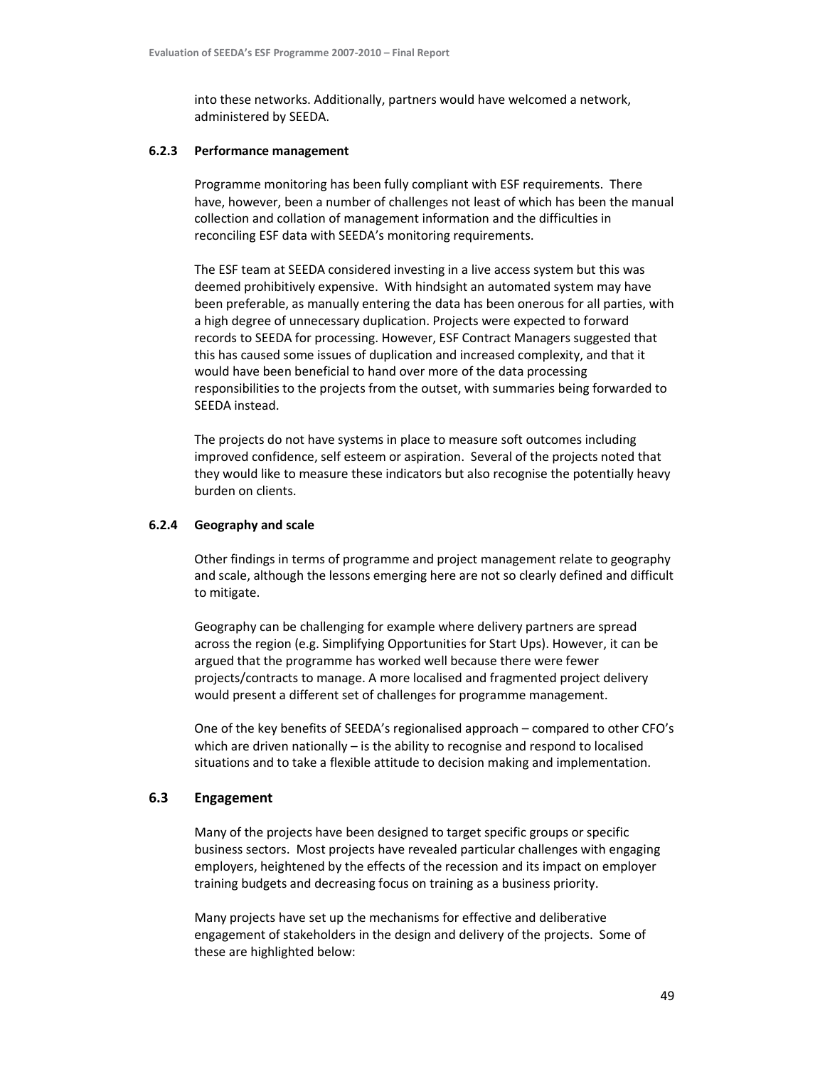into these networks. Additionally, partners would have welcomed a network, administered by SEEDA.

#### 6.2.3 Performance management

Programme monitoring has been fully compliant with ESF requirements. There have, however, been a number of challenges not least of which has been the manual collection and collation of management information and the difficulties in reconciling ESF data with SEEDA's monitoring requirements.

The ESF team at SEEDA considered investing in a live access system but this was deemed prohibitively expensive. With hindsight an automated system may have been preferable, as manually entering the data has been onerous for all parties, with a high degree of unnecessary duplication. Projects were expected to forward records to SEEDA for processing. However, ESF Contract Managers suggested that this has caused some issues of duplication and increased complexity, and that it would have been beneficial to hand over more of the data processing responsibilities to the projects from the outset, with summaries being forwarded to SEEDA instead.

The projects do not have systems in place to measure soft outcomes including improved confidence, self esteem or aspiration. Several of the projects noted that they would like to measure these indicators but also recognise the potentially heavy burden on clients.

#### 6.2.4 Geography and scale

Other findings in terms of programme and project management relate to geography and scale, although the lessons emerging here are not so clearly defined and difficult to mitigate.

Geography can be challenging for example where delivery partners are spread across the region (e.g. Simplifying Opportunities for Start Ups). However, it can be argued that the programme has worked well because there were fewer projects/contracts to manage. A more localised and fragmented project delivery would present a different set of challenges for programme management.

One of the key benefits of SEEDA's regionalised approach – compared to other CFO's which are driven nationally – is the ability to recognise and respond to localised situations and to take a flexible attitude to decision making and implementation.

### 6.3 Engagement

Many of the projects have been designed to target specific groups or specific business sectors. Most projects have revealed particular challenges with engaging employers, heightened by the effects of the recession and its impact on employer training budgets and decreasing focus on training as a business priority.

Many projects have set up the mechanisms for effective and deliberative engagement of stakeholders in the design and delivery of the projects. Some of these are highlighted below: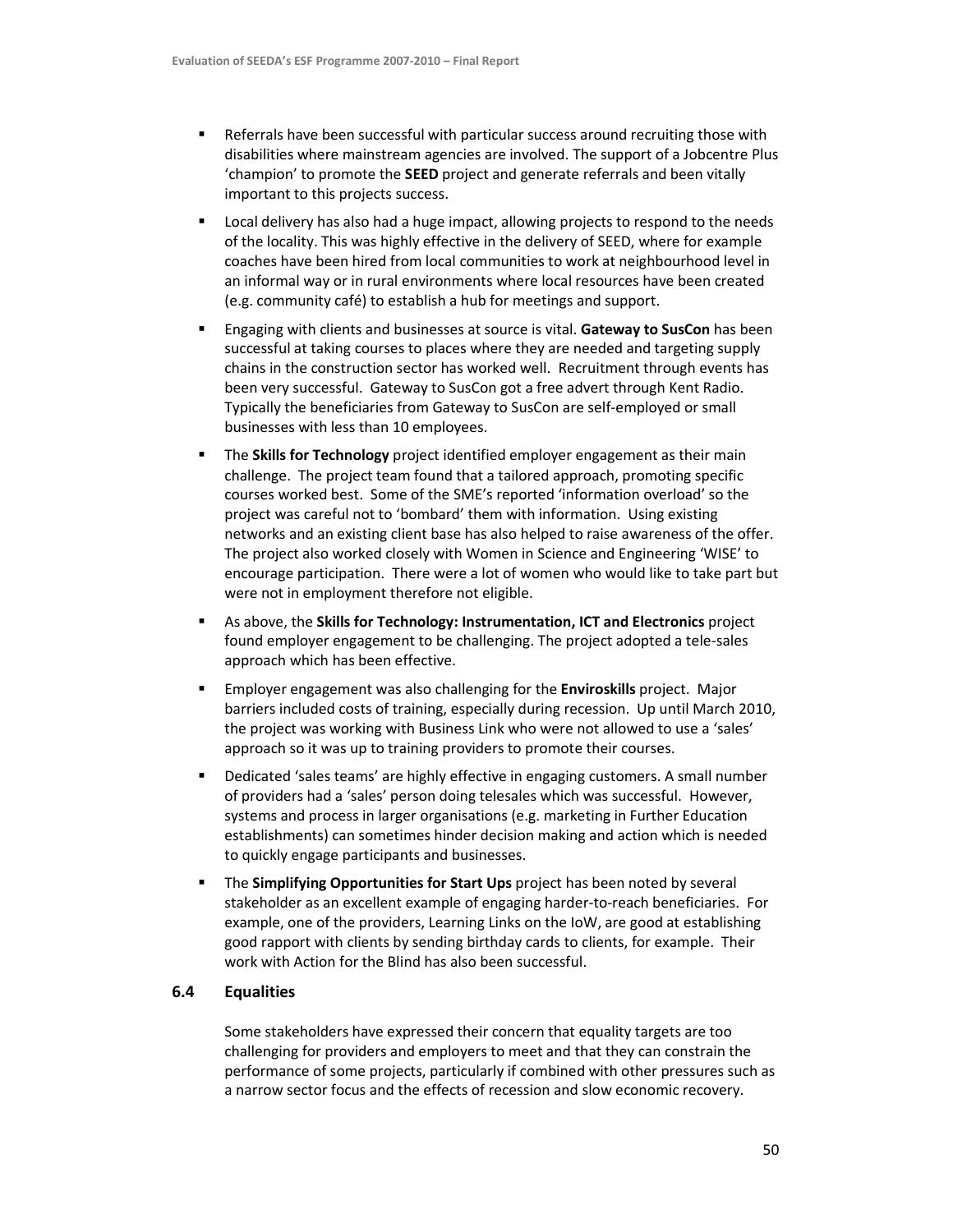- Referrals have been successful with particular success around recruiting those with disabilities where mainstream agencies are involved. The support of a Jobcentre Plus 'champion' to promote the **SEED** project and generate referrals and been vitally important to this projects success.
- Local delivery has also had a huge impact, allowing projects to respond to the needs of the locality. This was highly effective in the delivery of SEED, where for example coaches have been hired from local communities to work at neighbourhood level in an informal way or in rural environments where local resources have been created (e.g. community café) to establish a hub for meetings and support.
- Engaging with clients and businesses at source is vital. **Gateway to SusCon** has been successful at taking courses to places where they are needed and targeting supply chains in the construction sector has worked well. Recruitment through events has been very successful. Gateway to SusCon got a free advert through Kent Radio. Typically the beneficiaries from Gateway to SusCon are self-employed or small businesses with less than 10 employees.
- The **Skills for Technology** project identified employer engagement as their main challenge. The project team found that a tailored approach, promoting specific courses worked best. Some of the SME's reported 'information overload' so the project was careful not to 'bombard' them with information. Using existing networks and an existing client base has also helped to raise awareness of the offer. The project also worked closely with Women in Science and Engineering 'WISE' to encourage participation. There were a lot of women who would like to take part but were not in employment therefore not eligible.
- As above, the **Skills for Technology: Instrumentation, ICT and Electronics** project found employer engagement to be challenging. The project adopted a tele-sales approach which has been effective.
- Employer engagement was also challenging for the **Enviroskills** project. Major barriers included costs of training, especially during recession. Up until March 2010, the project was working with Business Link who were not allowed to use a 'sales' approach so it was up to training providers to promote their courses.
- Dedicated 'sales teams' are highly effective in engaging customers. A small number of providers had a 'sales' person doing telesales which was successful. However, systems and process in larger organisations (e.g. marketing in Further Education establishments) can sometimes hinder decision making and action which is needed to quickly engage participants and businesses.
- The **Simplifying Opportunities for Start Ups** project has been noted by several stakeholder as an excellent example of engaging harder-to-reach beneficiaries. For example, one of the providers, Learning Links on the IoW, are good at establishing good rapport with clients by sending birthday cards to clients, for example. Their work with Action for the Blind has also been successful.

### 6.4 Equalities

Some stakeholders have expressed their concern that equality targets are too challenging for providers and employers to meet and that they can constrain the performance of some projects, particularly if combined with other pressures such as a narrow sector focus and the effects of recession and slow economic recovery.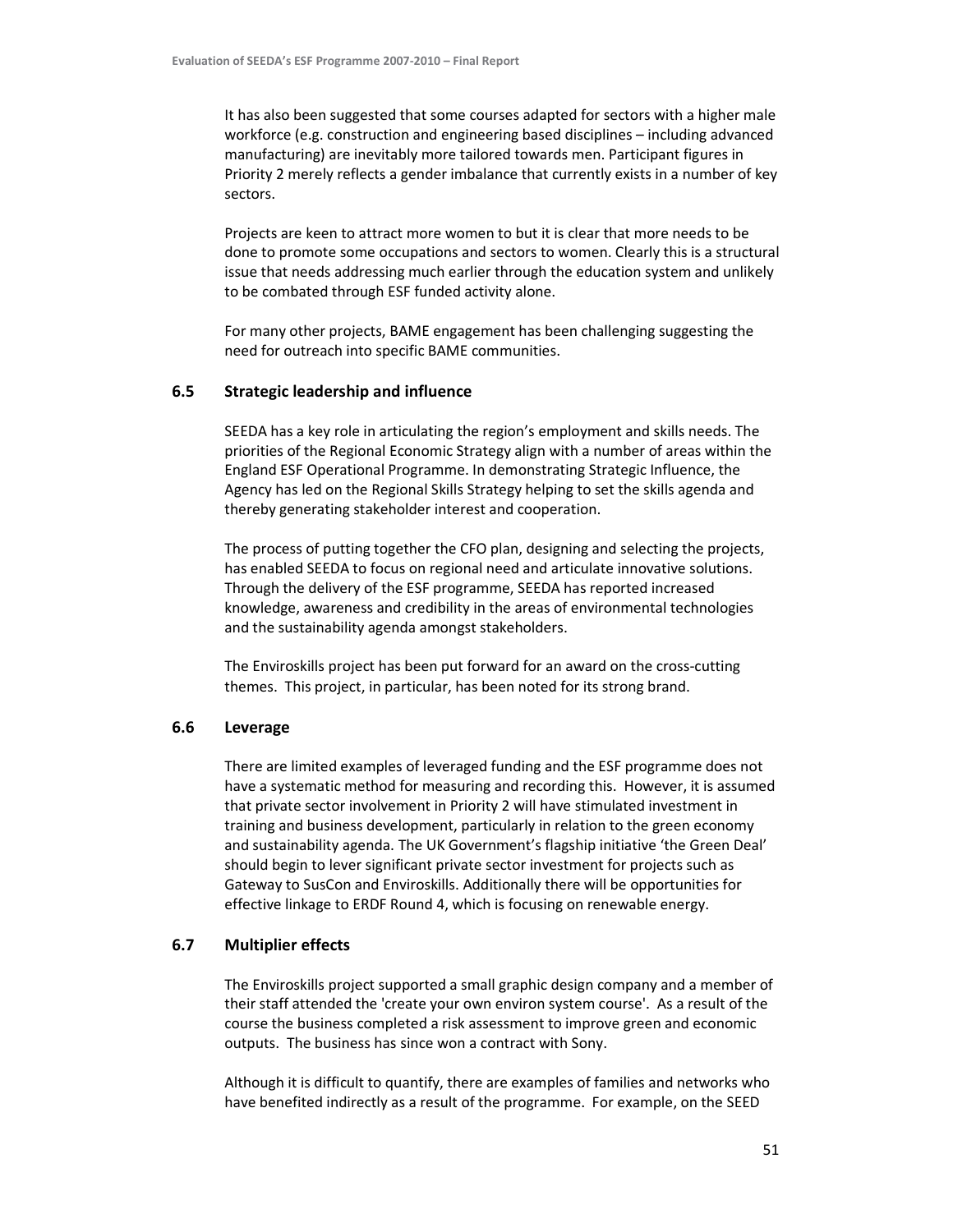It has also been suggested that some courses adapted for sectors with a higher male workforce (e.g. construction and engineering based disciplines – including advanced manufacturing) are inevitably more tailored towards men. Participant figures in Priority 2 merely reflects a gender imbalance that currently exists in a number of key sectors.

Projects are keen to attract more women to but it is clear that more needs to be done to promote some occupations and sectors to women. Clearly this is a structural issue that needs addressing much earlier through the education system and unlikely to be combated through ESF funded activity alone.

For many other projects, BAME engagement has been challenging suggesting the need for outreach into specific BAME communities.

### 6.5 Strategic leadership and influence

SEEDA has a key role in articulating the region's employment and skills needs. The priorities of the Regional Economic Strategy align with a number of areas within the England ESF Operational Programme. In demonstrating Strategic Influence, the Agency has led on the Regional Skills Strategy helping to set the skills agenda and thereby generating stakeholder interest and cooperation.

The process of putting together the CFO plan, designing and selecting the projects, has enabled SEEDA to focus on regional need and articulate innovative solutions. Through the delivery of the ESF programme, SEEDA has reported increased knowledge, awareness and credibility in the areas of environmental technologies and the sustainability agenda amongst stakeholders.

The Enviroskills project has been put forward for an award on the cross-cutting themes. This project, in particular, has been noted for its strong brand.

### 6.6 Leverage

There are limited examples of leveraged funding and the ESF programme does not have a systematic method for measuring and recording this. However, it is assumed that private sector involvement in Priority 2 will have stimulated investment in training and business development, particularly in relation to the green economy and sustainability agenda. The UK Government's flagship initiative 'the Green Deal' should begin to lever significant private sector investment for projects such as Gateway to SusCon and Enviroskills. Additionally there will be opportunities for effective linkage to ERDF Round 4, which is focusing on renewable energy.

### 6.7 Multiplier effects

The Enviroskills project supported a small graphic design company and a member of their staff attended the 'create your own environ system course'. As a result of the course the business completed a risk assessment to improve green and economic outputs. The business has since won a contract with Sony.

Although it is difficult to quantify, there are examples of families and networks who have benefited indirectly as a result of the programme. For example, on the SEED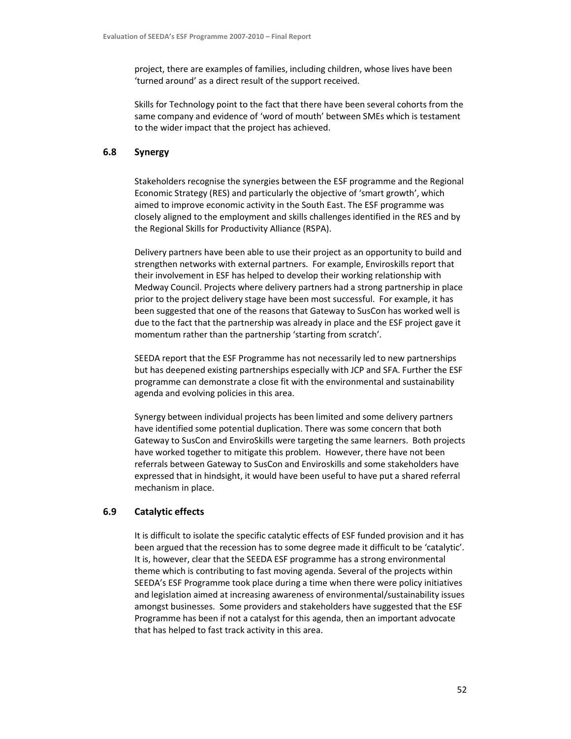project, there are examples of families, including children, whose lives have been 'turned around' as a direct result of the support received.

Skills for Technology point to the fact that there have been several cohorts from the same company and evidence of 'word of mouth' between SMEs which is testament to the wider impact that the project has achieved.

### 6.8 Synergy

Stakeholders recognise the synergies between the ESF programme and the Regional Economic Strategy (RES) and particularly the objective of 'smart growth', which aimed to improve economic activity in the South East. The ESF programme was closely aligned to the employment and skills challenges identified in the RES and by the Regional Skills for Productivity Alliance (RSPA).

Delivery partners have been able to use their project as an opportunity to build and strengthen networks with external partners. For example, Enviroskills report that their involvement in ESF has helped to develop their working relationship with Medway Council. Projects where delivery partners had a strong partnership in place prior to the project delivery stage have been most successful. For example, it has been suggested that one of the reasons that Gateway to SusCon has worked well is due to the fact that the partnership was already in place and the ESF project gave it momentum rather than the partnership 'starting from scratch'.

SEEDA report that the ESF Programme has not necessarily led to new partnerships but has deepened existing partnerships especially with JCP and SFA. Further the ESF programme can demonstrate a close fit with the environmental and sustainability agenda and evolving policies in this area.

Synergy between individual projects has been limited and some delivery partners have identified some potential duplication. There was some concern that both Gateway to SusCon and EnviroSkills were targeting the same learners. Both projects have worked together to mitigate this problem. However, there have not been referrals between Gateway to SusCon and Enviroskills and some stakeholders have expressed that in hindsight, it would have been useful to have put a shared referral mechanism in place.

### 6.9 Catalytic effects

It is difficult to isolate the specific catalytic effects of ESF funded provision and it has been argued that the recession has to some degree made it difficult to be 'catalytic'. It is, however, clear that the SEEDA ESF programme has a strong environmental theme which is contributing to fast moving agenda. Several of the projects within SEEDA's ESF Programme took place during a time when there were policy initiatives and legislation aimed at increasing awareness of environmental/sustainability issues amongst businesses. Some providers and stakeholders have suggested that the ESF Programme has been if not a catalyst for this agenda, then an important advocate that has helped to fast track activity in this area.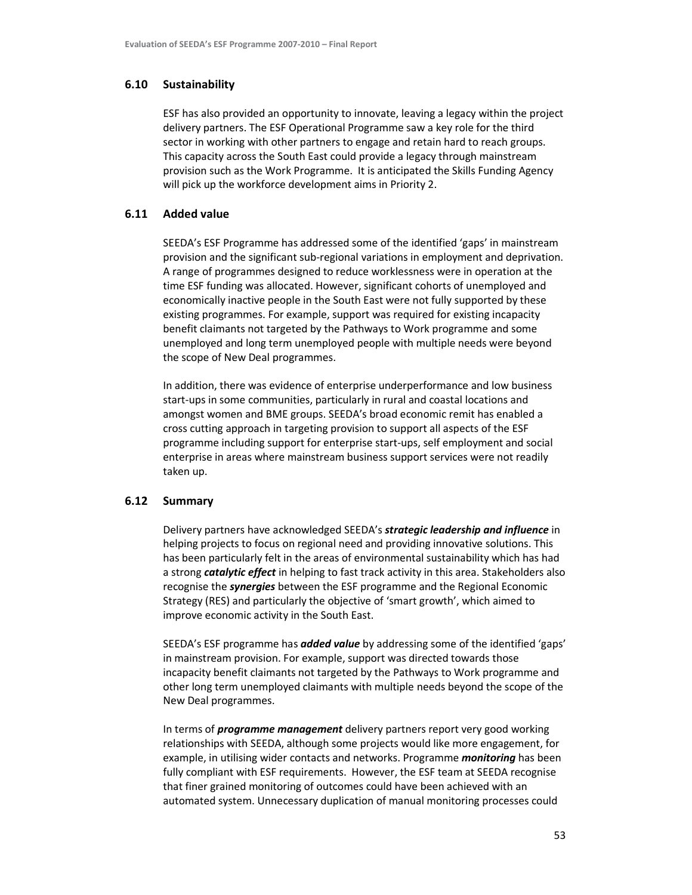## 6.10 Sustainability

ESF has also provided an opportunity to innovate, leaving a legacy within the project delivery partners. The ESF Operational Programme saw a key role for the third sector in working with other partners to engage and retain hard to reach groups. This capacity across the South East could provide a legacy through mainstream provision such as the Work Programme. It is anticipated the Skills Funding Agency will pick up the workforce development aims in Priority 2.

## 6.11 Added value

SEEDA's ESF Programme has addressed some of the identified 'gaps' in mainstream provision and the significant sub-regional variations in employment and deprivation. A range of programmes designed to reduce worklessness were in operation at the time ESF funding was allocated. However, significant cohorts of unemployed and economically inactive people in the South East were not fully supported by these existing programmes. For example, support was required for existing incapacity benefit claimants not targeted by the Pathways to Work programme and some unemployed and long term unemployed people with multiple needs were beyond the scope of New Deal programmes.

In addition, there was evidence of enterprise underperformance and low business start-ups in some communities, particularly in rural and coastal locations and amongst women and BME groups. SEEDA's broad economic remit has enabled a cross cutting approach in targeting provision to support all aspects of the ESF programme including support for enterprise start-ups, self employment and social enterprise in areas where mainstream business support services were not readily taken up.

## 6.12 Summary

Delivery partners have acknowledged SEEDA's ***strategic leadership and influence*** in helping projects to focus on regional need and providing innovative solutions. This has been particularly felt in the areas of environmental sustainability which has had a strong ***catalytic effect*** in helping to fast track activity in this area. Stakeholders also recognise the ***synergies*** between the ESF programme and the Regional Economic Strategy (RES) and particularly the objective of 'smart growth', which aimed to improve economic activity in the South East.

SEEDA's ESF programme has ***added value*** by addressing some of the identified 'gaps' in mainstream provision. For example, support was directed towards those incapacity benefit claimants not targeted by the Pathways to Work programme and other long term unemployed claimants with multiple needs beyond the scope of the New Deal programmes.

In terms of ***programme management*** delivery partners report very good working relationships with SEEDA, although some projects would like more engagement, for example, in utilising wider contacts and networks. Programme ***monitoring*** has been fully compliant with ESF requirements. However, the ESF team at SEEDA recognise that finer grained monitoring of outcomes could have been achieved with an automated system. Unnecessary duplication of manual monitoring processes could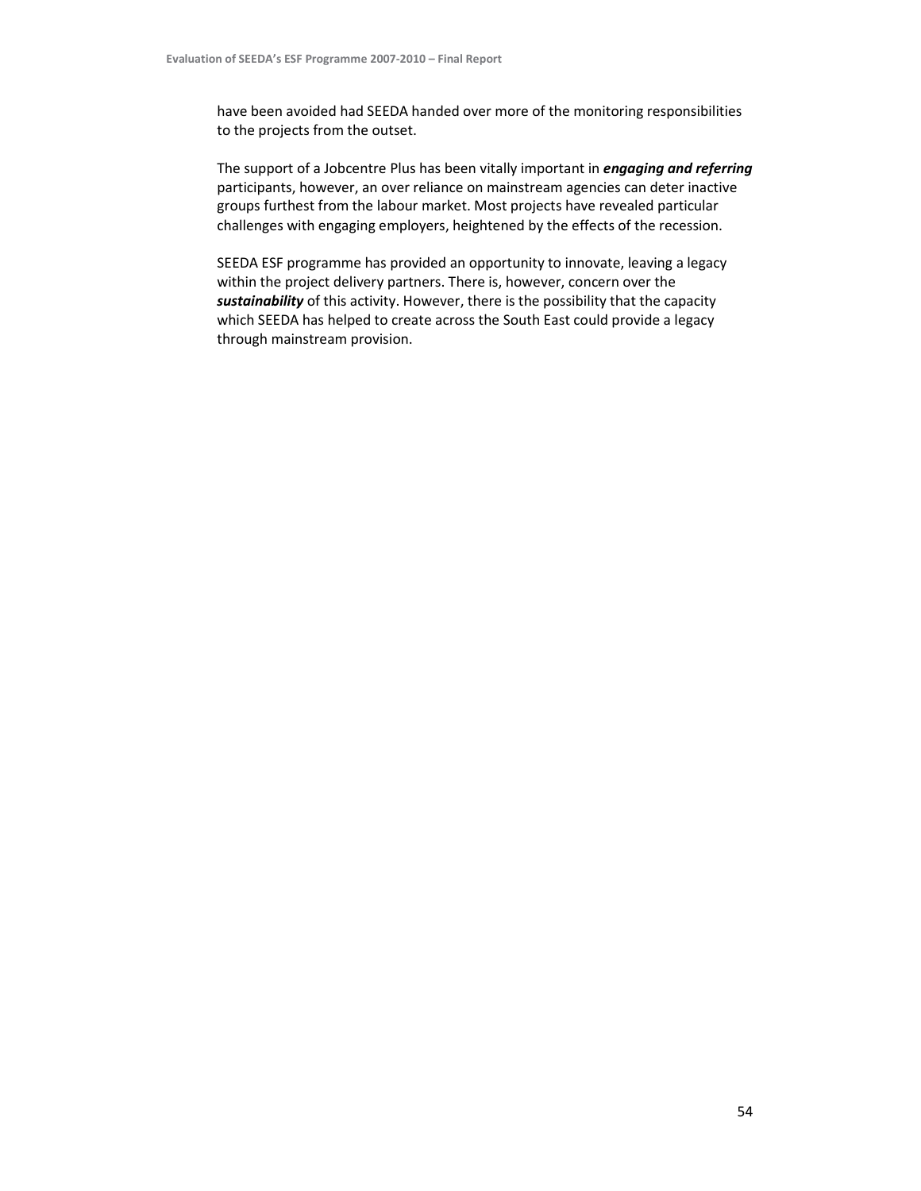have been avoided had SEEDA handed over more of the monitoring responsibilities to the projects from the outset.

The support of a Jobcentre Plus has been vitally important in ***engaging and referring*** participants, however, an over reliance on mainstream agencies can deter inactive groups furthest from the labour market. Most projects have revealed particular challenges with engaging employers, heightened by the effects of the recession.

SEEDA ESF programme has provided an opportunity to innovate, leaving a legacy within the project delivery partners. There is, however, concern over the ***sustainability*** of this activity. However, there is the possibility that the capacity which SEEDA has helped to create across the South East could provide a legacy through mainstream provision.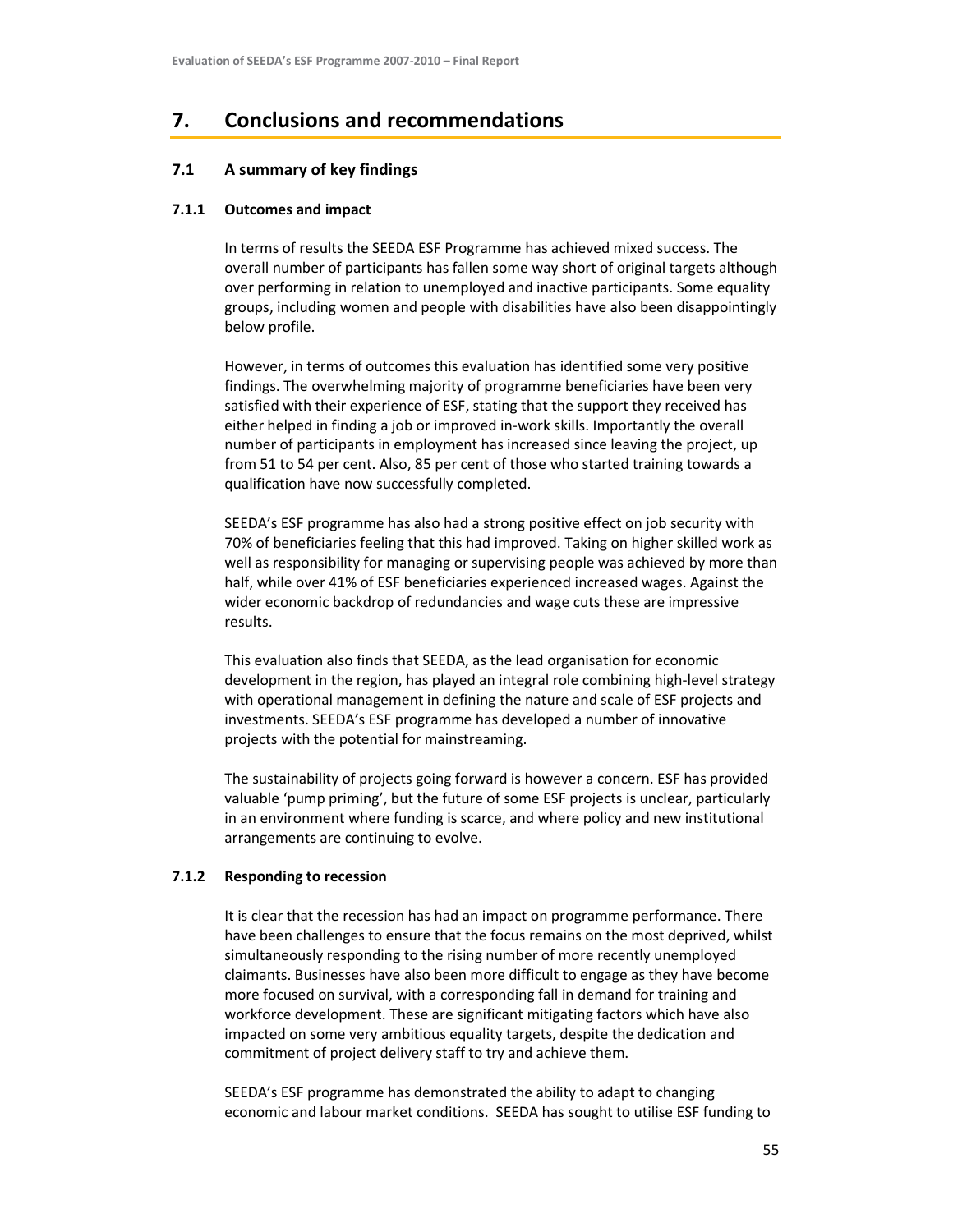# 7. Conclusions and recommendations

## 7.1 A summary of key findings

### 7.1.1 Outcomes and impact

In terms of results the SEEDA ESF Programme has achieved mixed success. The overall number of participants has fallen some way short of original targets although over performing in relation to unemployed and inactive participants. Some equality groups, including women and people with disabilities have also been disappointingly below profile.

However, in terms of outcomes this evaluation has identified some very positive findings. The overwhelming majority of programme beneficiaries have been very satisfied with their experience of ESF, stating that the support they received has either helped in finding a job or improved in-work skills. Importantly the overall number of participants in employment has increased since leaving the project, up from 51 to 54 per cent. Also, 85 per cent of those who started training towards a qualification have now successfully completed.

SEEDA's ESF programme has also had a strong positive effect on job security with 70% of beneficiaries feeling that this had improved. Taking on higher skilled work as well as responsibility for managing or supervising people was achieved by more than half, while over 41% of ESF beneficiaries experienced increased wages. Against the wider economic backdrop of redundancies and wage cuts these are impressive results.

This evaluation also finds that SEEDA, as the lead organisation for economic development in the region, has played an integral role combining high-level strategy with operational management in defining the nature and scale of ESF projects and investments. SEEDA's ESF programme has developed a number of innovative projects with the potential for mainstreaming.

The sustainability of projects going forward is however a concern. ESF has provided valuable 'pump priming', but the future of some ESF projects is unclear, particularly in an environment where funding is scarce, and where policy and new institutional arrangements are continuing to evolve.

### 7.1.2 Responding to recession

It is clear that the recession has had an impact on programme performance. There have been challenges to ensure that the focus remains on the most deprived, whilst simultaneously responding to the rising number of more recently unemployed claimants. Businesses have also been more difficult to engage as they have become more focused on survival, with a corresponding fall in demand for training and workforce development. These are significant mitigating factors which have also impacted on some very ambitious equality targets, despite the dedication and commitment of project delivery staff to try and achieve them.

SEEDA's ESF programme has demonstrated the ability to adapt to changing economic and labour market conditions. SEEDA has sought to utilise ESF funding to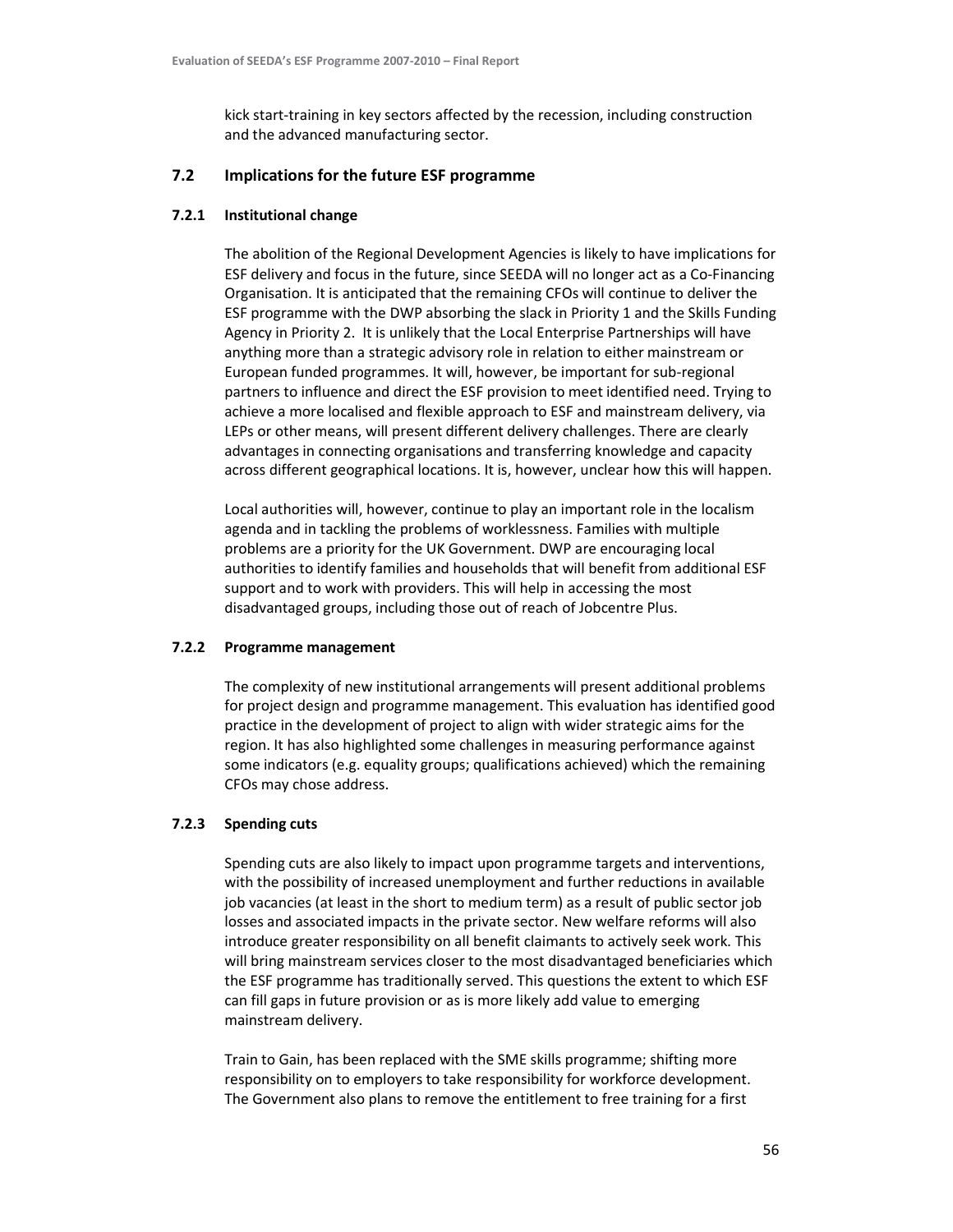kick start-training in key sectors affected by the recession, including construction and the advanced manufacturing sector.

## 7.2 Implications for the future ESF programme

### 7.2.1 Institutional change

The abolition of the Regional Development Agencies is likely to have implications for ESF delivery and focus in the future, since SEEDA will no longer act as a Co-Financing Organisation. It is anticipated that the remaining CFOs will continue to deliver the ESF programme with the DWP absorbing the slack in Priority 1 and the Skills Funding Agency in Priority 2. It is unlikely that the Local Enterprise Partnerships will have anything more than a strategic advisory role in relation to either mainstream or European funded programmes. It will, however, be important for sub-regional partners to influence and direct the ESF provision to meet identified need. Trying to achieve a more localised and flexible approach to ESF and mainstream delivery, via LEPs or other means, will present different delivery challenges. There are clearly advantages in connecting organisations and transferring knowledge and capacity across different geographical locations. It is, however, unclear how this will happen.

Local authorities will, however, continue to play an important role in the localism agenda and in tackling the problems of worklessness. Families with multiple problems are a priority for the UK Government. DWP are encouraging local authorities to identify families and households that will benefit from additional ESF support and to work with providers. This will help in accessing the most disadvantaged groups, including those out of reach of Jobcentre Plus.

### 7.2.2 Programme management

The complexity of new institutional arrangements will present additional problems for project design and programme management. This evaluation has identified good practice in the development of project to align with wider strategic aims for the region. It has also highlighted some challenges in measuring performance against some indicators (e.g. equality groups; qualifications achieved) which the remaining CFOs may chose address.

### 7.2.3 Spending cuts

Spending cuts are also likely to impact upon programme targets and interventions, with the possibility of increased unemployment and further reductions in available job vacancies (at least in the short to medium term) as a result of public sector job losses and associated impacts in the private sector. New welfare reforms will also introduce greater responsibility on all benefit claimants to actively seek work. This will bring mainstream services closer to the most disadvantaged beneficiaries which the ESF programme has traditionally served. This questions the extent to which ESF can fill gaps in future provision or as is more likely add value to emerging mainstream delivery.

Train to Gain, has been replaced with the SME skills programme; shifting more responsibility on to employers to take responsibility for workforce development. The Government also plans to remove the entitlement to free training for a first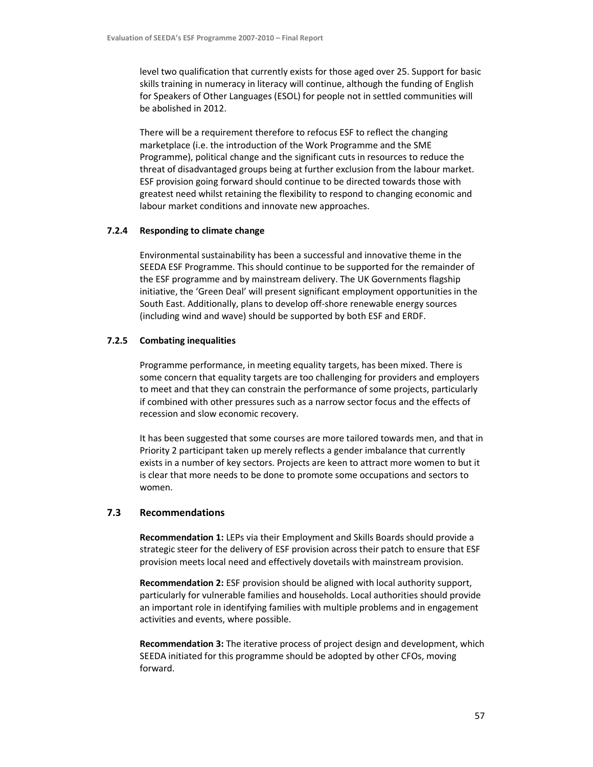level two qualification that currently exists for those aged over 25. Support for basic skills training in numeracy in literacy will continue, although the funding of English for Speakers of Other Languages (ESOL) for people not in settled communities will be abolished in 2012.

There will be a requirement therefore to refocus ESF to reflect the changing marketplace (i.e. the introduction of the Work Programme and the SME Programme), political change and the significant cuts in resources to reduce the threat of disadvantaged groups being at further exclusion from the labour market. ESF provision going forward should continue to be directed towards those with greatest need whilst retaining the flexibility to respond to changing economic and labour market conditions and innovate new approaches.

#### 7.2.4 Responding to climate change

Environmental sustainability has been a successful and innovative theme in the SEEDA ESF Programme. This should continue to be supported for the remainder of the ESF programme and by mainstream delivery. The UK Governments flagship initiative, the 'Green Deal' will present significant employment opportunities in the South East. Additionally, plans to develop off-shore renewable energy sources (including wind and wave) should be supported by both ESF and ERDF.

#### 7.2.5 Combating inequalities

Programme performance, in meeting equality targets, has been mixed. There is some concern that equality targets are too challenging for providers and employers to meet and that they can constrain the performance of some projects, particularly if combined with other pressures such as a narrow sector focus and the effects of recession and slow economic recovery.

It has been suggested that some courses are more tailored towards men, and that in Priority 2 participant taken up merely reflects a gender imbalance that currently exists in a number of key sectors. Projects are keen to attract more women to but it is clear that more needs to be done to promote some occupations and sectors to women.

### 7.3 Recommendations

**Recommendation 1:** LEPs via their Employment and Skills Boards should provide a strategic steer for the delivery of ESF provision across their patch to ensure that ESF provision meets local need and effectively dovetails with mainstream provision.

**Recommendation 2:** ESF provision should be aligned with local authority support, particularly for vulnerable families and households. Local authorities should provide an important role in identifying families with multiple problems and in engagement activities and events, where possible.

**Recommendation 3:** The iterative process of project design and development, which SEEDA initiated for this programme should be adopted by other CFOs, moving forward.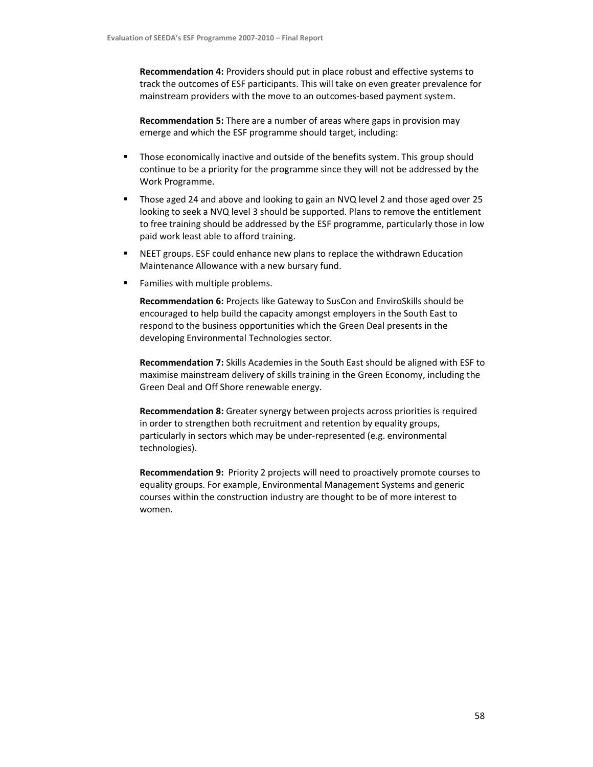**Recommendation 4:** Providers should put in place robust and effective systems to track the outcomes of ESF participants. This will take on even greater prevalence for mainstream providers with the move to an outcomes-based payment system.

**Recommendation 5:** There are a number of areas where gaps in provision may emerge and which the ESF programme should target, including:

- Those economically inactive and outside of the benefits system. This group should continue to be a priority for the programme since they will not be addressed by the Work Programme.
- Those aged 24 and above and looking to gain an NVQ level 2 and those aged over 25 looking to seek a NVQ level 3 should be supported. Plans to remove the entitlement to free training should be addressed by the ESF programme, particularly those in low paid work least able to afford training.
- NEET groups. ESF could enhance new plans to replace the withdrawn Education Maintenance Allowance with a new bursary fund.
- Families with multiple problems.

**Recommendation 6:** Projects like Gateway to SusCon and EnviroSkills should be encouraged to help build the capacity amongst employers in the South East to respond to the business opportunities which the Green Deal presents in the developing Environmental Technologies sector.

**Recommendation 7:** Skills Academies in the South East should be aligned with ESF to maximise mainstream delivery of skills training in the Green Economy, including the Green Deal and Off Shore renewable energy.

**Recommendation 8:** Greater synergy between projects across priorities is required in order to strengthen both recruitment and retention by equality groups, particularly in sectors which may be under-represented (e.g. environmental technologies).

**Recommendation 9:** Priority 2 projects will need to proactively promote courses to equality groups. For example, Environmental Management Systems and generic courses within the construction industry are thought to be of more interest to women.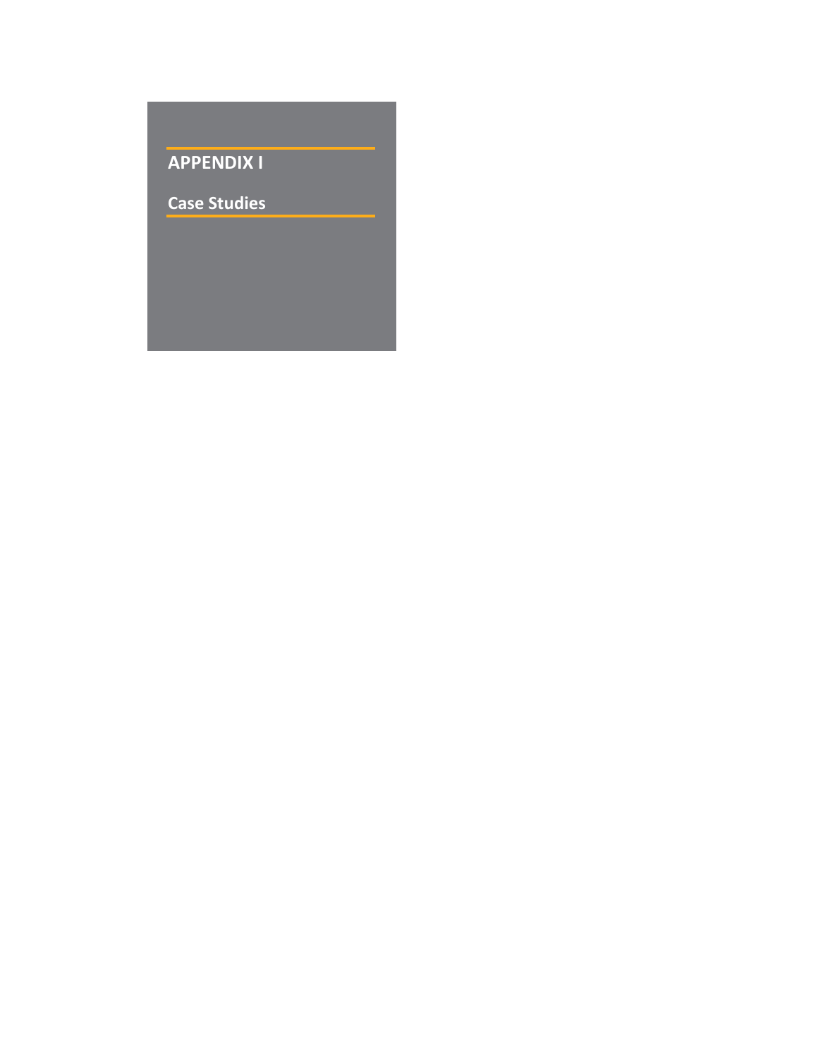# APPENDIX I

## Case Studies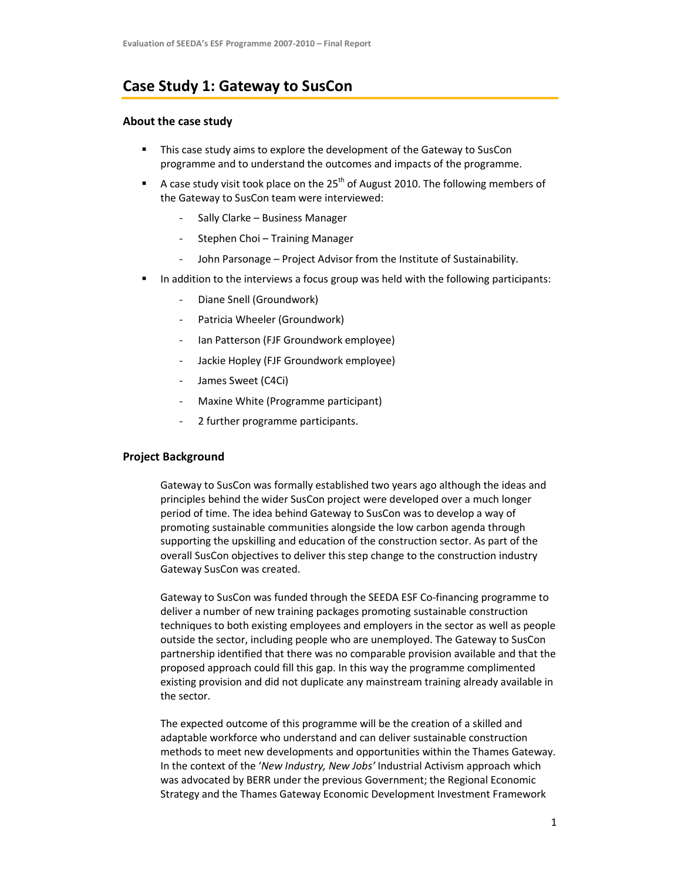# Case Study 1: Gateway to SusCon

### About the case study

- This case study aims to explore the development of the Gateway to SusCon programme and to understand the outcomes and impacts of the programme.
- A case study visit took place on the 25th of August 2010. The following members of the Gateway to SusCon team were interviewed:
  - Sally Clarke – Business Manager
  - Stephen Choi – Training Manager
  - John Parsonage – Project Advisor from the Institute of Sustainability.
- In addition to the interviews a focus group was held with the following participants:
  - Diane Snell (Groundwork)
  - Patricia Wheeler (Groundwork)
  - Ian Patterson (FJF Groundwork employee)
  - Jackie Hopley (FJF Groundwork employee)
  - James Sweet (C4Ci)
  - Maxine White (Programme participant)
  - 2 further programme participants.

### Project Background

Gateway to SusCon was formally established two years ago although the ideas and principles behind the wider SusCon project were developed over a much longer period of time. The idea behind Gateway to SusCon was to develop a way of promoting sustainable communities alongside the low carbon agenda through supporting the upskilling and education of the construction sector. As part of the overall SusCon objectives to deliver this step change to the construction industry Gateway SusCon was created.

Gateway to SusCon was funded through the SEEDA ESF Co-financing programme to deliver a number of new training packages promoting sustainable construction techniques to both existing employees and employers in the sector as well as people outside the sector, including people who are unemployed. The Gateway to SusCon partnership identified that there was no comparable provision available and that the proposed approach could fill this gap. In this way the programme complimented existing provision and did not duplicate any mainstream training already available in the sector.

The expected outcome of this programme will be the creation of a skilled and adaptable workforce who understand and can deliver sustainable construction methods to meet new developments and opportunities within the Thames Gateway. In the context of the '*New Industry, New Jobs'* Industrial Activism approach which was advocated by BERR under the previous Government; the Regional Economic Strategy and the Thames Gateway Economic Development Investment Framework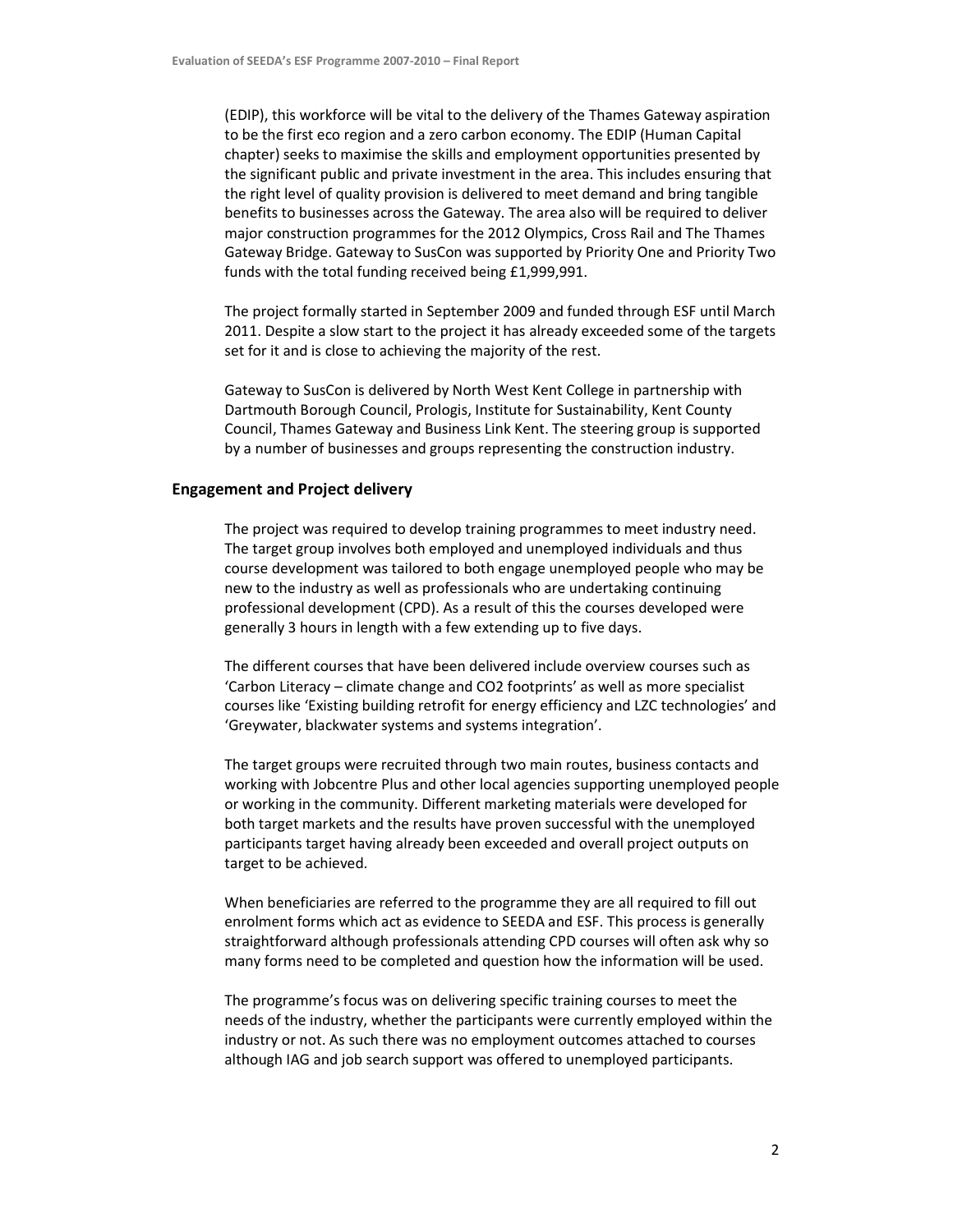(EDIP), this workforce will be vital to the delivery of the Thames Gateway aspiration to be the first eco region and a zero carbon economy. The EDIP (Human Capital chapter) seeks to maximise the skills and employment opportunities presented by the significant public and private investment in the area. This includes ensuring that the right level of quality provision is delivered to meet demand and bring tangible benefits to businesses across the Gateway. The area also will be required to deliver major construction programmes for the 2012 Olympics, Cross Rail and The Thames Gateway Bridge. Gateway to SusCon was supported by Priority One and Priority Two funds with the total funding received being £1,999,991.

The project formally started in September 2009 and funded through ESF until March 2011. Despite a slow start to the project it has already exceeded some of the targets set for it and is close to achieving the majority of the rest.

Gateway to SusCon is delivered by North West Kent College in partnership with Dartmouth Borough Council, Prologis, Institute for Sustainability, Kent County Council, Thames Gateway and Business Link Kent. The steering group is supported by a number of businesses and groups representing the construction industry.

## Engagement and Project delivery

The project was required to develop training programmes to meet industry need. The target group involves both employed and unemployed individuals and thus course development was tailored to both engage unemployed people who may be new to the industry as well as professionals who are undertaking continuing professional development (CPD). As a result of this the courses developed were generally 3 hours in length with a few extending up to five days.

The different courses that have been delivered include overview courses such as 'Carbon Literacy – climate change and CO2 footprints' as well as more specialist courses like 'Existing building retrofit for energy efficiency and LZC technologies' and 'Greywater, blackwater systems and systems integration'.

The target groups were recruited through two main routes, business contacts and working with Jobcentre Plus and other local agencies supporting unemployed people or working in the community. Different marketing materials were developed for both target markets and the results have proven successful with the unemployed participants target having already been exceeded and overall project outputs on target to be achieved.

When beneficiaries are referred to the programme they are all required to fill out enrolment forms which act as evidence to SEEDA and ESF. This process is generally straightforward although professionals attending CPD courses will often ask why so many forms need to be completed and question how the information will be used.

The programme's focus was on delivering specific training courses to meet the needs of the industry, whether the participants were currently employed within the industry or not. As such there was no employment outcomes attached to courses although IAG and job search support was offered to unemployed participants.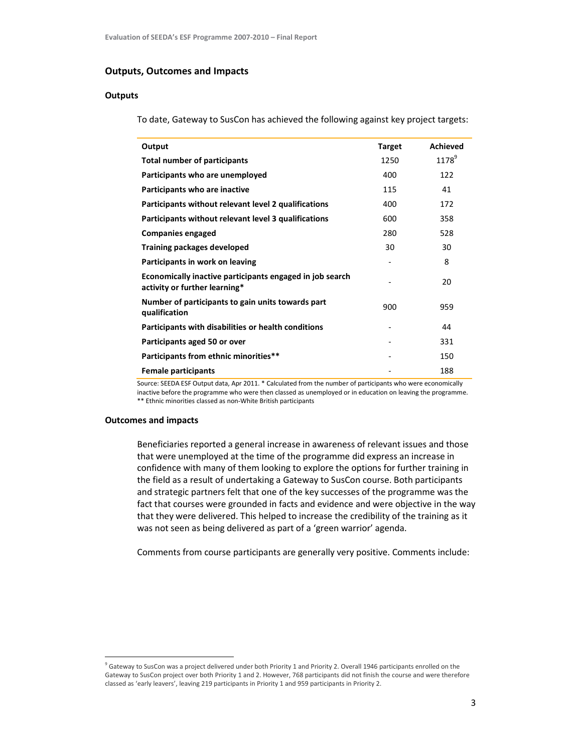## Outputs, Outcomes and Impacts

### Outputs

To date, Gateway to SusCon has achieved the following against key project targets:

| Output | Target | Achieved |
|---|---|---|
| **Total number of participants** | 1250 | 1178[9] |
| **Participants who are unemployed** | 400 | 122 |
| **Participants who are inactive** | 115 | 41 |
| **Participants without relevant level 2 qualifications** | 400 | 172 |
| **Participants without relevant level 3 qualifications** | 600 | 358 |
| **Companies engaged** | 280 | 528 |
| **Training packages developed** | 30 | 30 |
| **Participants in work on leaving** | - | 8 |
| **Economically inactive participants engaged in job search activity or further learning*** | - | 20 |
| **Number of participants to gain units towards part qualification** | 900 | 959 |
| **Participants with disabilities or health conditions** | - | 44 |
| **Participants aged 50 or over** | - | 331 |
| **Participants from ethnic minorities**** | - | 150 |
| **Female participants** | - | 188 |

Source: SEEDA ESF Output data, Apr 2011. * Calculated from the number of participants who were economically inactive before the programme who were then classed as unemployed or in education on leaving the programme. ** Ethnic minorities classed as non-White British participants

### Outcomes and impacts

Beneficiaries reported a general increase in awareness of relevant issues and those that were unemployed at the time of the programme did express an increase in confidence with many of them looking to explore the options for further training in the field as a result of undertaking a Gateway to SusCon course. Both participants and strategic partners felt that one of the key successes of the programme was the fact that courses were grounded in facts and evidence and were objective in the way that they were delivered. This helped to increase the credibility of the training as it was not seen as being delivered as part of a 'green warrior' agenda.

Comments from course participants are generally very positive. Comments include:

[9] Gateway to SusCon was a project delivered under both Priority 1 and Priority 2. Overall 1946 participants enrolled on the Gateway to SusCon project over both Priority 1 and 2. However, 768 participants did not finish the course and were therefore classed as 'early leavers', leaving 219 participants in Priority 1 and 959 participants in Priority 2.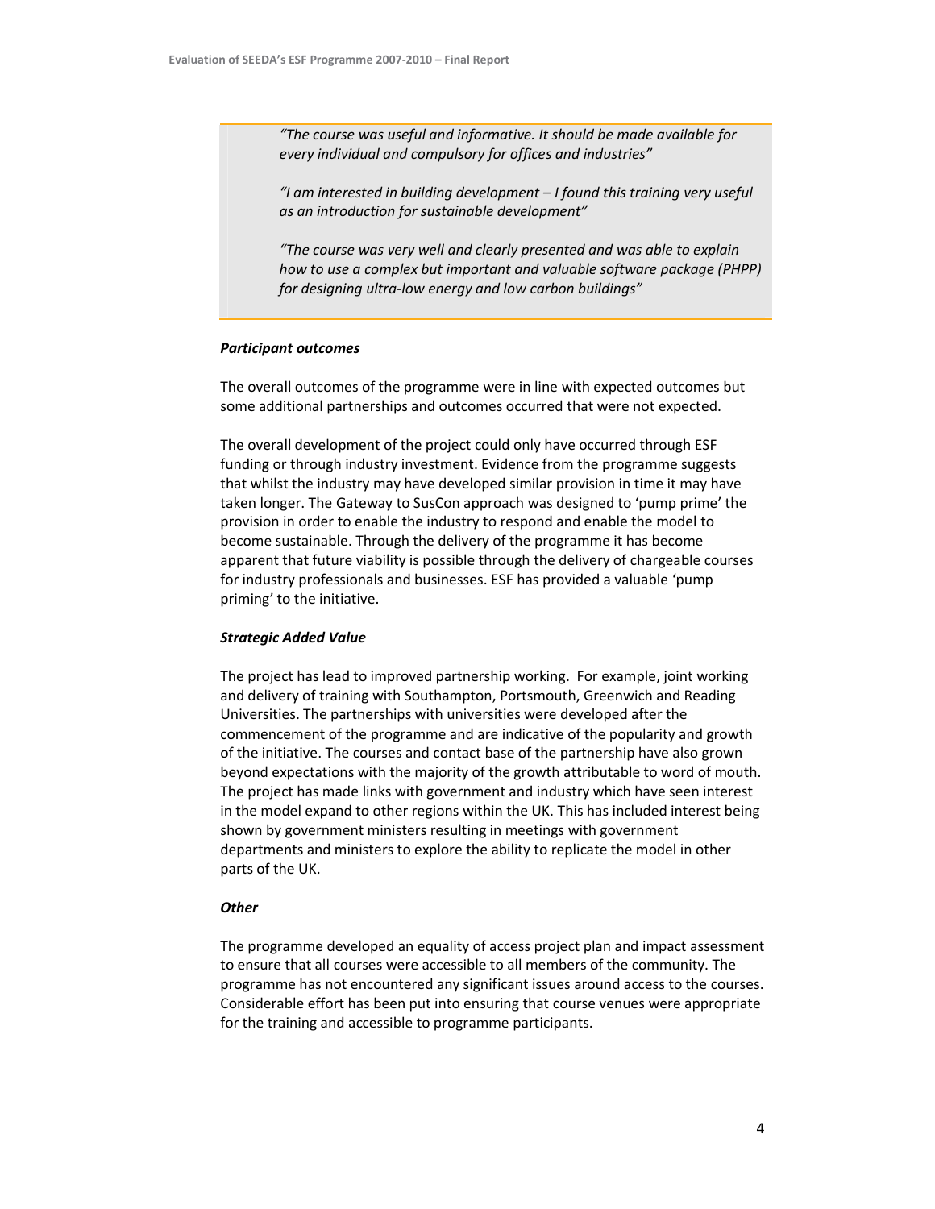> *"The course was useful and informative. It should be made available for every individual and compulsory for offices and industries"*
>
> *"I am interested in building development – I found this training very useful as an introduction for sustainable development"*
>
> *"The course was very well and clearly presented and was able to explain how to use a complex but important and valuable software package (PHPP) for designing ultra-low energy and low carbon buildings"*

***Participant outcomes***

The overall outcomes of the programme were in line with expected outcomes but some additional partnerships and outcomes occurred that were not expected.

The overall development of the project could only have occurred through ESF funding or through industry investment. Evidence from the programme suggests that whilst the industry may have developed similar provision in time it may have taken longer. The Gateway to SusCon approach was designed to 'pump prime' the provision in order to enable the industry to respond and enable the model to become sustainable. Through the delivery of the programme it has become apparent that future viability is possible through the delivery of chargeable courses for industry professionals and businesses. ESF has provided a valuable 'pump priming' to the initiative.

***Strategic Added Value***

The project has lead to improved partnership working. For example, joint working and delivery of training with Southampton, Portsmouth, Greenwich and Reading Universities. The partnerships with universities were developed after the commencement of the programme and are indicative of the popularity and growth of the initiative. The courses and contact base of the partnership have also grown beyond expectations with the majority of the growth attributable to word of mouth. The project has made links with government and industry which have seen interest in the model expand to other regions within the UK. This has included interest being shown by government ministers resulting in meetings with government departments and ministers to explore the ability to replicate the model in other parts of the UK.

***Other***

The programme developed an equality of access project plan and impact assessment to ensure that all courses were accessible to all members of the community. The programme has not encountered any significant issues around access to the courses. Considerable effort has been put into ensuring that course venues were appropriate for the training and accessible to programme participants.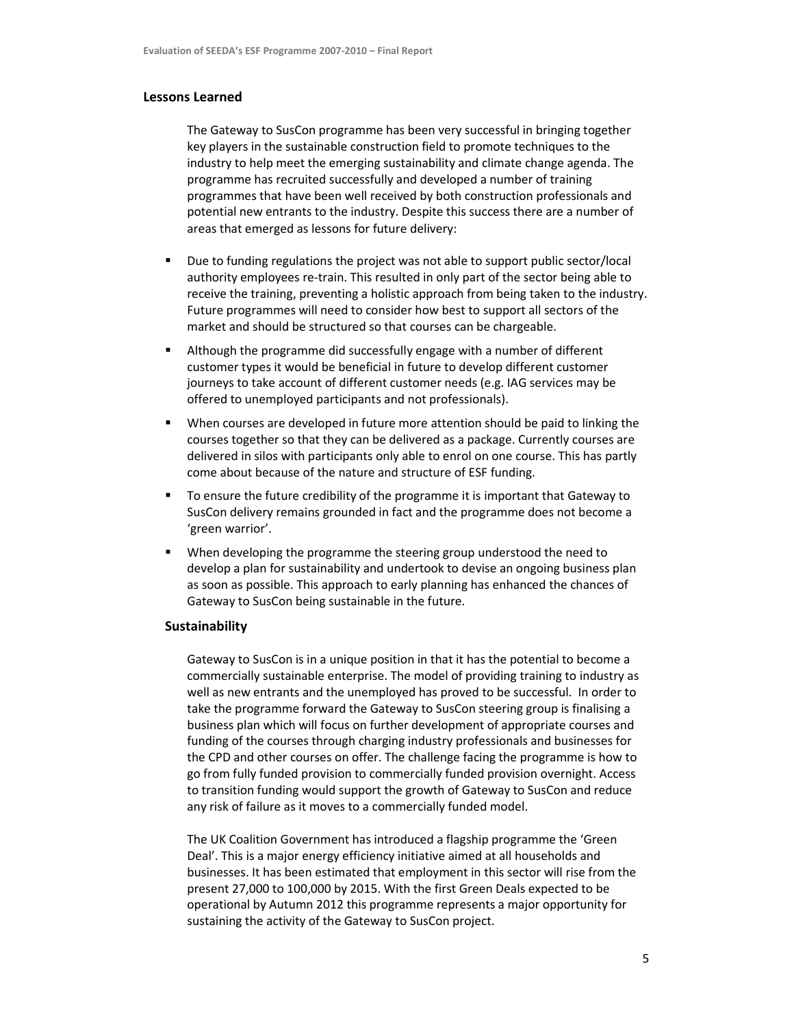### Lessons Learned

The Gateway to SusCon programme has been very successful in bringing together key players in the sustainable construction field to promote techniques to the industry to help meet the emerging sustainability and climate change agenda. The programme has recruited successfully and developed a number of training programmes that have been well received by both construction professionals and potential new entrants to the industry. Despite this success there are a number of areas that emerged as lessons for future delivery:

- Due to funding regulations the project was not able to support public sector/local authority employees re-train. This resulted in only part of the sector being able to receive the training, preventing a holistic approach from being taken to the industry. Future programmes will need to consider how best to support all sectors of the market and should be structured so that courses can be chargeable.
- Although the programme did successfully engage with a number of different customer types it would be beneficial in future to develop different customer journeys to take account of different customer needs (e.g. IAG services may be offered to unemployed participants and not professionals).
- When courses are developed in future more attention should be paid to linking the courses together so that they can be delivered as a package. Currently courses are delivered in silos with participants only able to enrol on one course. This has partly come about because of the nature and structure of ESF funding.
- To ensure the future credibility of the programme it is important that Gateway to SusCon delivery remains grounded in fact and the programme does not become a 'green warrior'.
- When developing the programme the steering group understood the need to develop a plan for sustainability and undertook to devise an ongoing business plan as soon as possible. This approach to early planning has enhanced the chances of Gateway to SusCon being sustainable in the future.

### Sustainability

Gateway to SusCon is in a unique position in that it has the potential to become a commercially sustainable enterprise. The model of providing training to industry as well as new entrants and the unemployed has proved to be successful. In order to take the programme forward the Gateway to SusCon steering group is finalising a business plan which will focus on further development of appropriate courses and funding of the courses through charging industry professionals and businesses for the CPD and other courses on offer. The challenge facing the programme is how to go from fully funded provision to commercially funded provision overnight. Access to transition funding would support the growth of Gateway to SusCon and reduce any risk of failure as it moves to a commercially funded model.

The UK Coalition Government has introduced a flagship programme the 'Green Deal'. This is a major energy efficiency initiative aimed at all households and businesses. It has been estimated that employment in this sector will rise from the present 27,000 to 100,000 by 2015. With the first Green Deals expected to be operational by Autumn 2012 this programme represents a major opportunity for sustaining the activity of the Gateway to SusCon project.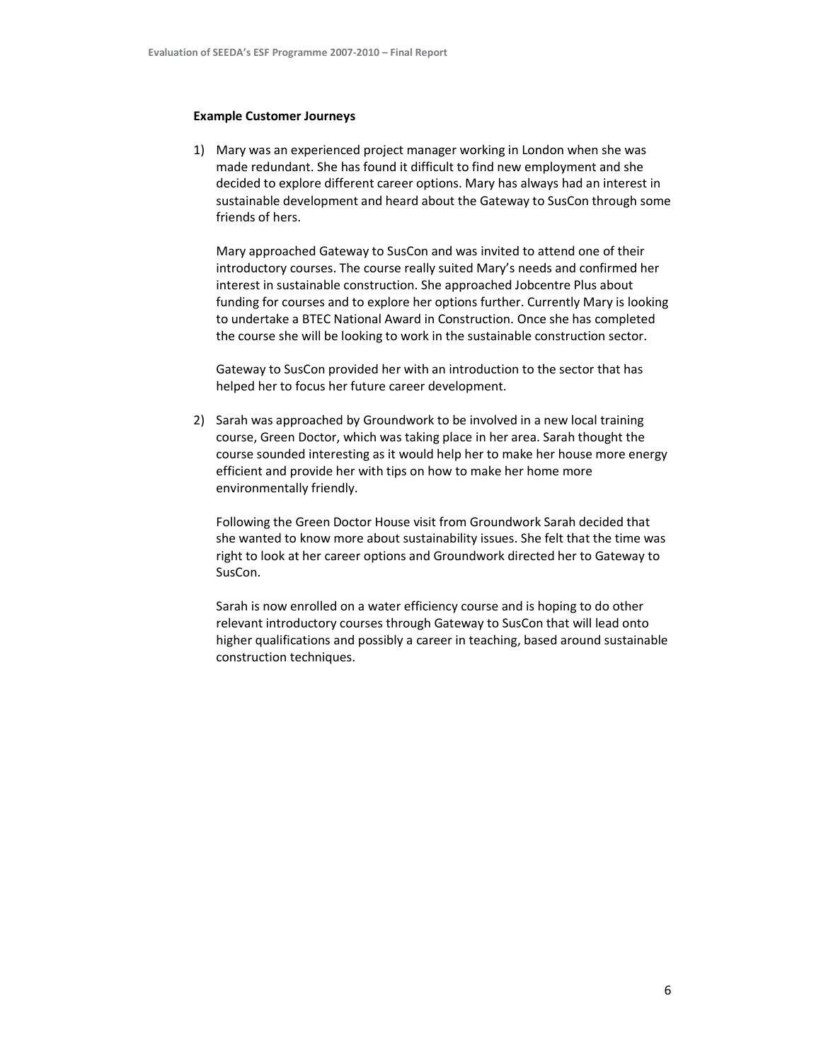**Example Customer Journeys**

1) Mary was an experienced project manager working in London when she was made redundant. She has found it difficult to find new employment and she decided to explore different career options. Mary has always had an interest in sustainable development and heard about the Gateway to SusCon through some friends of hers.

   Mary approached Gateway to SusCon and was invited to attend one of their introductory courses. The course really suited Mary's needs and confirmed her interest in sustainable construction. She approached Jobcentre Plus about funding for courses and to explore her options further. Currently Mary is looking to undertake a BTEC National Award in Construction. Once she has completed the course she will be looking to work in the sustainable construction sector.

   Gateway to SusCon provided her with an introduction to the sector that has helped her to focus her future career development.

2) Sarah was approached by Groundwork to be involved in a new local training course, Green Doctor, which was taking place in her area. Sarah thought the course sounded interesting as it would help her to make her house more energy efficient and provide her with tips on how to make her home more environmentally friendly.

   Following the Green Doctor House visit from Groundwork Sarah decided that she wanted to know more about sustainability issues. She felt that the time was right to look at her career options and Groundwork directed her to Gateway to SusCon.

   Sarah is now enrolled on a water efficiency course and is hoping to do other relevant introductory courses through Gateway to SusCon that will lead onto higher qualifications and possibly a career in teaching, based around sustainable construction techniques.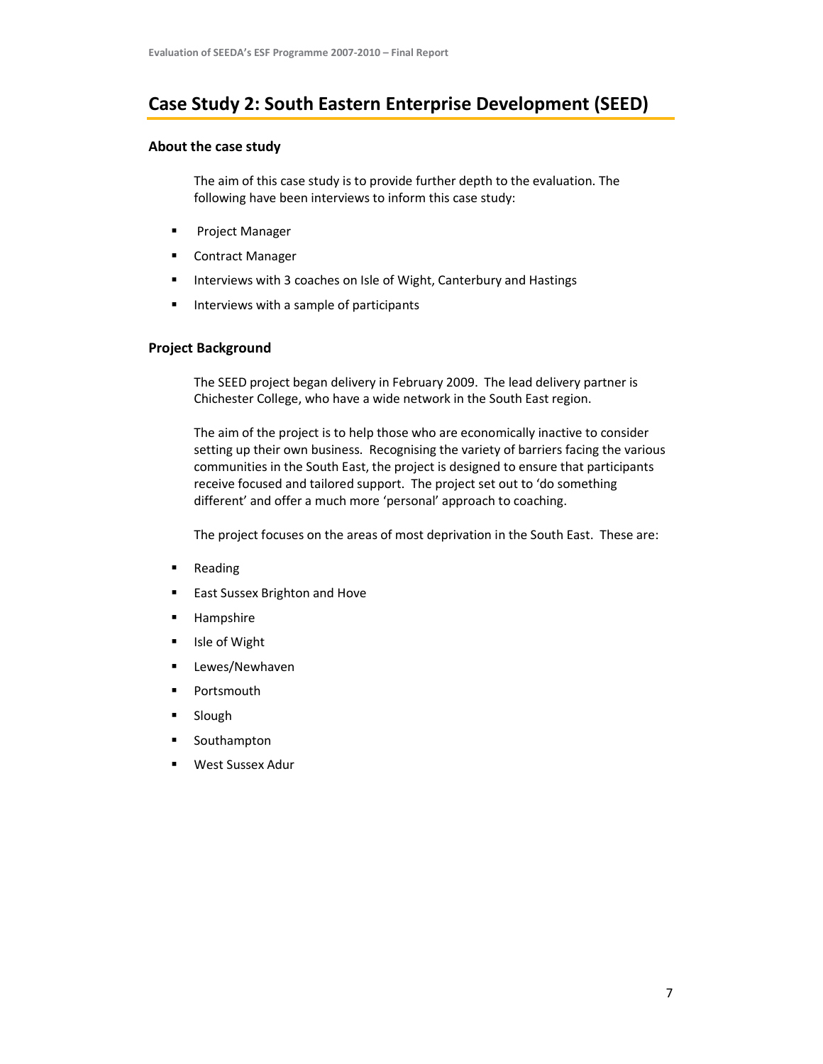## Case Study 2: South Eastern Enterprise Development (SEED)

### About the case study

The aim of this case study is to provide further depth to the evaluation. The following have been interviews to inform this case study:

- Project Manager
- Contract Manager
- Interviews with 3 coaches on Isle of Wight, Canterbury and Hastings
- Interviews with a sample of participants

### Project Background

The SEED project began delivery in February 2009. The lead delivery partner is Chichester College, who have a wide network in the South East region.

The aim of the project is to help those who are economically inactive to consider setting up their own business. Recognising the variety of barriers facing the various communities in the South East, the project is designed to ensure that participants receive focused and tailored support. The project set out to 'do something different' and offer a much more 'personal' approach to coaching.

The project focuses on the areas of most deprivation in the South East. These are:

- Reading
- East Sussex Brighton and Hove
- Hampshire
- Isle of Wight
- Lewes/Newhaven
- Portsmouth
- Slough
- Southampton
- West Sussex Adur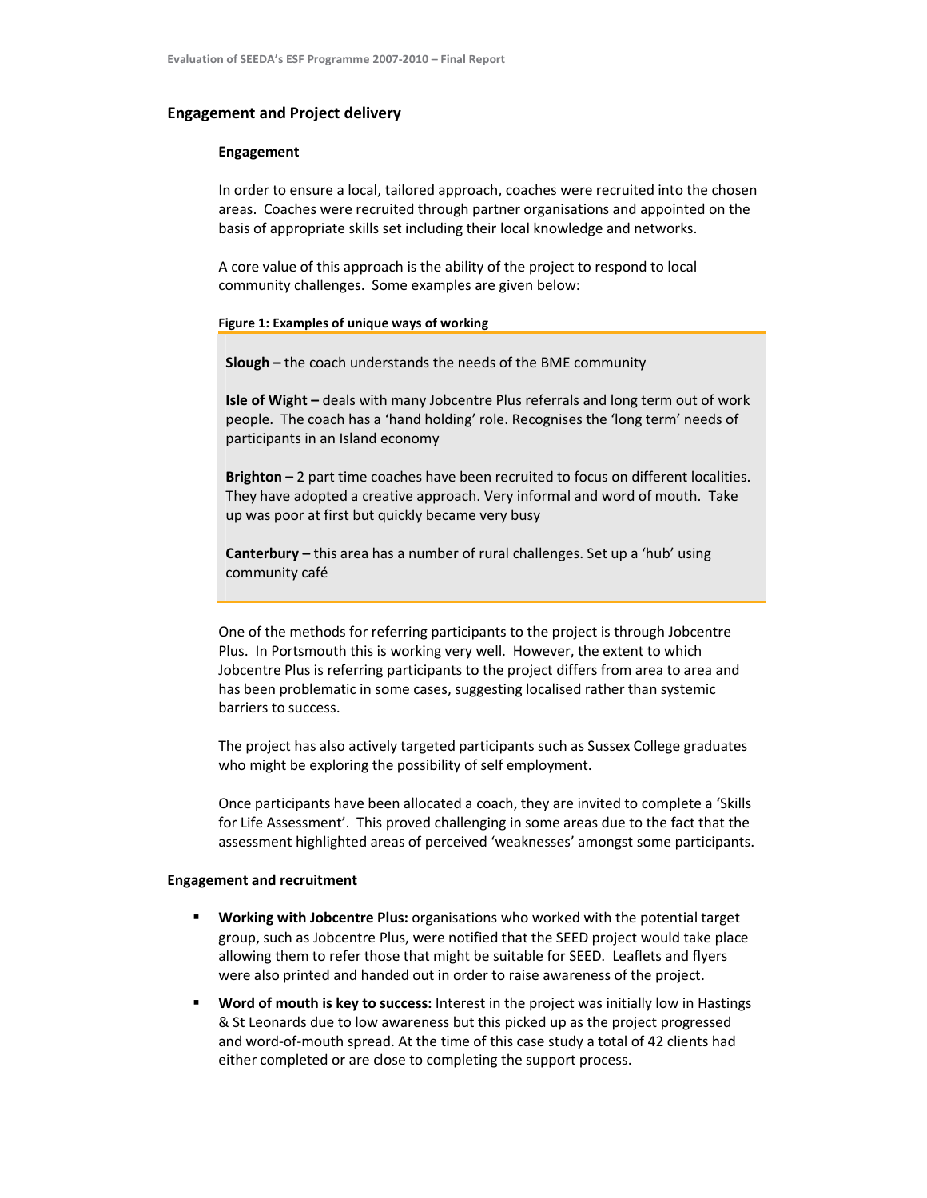## Engagement and Project delivery

### Engagement

In order to ensure a local, tailored approach, coaches were recruited into the chosen areas. Coaches were recruited through partner organisations and appointed on the basis of appropriate skills set including their local knowledge and networks.

A core value of this approach is the ability of the project to respond to local community challenges. Some examples are given below:

**Figure 1: Examples of unique ways of working**

**Slough –** the coach understands the needs of the BME community

**Isle of Wight –** deals with many Jobcentre Plus referrals and long term out of work people. The coach has a 'hand holding' role. Recognises the 'long term' needs of participants in an Island economy

**Brighton –** 2 part time coaches have been recruited to focus on different localities. They have adopted a creative approach. Very informal and word of mouth. Take up was poor at first but quickly became very busy

**Canterbury –** this area has a number of rural challenges. Set up a 'hub' using community café

One of the methods for referring participants to the project is through Jobcentre Plus. In Portsmouth this is working very well. However, the extent to which Jobcentre Plus is referring participants to the project differs from area to area and has been problematic in some cases, suggesting localised rather than systemic barriers to success.

The project has also actively targeted participants such as Sussex College graduates who might be exploring the possibility of self employment.

Once participants have been allocated a coach, they are invited to complete a 'Skills for Life Assessment'. This proved challenging in some areas due to the fact that the assessment highlighted areas of perceived 'weaknesses' amongst some participants.

### Engagement and recruitment

- **Working with Jobcentre Plus:** organisations who worked with the potential target group, such as Jobcentre Plus, were notified that the SEED project would take place allowing them to refer those that might be suitable for SEED. Leaflets and flyers were also printed and handed out in order to raise awareness of the project.
- **Word of mouth is key to success:** Interest in the project was initially low in Hastings & St Leonards due to low awareness but this picked up as the project progressed and word-of-mouth spread. At the time of this case study a total of 42 clients had either completed or are close to completing the support process.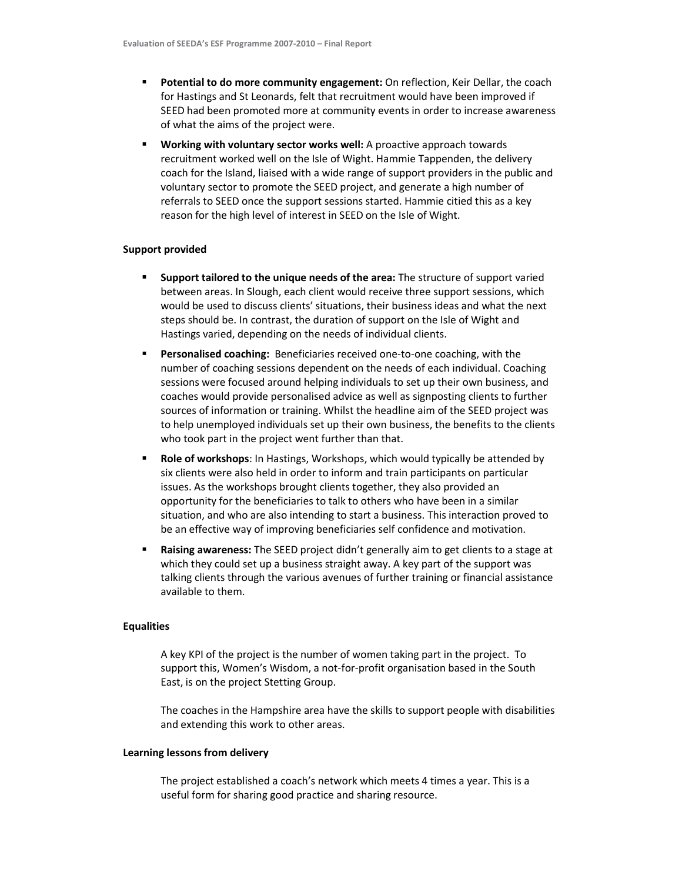- **Potential to do more community engagement:** On reflection, Keir Dellar, the coach for Hastings and St Leonards, felt that recruitment would have been improved if SEED had been promoted more at community events in order to increase awareness of what the aims of the project were.
- **Working with voluntary sector works well:** A proactive approach towards recruitment worked well on the Isle of Wight. Hammie Tappenden, the delivery coach for the Island, liaised with a wide range of support providers in the public and voluntary sector to promote the SEED project, and generate a high number of referrals to SEED once the support sessions started. Hammie citied this as a key reason for the high level of interest in SEED on the Isle of Wight.

**Support provided**

- **Support tailored to the unique needs of the area:** The structure of support varied between areas. In Slough, each client would receive three support sessions, which would be used to discuss clients' situations, their business ideas and what the next steps should be. In contrast, the duration of support on the Isle of Wight and Hastings varied, depending on the needs of individual clients.
- **Personalised coaching:** Beneficiaries received one-to-one coaching, with the number of coaching sessions dependent on the needs of each individual. Coaching sessions were focused around helping individuals to set up their own business, and coaches would provide personalised advice as well as signposting clients to further sources of information or training. Whilst the headline aim of the SEED project was to help unemployed individuals set up their own business, the benefits to the clients who took part in the project went further than that.
- **Role of workshops**: In Hastings, Workshops, which would typically be attended by six clients were also held in order to inform and train participants on particular issues. As the workshops brought clients together, they also provided an opportunity for the beneficiaries to talk to others who have been in a similar situation, and who are also intending to start a business. This interaction proved to be an effective way of improving beneficiaries self confidence and motivation.
- **Raising awareness:** The SEED project didn't generally aim to get clients to a stage at which they could set up a business straight away. A key part of the support was talking clients through the various avenues of further training or financial assistance available to them.

**Equalities**

A key KPI of the project is the number of women taking part in the project. To support this, Women's Wisdom, a not-for-profit organisation based in the South East, is on the project Stetting Group.

The coaches in the Hampshire area have the skills to support people with disabilities and extending this work to other areas.

**Learning lessons from delivery**

The project established a coach's network which meets 4 times a year. This is a useful form for sharing good practice and sharing resource.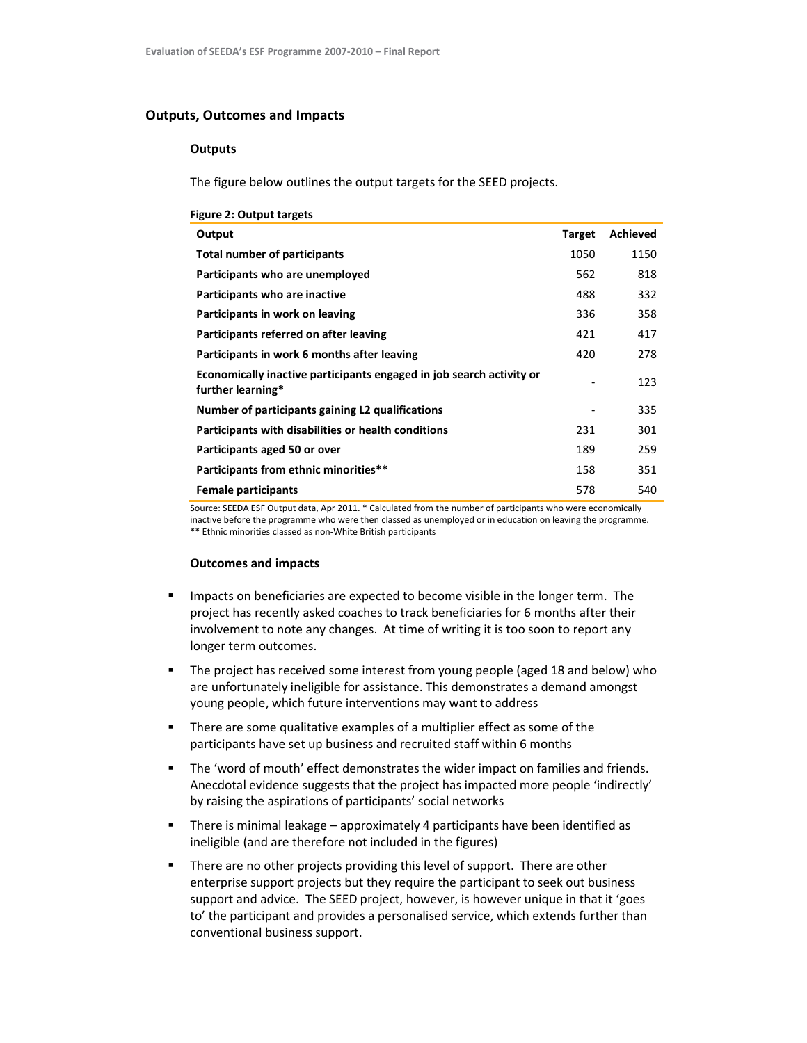## Outputs, Outcomes and Impacts

### Outputs

The figure below outlines the output targets for the SEED projects.

**Figure 2: Output targets**

| Output | Target | Achieved |
|---|---|---|
| **Total number of participants** | 1050 | 1150 |
| **Participants who are unemployed** | 562 | 818 |
| **Participants who are inactive** | 488 | 332 |
| **Participants in work on leaving** | 336 | 358 |
| **Participants referred on after leaving** | 421 | 417 |
| **Participants in work 6 months after leaving** | 420 | 278 |
| **Economically inactive participants engaged in job search activity or further learning*** | - | 123 |
| **Number of participants gaining L2 qualifications** | - | 335 |
| **Participants with disabilities or health conditions** | 231 | 301 |
| **Participants aged 50 or over** | 189 | 259 |
| **Participants from ethnic minorities**** | 158 | 351 |
| **Female participants** | 578 | 540 |

Source: SEEDA ESF Output data, Apr 2011. * Calculated from the number of participants who were economically inactive before the programme who were then classed as unemployed or in education on leaving the programme.
** Ethnic minorities classed as non-White British participants

### Outcomes and impacts

- Impacts on beneficiaries are expected to become visible in the longer term. The project has recently asked coaches to track beneficiaries for 6 months after their involvement to note any changes. At time of writing it is too soon to report any longer term outcomes.
- The project has received some interest from young people (aged 18 and below) who are unfortunately ineligible for assistance. This demonstrates a demand amongst young people, which future interventions may want to address
- There are some qualitative examples of a multiplier effect as some of the participants have set up business and recruited staff within 6 months
- The 'word of mouth' effect demonstrates the wider impact on families and friends. Anecdotal evidence suggests that the project has impacted more people 'indirectly' by raising the aspirations of participants' social networks
- There is minimal leakage – approximately 4 participants have been identified as ineligible (and are therefore not included in the figures)
- There are no other projects providing this level of support. There are other enterprise support projects but they require the participant to seek out business support and advice. The SEED project, however, is however unique in that it 'goes to' the participant and provides a personalised service, which extends further than conventional business support.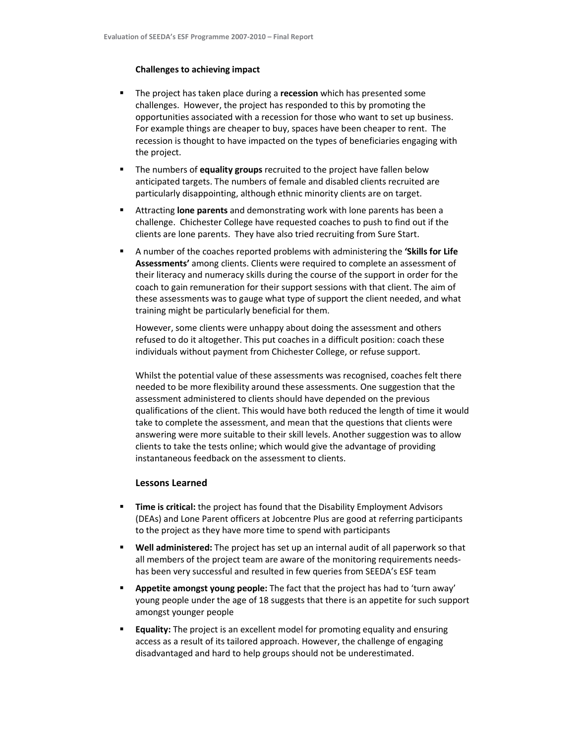**Challenges to achieving impact**

- The project has taken place during a **recession** which has presented some challenges. However, the project has responded to this by promoting the opportunities associated with a recession for those who want to set up business. For example things are cheaper to buy, spaces have been cheaper to rent. The recession is thought to have impacted on the types of beneficiaries engaging with the project.
- The numbers of **equality groups** recruited to the project have fallen below anticipated targets. The numbers of female and disabled clients recruited are particularly disappointing, although ethnic minority clients are on target.
- Attracting **lone parents** and demonstrating work with lone parents has been a challenge. Chichester College have requested coaches to push to find out if the clients are lone parents. They have also tried recruiting from Sure Start.
- A number of the coaches reported problems with administering the **'Skills for Life Assessments'** among clients. Clients were required to complete an assessment of their literacy and numeracy skills during the course of the support in order for the coach to gain remuneration for their support sessions with that client. The aim of these assessments was to gauge what type of support the client needed, and what training might be particularly beneficial for them.

  However, some clients were unhappy about doing the assessment and others refused to do it altogether. This put coaches in a difficult position: coach these individuals without payment from Chichester College, or refuse support.

  Whilst the potential value of these assessments was recognised, coaches felt there needed to be more flexibility around these assessments. One suggestion that the assessment administered to clients should have depended on the previous qualifications of the client. This would have both reduced the length of time it would take to complete the assessment, and mean that the questions that clients were answering were more suitable to their skill levels. Another suggestion was to allow clients to take the tests online; which would give the advantage of providing instantaneous feedback on the assessment to clients.

### Lessons Learned

- **Time is critical:** the project has found that the Disability Employment Advisors (DEAs) and Lone Parent officers at Jobcentre Plus are good at referring participants to the project as they have more time to spend with participants
- **Well administered:** The project has set up an internal audit of all paperwork so that all members of the project team are aware of the monitoring requirements needs-has been very successful and resulted in few queries from SEEDA's ESF team
- **Appetite amongst young people:** The fact that the project has had to 'turn away' young people under the age of 18 suggests that there is an appetite for such support amongst younger people
- **Equality:** The project is an excellent model for promoting equality and ensuring access as a result of its tailored approach. However, the challenge of engaging disadvantaged and hard to help groups should not be underestimated.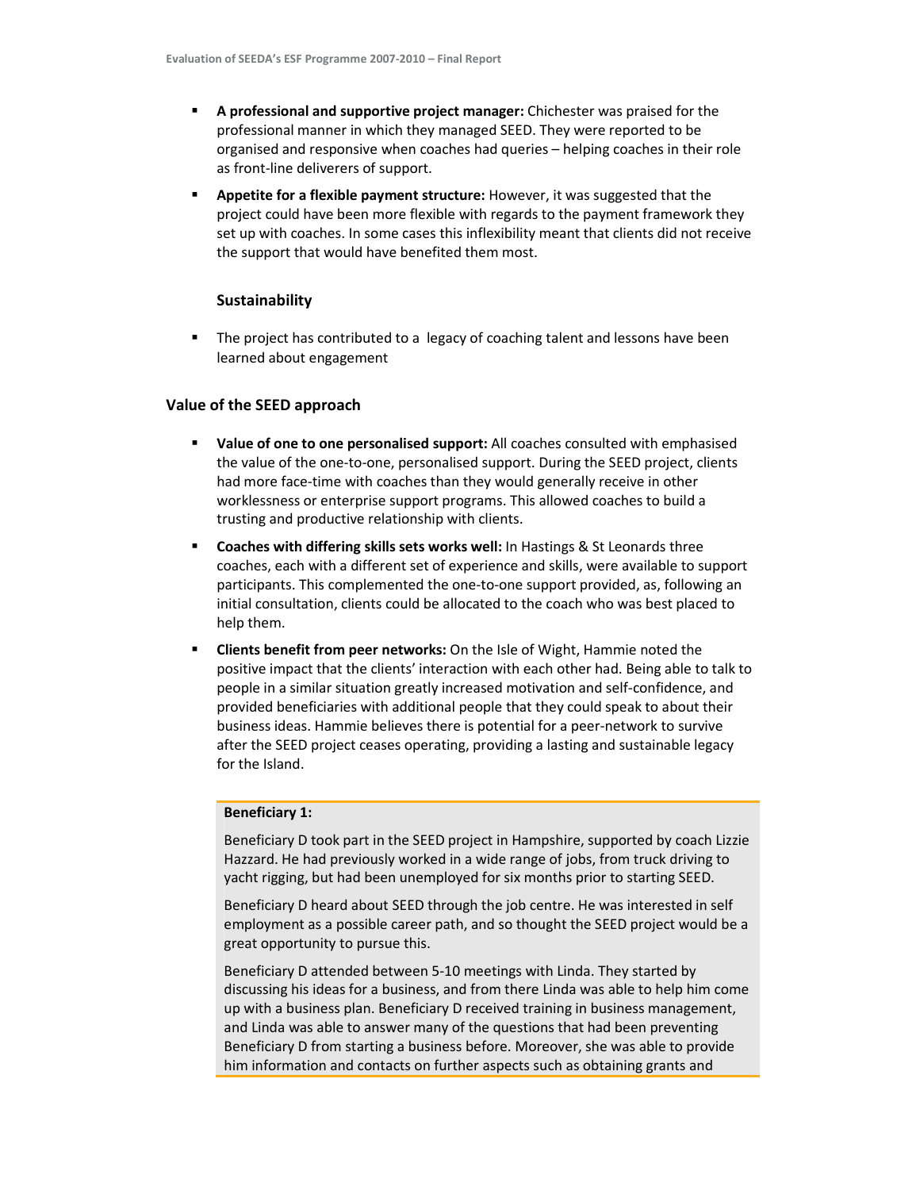- **A professional and supportive project manager:** Chichester was praised for the professional manner in which they managed SEED. They were reported to be organised and responsive when coaches had queries – helping coaches in their role as front-line deliverers of support.
- **Appetite for a flexible payment structure:** However, it was suggested that the project could have been more flexible with regards to the payment framework they set up with coaches. In some cases this inflexibility meant that clients did not receive the support that would have benefited them most.

#### Sustainability

- The project has contributed to a legacy of coaching talent and lessons have been learned about engagement

### Value of the SEED approach

- **Value of one to one personalised support:** All coaches consulted with emphasised the value of the one-to-one, personalised support. During the SEED project, clients had more face-time with coaches than they would generally receive in other worklessness or enterprise support programs. This allowed coaches to build a trusting and productive relationship with clients.
- **Coaches with differing skills sets works well:** In Hastings & St Leonards three coaches, each with a different set of experience and skills, were available to support participants. This complemented the one-to-one support provided, as, following an initial consultation, clients could be allocated to the coach who was best placed to help them.
- **Clients benefit from peer networks:** On the Isle of Wight, Hammie noted the positive impact that the clients' interaction with each other had. Being able to talk to people in a similar situation greatly increased motivation and self-confidence, and provided beneficiaries with additional people that they could speak to about their business ideas. Hammie believes there is potential for a peer-network to survive after the SEED project ceases operating, providing a lasting and sustainable legacy for the Island.

**Beneficiary 1:**

Beneficiary D took part in the SEED project in Hampshire, supported by coach Lizzie Hazzard. He had previously worked in a wide range of jobs, from truck driving to yacht rigging, but had been unemployed for six months prior to starting SEED.

Beneficiary D heard about SEED through the job centre. He was interested in self employment as a possible career path, and so thought the SEED project would be a great opportunity to pursue this.

Beneficiary D attended between 5-10 meetings with Linda. They started by discussing his ideas for a business, and from there Linda was able to help him come up with a business plan. Beneficiary D received training in business management, and Linda was able to answer many of the questions that had been preventing Beneficiary D from starting a business before. Moreover, she was able to provide him information and contacts on further aspects such as obtaining grants and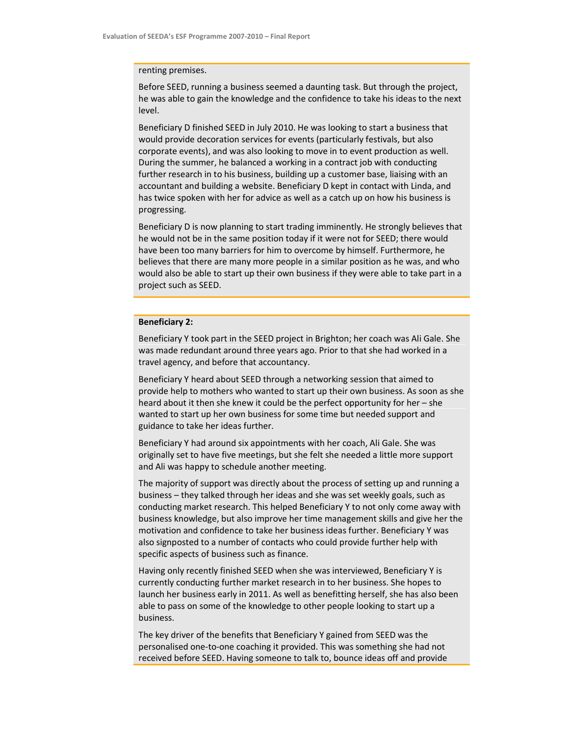renting premises.

Before SEED, running a business seemed a daunting task. But through the project, he was able to gain the knowledge and the confidence to take his ideas to the next level.

Beneficiary D finished SEED in July 2010. He was looking to start a business that would provide decoration services for events (particularly festivals, but also corporate events), and was also looking to move in to event production as well. During the summer, he balanced a working in a contract job with conducting further research in to his business, building up a customer base, liaising with an accountant and building a website. Beneficiary D kept in contact with Linda, and has twice spoken with her for advice as well as a catch up on how his business is progressing.

Beneficiary D is now planning to start trading imminently. He strongly believes that he would not be in the same position today if it were not for SEED; there would have been too many barriers for him to overcome by himself. Furthermore, he believes that there are many more people in a similar position as he was, and who would also be able to start up their own business if they were able to take part in a project such as SEED.

**Beneficiary 2:**

Beneficiary Y took part in the SEED project in Brighton; her coach was Ali Gale. She was made redundant around three years ago. Prior to that she had worked in a travel agency, and before that accountancy.

Beneficiary Y heard about SEED through a networking session that aimed to provide help to mothers who wanted to start up their own business. As soon as she heard about it then she knew it could be the perfect opportunity for her – she wanted to start up her own business for some time but needed support and guidance to take her ideas further.

Beneficiary Y had around six appointments with her coach, Ali Gale. She was originally set to have five meetings, but she felt she needed a little more support and Ali was happy to schedule another meeting.

The majority of support was directly about the process of setting up and running a business – they talked through her ideas and she was set weekly goals, such as conducting market research. This helped Beneficiary Y to not only come away with business knowledge, but also improve her time management skills and give her the motivation and confidence to take her business ideas further. Beneficiary Y was also signposted to a number of contacts who could provide further help with specific aspects of business such as finance.

Having only recently finished SEED when she was interviewed, Beneficiary Y is currently conducting further market research in to her business. She hopes to launch her business early in 2011. As well as benefitting herself, she has also been able to pass on some of the knowledge to other people looking to start up a business.

The key driver of the benefits that Beneficiary Y gained from SEED was the personalised one-to-one coaching it provided. This was something she had not received before SEED. Having someone to talk to, bounce ideas off and provide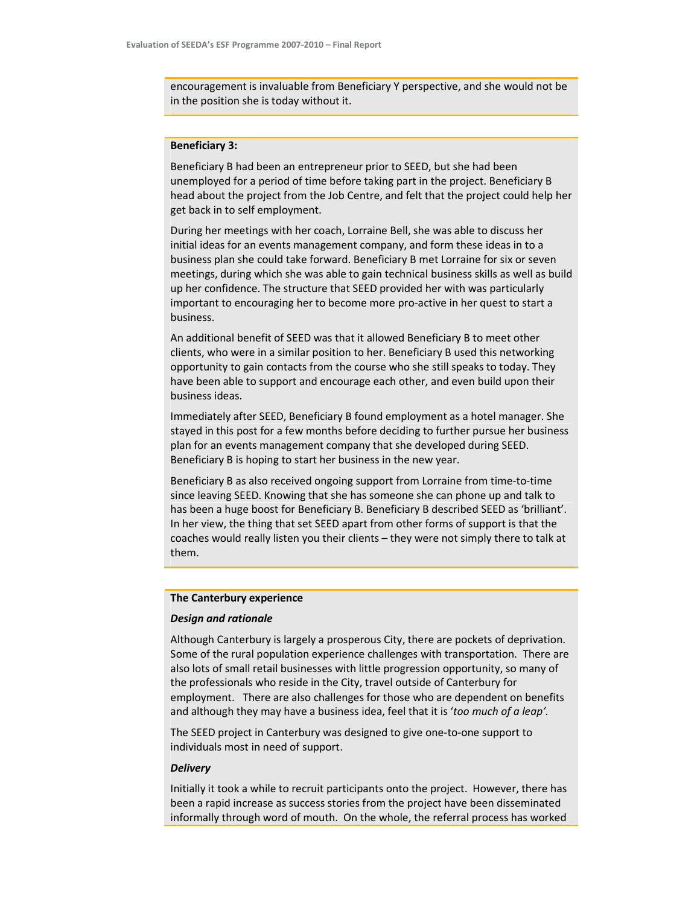encouragement is invaluable from Beneficiary Y perspective, and she would not be in the position she is today without it.

**Beneficiary 3:**

Beneficiary B had been an entrepreneur prior to SEED, but she had been unemployed for a period of time before taking part in the project. Beneficiary B head about the project from the Job Centre, and felt that the project could help her get back in to self employment.

During her meetings with her coach, Lorraine Bell, she was able to discuss her initial ideas for an events management company, and form these ideas in to a business plan she could take forward. Beneficiary B met Lorraine for six or seven meetings, during which she was able to gain technical business skills as well as build up her confidence. The structure that SEED provided her with was particularly important to encouraging her to become more pro-active in her quest to start a business.

An additional benefit of SEED was that it allowed Beneficiary B to meet other clients, who were in a similar position to her. Beneficiary B used this networking opportunity to gain contacts from the course who she still speaks to today. They have been able to support and encourage each other, and even build upon their business ideas.

Immediately after SEED, Beneficiary B found employment as a hotel manager. She stayed in this post for a few months before deciding to further pursue her business plan for an events management company that she developed during SEED. Beneficiary B is hoping to start her business in the new year.

Beneficiary B as also received ongoing support from Lorraine from time-to-time since leaving SEED. Knowing that she has someone she can phone up and talk to has been a huge boost for Beneficiary B. Beneficiary B described SEED as 'brilliant'. In her view, the thing that set SEED apart from other forms of support is that the coaches would really listen you their clients – they were not simply there to talk at them.

**The Canterbury experience**

***Design and rationale***

Although Canterbury is largely a prosperous City, there are pockets of deprivation. Some of the rural population experience challenges with transportation. There are also lots of small retail businesses with little progression opportunity, so many of the professionals who reside in the City, travel outside of Canterbury for employment. There are also challenges for those who are dependent on benefits and although they may have a business idea, feel that it is '*too much of a leap'.*

The SEED project in Canterbury was designed to give one-to-one support to individuals most in need of support.

***Delivery***

Initially it took a while to recruit participants onto the project. However, there has been a rapid increase as success stories from the project have been disseminated informally through word of mouth. On the whole, the referral process has worked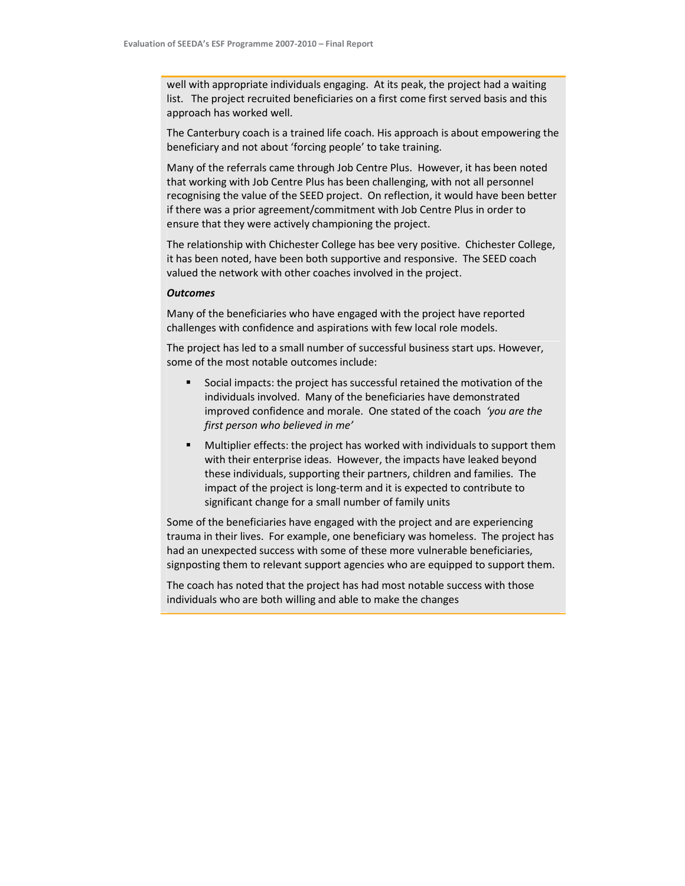well with appropriate individuals engaging. At its peak, the project had a waiting list. The project recruited beneficiaries on a first come first served basis and this approach has worked well.

The Canterbury coach is a trained life coach. His approach is about empowering the beneficiary and not about 'forcing people' to take training.

Many of the referrals came through Job Centre Plus. However, it has been noted that working with Job Centre Plus has been challenging, with not all personnel recognising the value of the SEED project. On reflection, it would have been better if there was a prior agreement/commitment with Job Centre Plus in order to ensure that they were actively championing the project.

The relationship with Chichester College has bee very positive. Chichester College, it has been noted, have been both supportive and responsive. The SEED coach valued the network with other coaches involved in the project.

***Outcomes***

Many of the beneficiaries who have engaged with the project have reported challenges with confidence and aspirations with few local role models.

The project has led to a small number of successful business start ups. However, some of the most notable outcomes include:

- Social impacts: the project has successful retained the motivation of the individuals involved. Many of the beneficiaries have demonstrated improved confidence and morale. One stated of the coach *'you are the first person who believed in me'*
- Multiplier effects: the project has worked with individuals to support them with their enterprise ideas. However, the impacts have leaked beyond these individuals, supporting their partners, children and families. The impact of the project is long-term and it is expected to contribute to significant change for a small number of family units

Some of the beneficiaries have engaged with the project and are experiencing trauma in their lives. For example, one beneficiary was homeless. The project has had an unexpected success with some of these more vulnerable beneficiaries, signposting them to relevant support agencies who are equipped to support them.

The coach has noted that the project has had most notable success with those individuals who are both willing and able to make the changes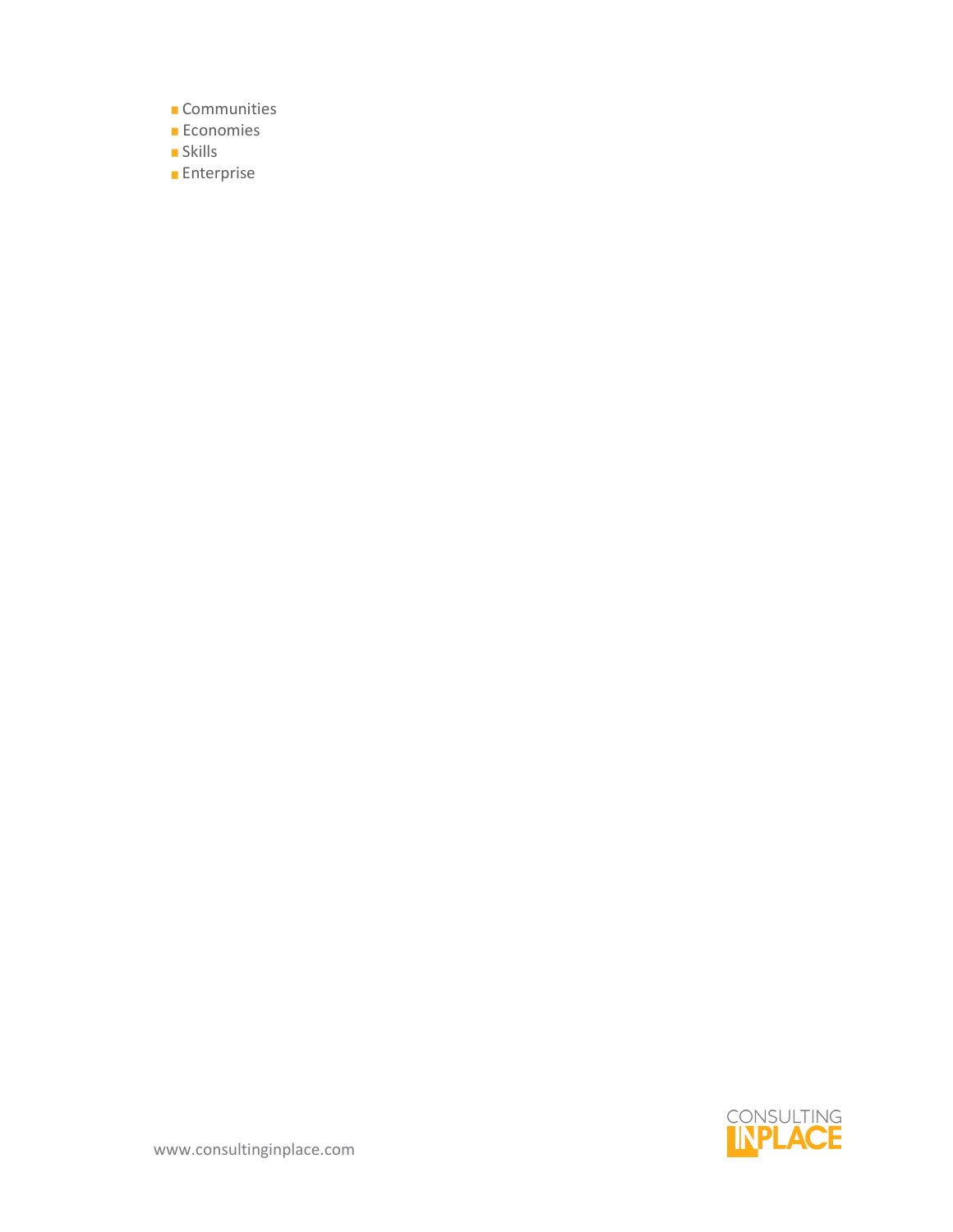- Communities
- Economies
- Skills
- Enterprise

www.consultinginplace.com

CONSULTING INPLACE